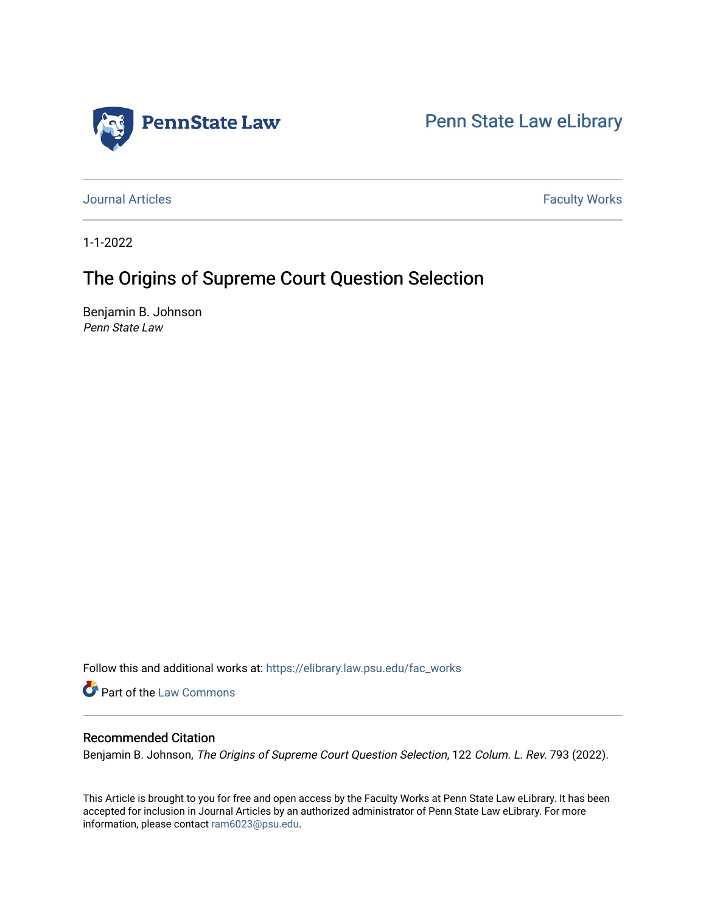Penn State Law

Penn State Law eLibrary

Journal Articles | Faculty Works

1-1-2022

# The Origins of Supreme Court Question Selection

Benjamin B. Johnson
*Penn State Law*

Follow this and additional works at: https://elibrary.law.psu.edu/fac_works

Part of the Law Commons

## Recommended Citation

Benjamin B. Johnson, *The Origins of Supreme Court Question Selection*, 122 *Colum. L. Rev.* 793 (2022).

This Article is brought to you for free and open access by the Faculty Works at Penn State Law eLibrary. It has been accepted for inclusion in Journal Articles by an authorized administrator of Penn State Law eLibrary. For more information, please contact ram6023@psu.edu.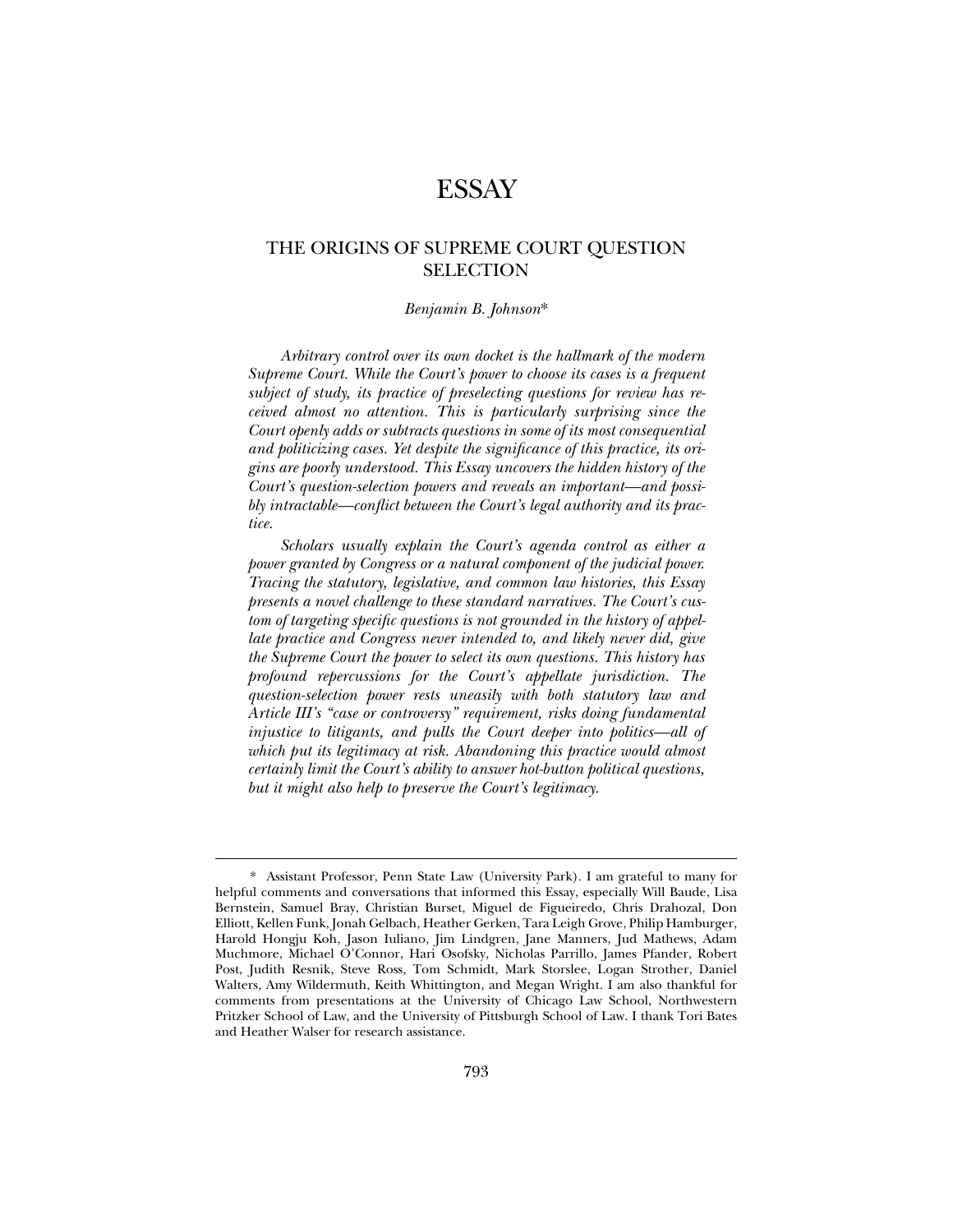# ESSAY

## THE ORIGINS OF SUPREME COURT QUESTION SELECTION

*Benjamin B. Johnson**

*Arbitrary control over its own docket is the hallmark of the modern Supreme Court. While the Court's power to choose its cases is a frequent subject of study, its practice of preselecting questions for review has received almost no attention. This is particularly surprising since the Court openly adds or subtracts questions in some of its most consequential and politicizing cases. Yet despite the significance of this practice, its origins are poorly understood. This Essay uncovers the hidden history of the Court's question-selection powers and reveals an important—and possibly intractable—conflict between the Court's legal authority and its practice.*

*Scholars usually explain the Court's agenda control as either a power granted by Congress or a natural component of the judicial power. Tracing the statutory, legislative, and common law histories, this Essay presents a novel challenge to these standard narratives. The Court's custom of targeting specific questions is not grounded in the history of appellate practice and Congress never intended to, and likely never did, give the Supreme Court the power to select its own questions. This history has profound repercussions for the Court's appellate jurisdiction. The question-selection power rests uneasily with both statutory law and Article III's "case or controversy" requirement, risks doing fundamental injustice to litigants, and pulls the Court deeper into politics—all of which put its legitimacy at risk. Abandoning this practice would almost certainly limit the Court's ability to answer hot-button political questions, but it might also help to preserve the Court's legitimacy.*

---

\* Assistant Professor, Penn State Law (University Park). I am grateful to many for helpful comments and conversations that informed this Essay, especially Will Baude, Lisa Bernstein, Samuel Bray, Christian Burset, Miguel de Figueiredo, Chris Drahozal, Don Elliott, Kellen Funk, Jonah Gelbach, Heather Gerken, Tara Leigh Grove, Philip Hamburger, Harold Hongju Koh, Jason Iuliano, Jim Lindgren, Jane Manners, Jud Mathews, Adam Muchmore, Michael O'Connor, Hari Osofsky, Nicholas Parrillo, James Pfander, Robert Post, Judith Resnik, Steve Ross, Tom Schmidt, Mark Storslee, Logan Strother, Daniel Walters, Amy Wildermuth, Keith Whittington, and Megan Wright. I am also thankful for comments from presentations at the University of Chicago Law School, Northwestern Pritzker School of Law, and the University of Pittsburgh School of Law. I thank Tori Bates and Heather Walser for research assistance.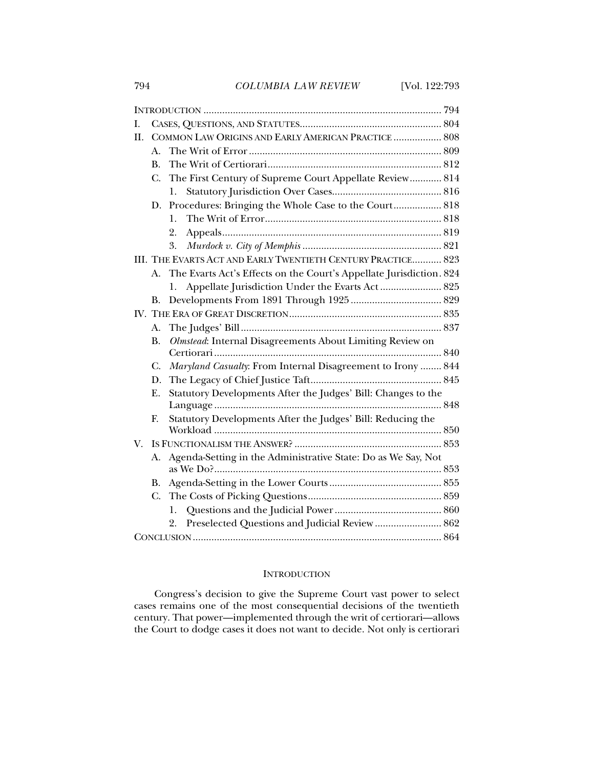INTRODUCTION ........................................................................................ 794

I. CASES, QUESTIONS, AND STATUTES...................................................... 804

II. COMMON LAW ORIGINS AND EARLY AMERICAN PRACTICE .................. 808

- A. The Writ of Error ........................................................................ 809
- B. The Writ of Certiorari................................................................. 812
- C. The First Century of Supreme Court Appellate Review............ 814
  - 1. Statutory Jurisdiction Over Cases......................................... 816
- D. Procedures: Bringing the Whole Case to the Court.................. 818
  - 1. The Writ of Error.................................................................. 818
  - 2. Appeals.................................................................................. 819
  - 3. *Murdock v. City of Memphis* .................................................... 821

III. THE EVARTS ACT AND EARLY TWENTIETH CENTURY PRACTICE........... 823

- A. The Evarts Act's Effects on the Court's Appellate Jurisdiction. 824
  - 1. Appellate Jurisdiction Under the Evarts Act ....................... 825
- B. Developments From 1891 Through 1925 .................................. 829

IV. THE ERA OF GREAT DISCRETION......................................................... 835

- A. The Judges' Bill ........................................................................... 837
- B. *Olmstead*: Internal Disagreements About Limiting Review on Certiorari ..................................................................................... 840
- C. *Maryland Casualty*: From Internal Disagreement to Irony ........ 844
- D. The Legacy of Chief Justice Taft................................................. 845
- E. Statutory Developments After the Judges' Bill: Changes to the Language ..................................................................................... 848
- F. Statutory Developments After the Judges' Bill: Reducing the Workload ..................................................................................... 850

V. IS FUNCTIONALISM THE ANSWER? ....................................................... 853

- A. Agenda-Setting in the Administrative State: Do as We Say, Not as We Do?..................................................................................... 853
- B. Agenda-Setting in the Lower Courts .......................................... 855
- C. The Costs of Picking Questions.................................................. 859
  - 1. Questions and the Judicial Power ........................................ 860
  - 2. Preselected Questions and Judicial Review ......................... 862

CONCLUSION ........................................................................................... 864

## INTRODUCTION

Congress's decision to give the Supreme Court vast power to select cases remains one of the most consequential decisions of the twentieth century. That power—implemented through the writ of certiorari—allows the Court to dodge cases it does not want to decide. Not only is certiorari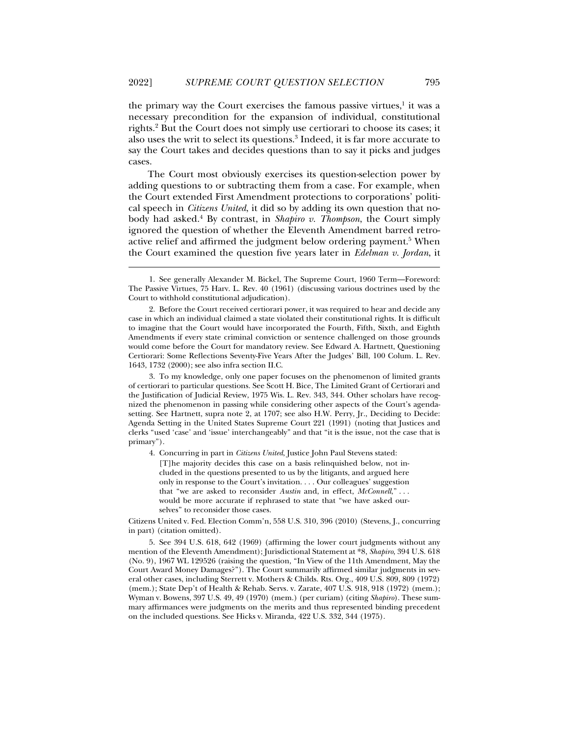the primary way the Court exercises the famous passive virtues,[1] it was a necessary precondition for the expansion of individual, constitutional rights.[2] But the Court does not simply use certiorari to choose its cases; it also uses the writ to select its questions.[3] Indeed, it is far more accurate to say the Court takes and decides questions than to say it picks and judges cases.

The Court most obviously exercises its question-selection power by adding questions to or subtracting them from a case. For example, when the Court extended First Amendment protections to corporations' political speech in *Citizens United*, it did so by adding its own question that nobody had asked.[4] By contrast, in *Shapiro v. Thompson*, the Court simply ignored the question of whether the Eleventh Amendment barred retroactive relief and affirmed the judgment below ordering payment.[5] When the Court examined the question five years later in *Edelman v. Jordan*, it

---

1. See generally Alexander M. Bickel, The Supreme Court, 1960 Term—Foreword: The Passive Virtues, 75 Harv. L. Rev. 40 (1961) (discussing various doctrines used by the Court to withhold constitutional adjudication).

2. Before the Court received certiorari power, it was required to hear and decide any case in which an individual claimed a state violated their constitutional rights. It is difficult to imagine that the Court would have incorporated the Fourth, Fifth, Sixth, and Eighth Amendments if every state criminal conviction or sentence challenged on those grounds would come before the Court for mandatory review. See Edward A. Hartnett, Questioning Certiorari: Some Reflections Seventy-Five Years After the Judges' Bill, 100 Colum. L. Rev. 1643, 1732 (2000); see also infra section II.C.

3. To my knowledge, only one paper focuses on the phenomenon of limited grants of certiorari to particular questions. See Scott H. Bice, The Limited Grant of Certiorari and the Justification of Judicial Review, 1975 Wis. L. Rev. 343, 344. Other scholars have recognized the phenomenon in passing while considering other aspects of the Court's agenda-setting. See Hartnett, supra note 2, at 1707; see also H.W. Perry, Jr., Deciding to Decide: Agenda Setting in the United States Supreme Court 221 (1991) (noting that Justices and clerks "used 'case' and 'issue' interchangeably" and that "it is the issue, not the case that is primary").

4. Concurring in part in *Citizens United*, Justice John Paul Stevens stated:

> [T]he majority decides this case on a basis relinquished below, not included in the questions presented to us by the litigants, and argued here only in response to the Court's invitation. . . . Our colleagues' suggestion that "we are asked to reconsider *Austin* and, in effect, *McConnell*," . . . would be more accurate if rephrased to state that "we have asked ourselves" to reconsider those cases.

Citizens United v. Fed. Election Comm'n, 558 U.S. 310, 396 (2010) (Stevens, J., concurring in part) (citation omitted).

5. See 394 U.S. 618, 642 (1969) (affirming the lower court judgments without any mention of the Eleventh Amendment); Jurisdictional Statement at *8, *Shapiro*, 394 U.S. 618 (No. 9), 1967 WL 129526 (raising the question, "In View of the 11th Amendment, May the Court Award Money Damages?"). The Court summarily affirmed similar judgments in several other cases, including Sterrett v. Mothers & Childs. Rts. Org., 409 U.S. 809, 809 (1972) (mem.); State Dep't of Health & Rehab. Servs. v. Zarate, 407 U.S. 918, 918 (1972) (mem.); Wyman v. Bowens, 397 U.S. 49, 49 (1970) (mem.) (per curiam) (citing *Shapiro*). These summary affirmances were judgments on the merits and thus represented binding precedent on the included questions. See Hicks v. Miranda, 422 U.S. 332, 344 (1975).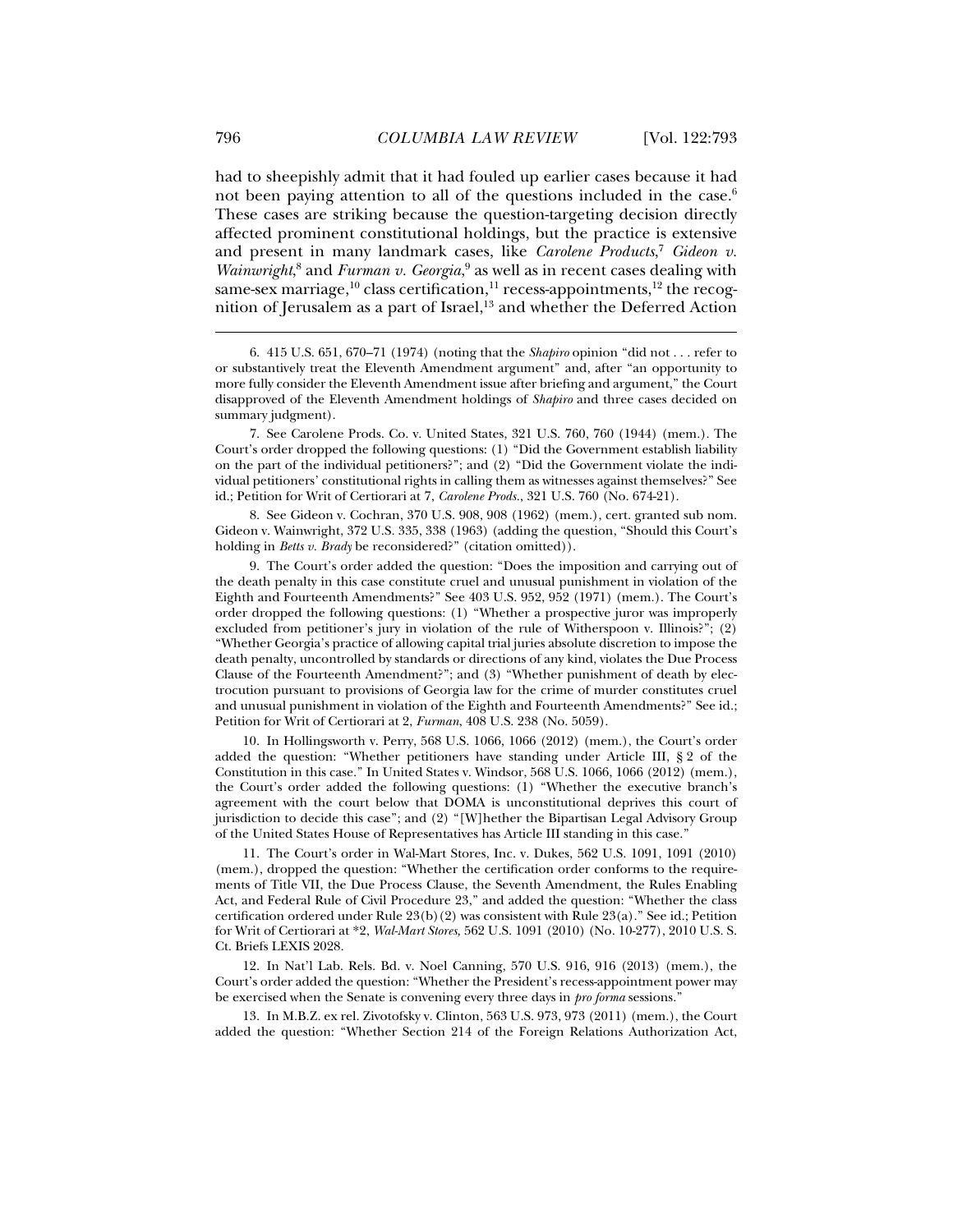had to sheepishly admit that it had fouled up earlier cases because it had not been paying attention to all of the questions included in the case.[6] These cases are striking because the question-targeting decision directly affected prominent constitutional holdings, but the practice is extensive and present in many landmark cases, like *Carolene Products*,[7] *Gideon v. Wainwright*,[8] and *Furman v. Georgia*,[9] as well as in recent cases dealing with same-sex marriage,[10] class certification,[11] recess-appointments,[12] the recognition of Jerusalem as a part of Israel,[13] and whether the Deferred Action

---

6. 415 U.S. 651, 670–71 (1974) (noting that the *Shapiro* opinion "did not . . . refer to or substantively treat the Eleventh Amendment argument" and, after "an opportunity to more fully consider the Eleventh Amendment issue after briefing and argument," the Court disapproved of the Eleventh Amendment holdings of *Shapiro* and three cases decided on summary judgment).

7. See Carolene Prods. Co. v. United States, 321 U.S. 760, 760 (1944) (mem.). The Court's order dropped the following questions: (1) "Did the Government establish liability on the part of the individual petitioners?"; and (2) "Did the Government violate the individual petitioners' constitutional rights in calling them as witnesses against themselves?" See id.; Petition for Writ of Certiorari at 7, *Carolene Prods.*, 321 U.S. 760 (No. 674-21).

8. See Gideon v. Cochran, 370 U.S. 908, 908 (1962) (mem.), cert. granted sub nom. Gideon v. Wainwright, 372 U.S. 335, 338 (1963) (adding the question, "Should this Court's holding in *Betts v. Brady* be reconsidered?" (citation omitted)).

9. The Court's order added the question: "Does the imposition and carrying out of the death penalty in this case constitute cruel and unusual punishment in violation of the Eighth and Fourteenth Amendments?" See 403 U.S. 952, 952 (1971) (mem.). The Court's order dropped the following questions: (1) "Whether a prospective juror was improperly excluded from petitioner's jury in violation of the rule of Witherspoon v. Illinois?"; (2) "Whether Georgia's practice of allowing capital trial juries absolute discretion to impose the death penalty, uncontrolled by standards or directions of any kind, violates the Due Process Clause of the Fourteenth Amendment?"; and (3) "Whether punishment of death by electrocution pursuant to provisions of Georgia law for the crime of murder constitutes cruel and unusual punishment in violation of the Eighth and Fourteenth Amendments?" See id.; Petition for Writ of Certiorari at 2, *Furman*, 408 U.S. 238 (No. 5059).

10. In Hollingsworth v. Perry, 568 U.S. 1066, 1066 (2012) (mem.), the Court's order added the question: "Whether petitioners have standing under Article III, § 2 of the Constitution in this case." In United States v. Windsor, 568 U.S. 1066, 1066 (2012) (mem.), the Court's order added the following questions: (1) "Whether the executive branch's agreement with the court below that DOMA is unconstitutional deprives this court of jurisdiction to decide this case"; and (2) "[W]hether the Bipartisan Legal Advisory Group of the United States House of Representatives has Article III standing in this case."

11. The Court's order in Wal-Mart Stores, Inc. v. Dukes, 562 U.S. 1091, 1091 (2010) (mem.), dropped the question: "Whether the certification order conforms to the requirements of Title VII, the Due Process Clause, the Seventh Amendment, the Rules Enabling Act, and Federal Rule of Civil Procedure 23," and added the question: "Whether the class certification ordered under Rule 23(b)(2) was consistent with Rule 23(a)." See id.; Petition for Writ of Certiorari at *2, *Wal-Mart Stores,* 562 U.S. 1091 (2010) (No. 10-277), 2010 U.S. S. Ct. Briefs LEXIS 2028.

12. In Nat'l Lab. Rels. Bd. v. Noel Canning, 570 U.S. 916, 916 (2013) (mem.), the Court's order added the question: "Whether the President's recess-appointment power may be exercised when the Senate is convening every three days in *pro forma* sessions."

13. In M.B.Z. ex rel. Zivotofsky v. Clinton, 563 U.S. 973, 973 (2011) (mem.), the Court added the question: "Whether Section 214 of the Foreign Relations Authorization Act,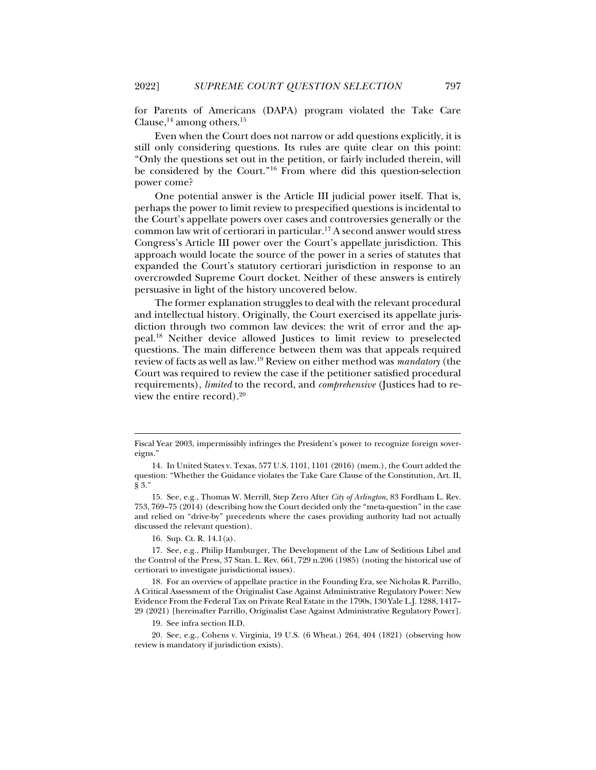for Parents of Americans (DAPA) program violated the Take Care Clause,[14] among others.[15]

Even when the Court does not narrow or add questions explicitly, it is still only considering questions. Its rules are quite clear on this point: "Only the questions set out in the petition, or fairly included therein, will be considered by the Court."[16] From where did this question-selection power come?

One potential answer is the Article III judicial power itself. That is, perhaps the power to limit review to prespecified questions is incidental to the Court's appellate powers over cases and controversies generally or the common law writ of certiorari in particular.[17] A second answer would stress Congress's Article III power over the Court's appellate jurisdiction. This approach would locate the source of the power in a series of statutes that expanded the Court's statutory certiorari jurisdiction in response to an overcrowded Supreme Court docket. Neither of these answers is entirely persuasive in light of the history uncovered below.

The former explanation struggles to deal with the relevant procedural and intellectual history. Originally, the Court exercised its appellate jurisdiction through two common law devices: the writ of error and the appeal.[18] Neither device allowed Justices to limit review to preselected questions. The main difference between them was that appeals required review of facts as well as law.[19] Review on either method was *mandatory* (the Court was required to review the case if the petitioner satisfied procedural requirements), *limited* to the record, and *comprehensive* (Justices had to review the entire record).[20]

---

Fiscal Year 2003, impermissibly infringes the President's power to recognize foreign sovereigns."

14. In United States v. Texas, 577 U.S. 1101, 1101 (2016) (mem.), the Court added the question: "Whether the Guidance violates the Take Care Clause of the Constitution, Art. II, § 3."

15. See, e.g., Thomas W. Merrill, Step Zero After *City of Arlington*, 83 Fordham L. Rev. 753, 769–75 (2014) (describing how the Court decided only the "meta-question" in the case and relied on "drive-by" precedents where the cases providing authority had not actually discussed the relevant question).

16. Sup. Ct. R. 14.1(a).

17. See, e.g., Philip Hamburger, The Development of the Law of Seditious Libel and the Control of the Press, 37 Stan. L. Rev. 661, 729 n.206 (1985) (noting the historical use of certiorari to investigate jurisdictional issues).

18. For an overview of appellate practice in the Founding Era, see Nicholas R. Parrillo, A Critical Assessment of the Originalist Case Against Administrative Regulatory Power: New Evidence From the Federal Tax on Private Real Estate in the 1790s, 130 Yale L.J. 1288, 1417–29 (2021) [hereinafter Parrillo, Originalist Case Against Administrative Regulatory Power].

19. See infra section II.D.

20. See, e.g., Cohens v. Virginia, 19 U.S. (6 Wheat.) 264, 404 (1821) (observing how review is mandatory if jurisdiction exists).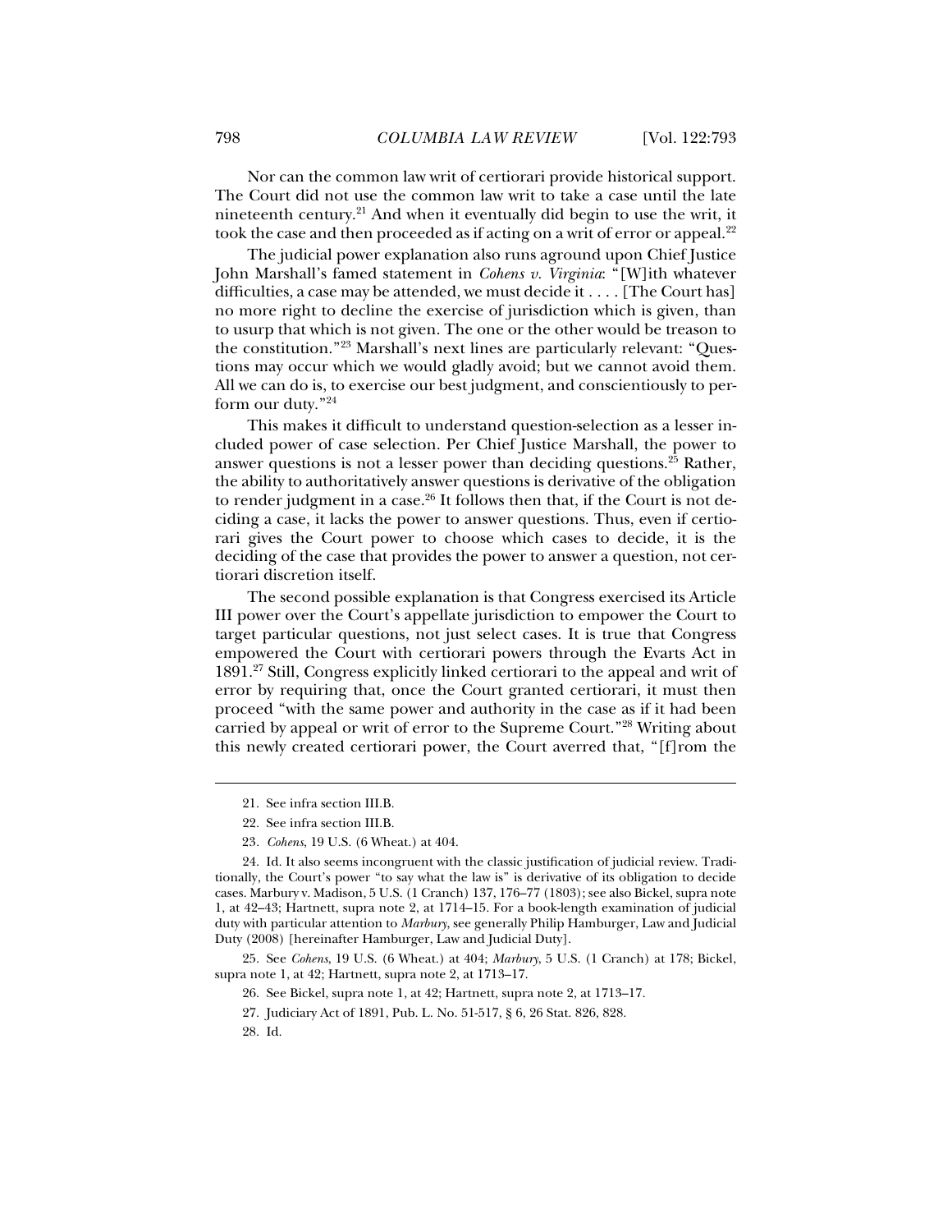Nor can the common law writ of certiorari provide historical support. The Court did not use the common law writ to take a case until the late nineteenth century.[21] And when it eventually did begin to use the writ, it took the case and then proceeded as if acting on a writ of error or appeal.[22]

The judicial power explanation also runs aground upon Chief Justice John Marshall's famed statement in *Cohens v. Virginia*: "[W]ith whatever difficulties, a case may be attended, we must decide it . . . . [The Court has] no more right to decline the exercise of jurisdiction which is given, than to usurp that which is not given. The one or the other would be treason to the constitution."[23] Marshall's next lines are particularly relevant: "Questions may occur which we would gladly avoid; but we cannot avoid them. All we can do is, to exercise our best judgment, and conscientiously to perform our duty."[24]

This makes it difficult to understand question-selection as a lesser included power of case selection. Per Chief Justice Marshall, the power to answer questions is not a lesser power than deciding questions.[25] Rather, the ability to authoritatively answer questions is derivative of the obligation to render judgment in a case.[26] It follows then that, if the Court is not deciding a case, it lacks the power to answer questions. Thus, even if certiorari gives the Court power to choose which cases to decide, it is the deciding of the case that provides the power to answer a question, not certiorari discretion itself.

The second possible explanation is that Congress exercised its Article III power over the Court's appellate jurisdiction to empower the Court to target particular questions, not just select cases. It is true that Congress empowered the Court with certiorari powers through the Evarts Act in 1891.[27] Still, Congress explicitly linked certiorari to the appeal and writ of error by requiring that, once the Court granted certiorari, it must then proceed "with the same power and authority in the case as if it had been carried by appeal or writ of error to the Supreme Court."[28] Writing about this newly created certiorari power, the Court averred that, "[f]rom the

---

21. See infra section III.B.

22. See infra section III.B.

23. *Cohens*, 19 U.S. (6 Wheat.) at 404.

24. Id. It also seems incongruent with the classic justification of judicial review. Traditionally, the Court's power "to say what the law is" is derivative of its obligation to decide cases. Marbury v. Madison, 5 U.S. (1 Cranch) 137, 176–77 (1803); see also Bickel, supra note 1, at 42–43; Hartnett, supra note 2, at 1714–15. For a book-length examination of judicial duty with particular attention to *Marbury*, see generally Philip Hamburger, Law and Judicial Duty (2008) [hereinafter Hamburger, Law and Judicial Duty].

25. See *Cohens*, 19 U.S. (6 Wheat.) at 404; *Marbury*, 5 U.S. (1 Cranch) at 178; Bickel, supra note 1, at 42; Hartnett, supra note 2, at 1713–17.

26. See Bickel, supra note 1, at 42; Hartnett, supra note 2, at 1713–17.

27. Judiciary Act of 1891, Pub. L. No. 51-517, § 6, 26 Stat. 826, 828.

28. Id.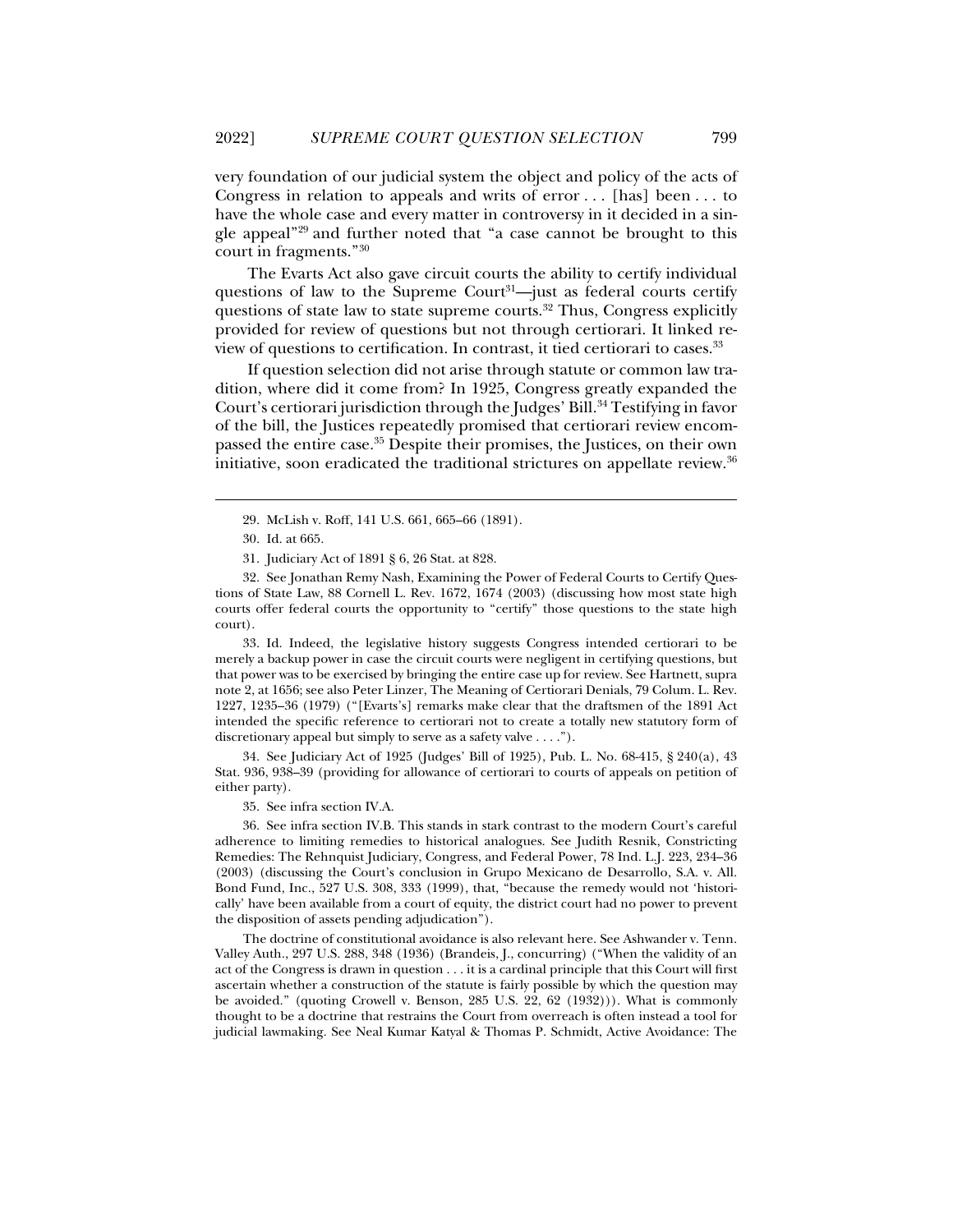very foundation of our judicial system the object and policy of the acts of Congress in relation to appeals and writs of error . . . [has] been . . . to have the whole case and every matter in controversy in it decided in a single appeal"[29] and further noted that "a case cannot be brought to this court in fragments."[30]

The Evarts Act also gave circuit courts the ability to certify individual questions of law to the Supreme Court[31]—just as federal courts certify questions of state law to state supreme courts.[32] Thus, Congress explicitly provided for review of questions but not through certiorari. It linked review of questions to certification. In contrast, it tied certiorari to cases.[33]

If question selection did not arise through statute or common law tradition, where did it come from? In 1925, Congress greatly expanded the Court's certiorari jurisdiction through the Judges' Bill.[34] Testifying in favor of the bill, the Justices repeatedly promised that certiorari review encompassed the entire case.[35] Despite their promises, the Justices, on their own initiative, soon eradicated the traditional strictures on appellate review.[36]

---

29. McLish v. Roff, 141 U.S. 661, 665–66 (1891).

30. Id. at 665.

31. Judiciary Act of 1891 § 6, 26 Stat. at 828.

32. See Jonathan Remy Nash, Examining the Power of Federal Courts to Certify Questions of State Law, 88 Cornell L. Rev. 1672, 1674 (2003) (discussing how most state high courts offer federal courts the opportunity to "certify" those questions to the state high court).

33. Id. Indeed, the legislative history suggests Congress intended certiorari to be merely a backup power in case the circuit courts were negligent in certifying questions, but that power was to be exercised by bringing the entire case up for review. See Hartnett, supra note 2, at 1656; see also Peter Linzer, The Meaning of Certiorari Denials, 79 Colum. L. Rev. 1227, 1235–36 (1979) ("[Evarts's] remarks make clear that the draftsmen of the 1891 Act intended the specific reference to certiorari not to create a totally new statutory form of discretionary appeal but simply to serve as a safety valve . . . .").

34. See Judiciary Act of 1925 (Judges' Bill of 1925), Pub. L. No. 68-415, § 240(a), 43 Stat. 936, 938–39 (providing for allowance of certiorari to courts of appeals on petition of either party).

35. See infra section IV.A.

36. See infra section IV.B. This stands in stark contrast to the modern Court's careful adherence to limiting remedies to historical analogues. See Judith Resnik, Constricting Remedies: The Rehnquist Judiciary, Congress, and Federal Power, 78 Ind. L.J. 223, 234–36 (2003) (discussing the Court's conclusion in Grupo Mexicano de Desarrollo, S.A. v. All. Bond Fund, Inc., 527 U.S. 308, 333 (1999), that, "because the remedy would not 'historically' have been available from a court of equity, the district court had no power to prevent the disposition of assets pending adjudication").

The doctrine of constitutional avoidance is also relevant here. See Ashwander v. Tenn. Valley Auth., 297 U.S. 288, 348 (1936) (Brandeis, J., concurring) ("When the validity of an act of the Congress is drawn in question . . . it is a cardinal principle that this Court will first ascertain whether a construction of the statute is fairly possible by which the question may be avoided." (quoting Crowell v. Benson, 285 U.S. 22, 62 (1932))). What is commonly thought to be a doctrine that restrains the Court from overreach is often instead a tool for judicial lawmaking. See Neal Kumar Katyal & Thomas P. Schmidt, Active Avoidance: The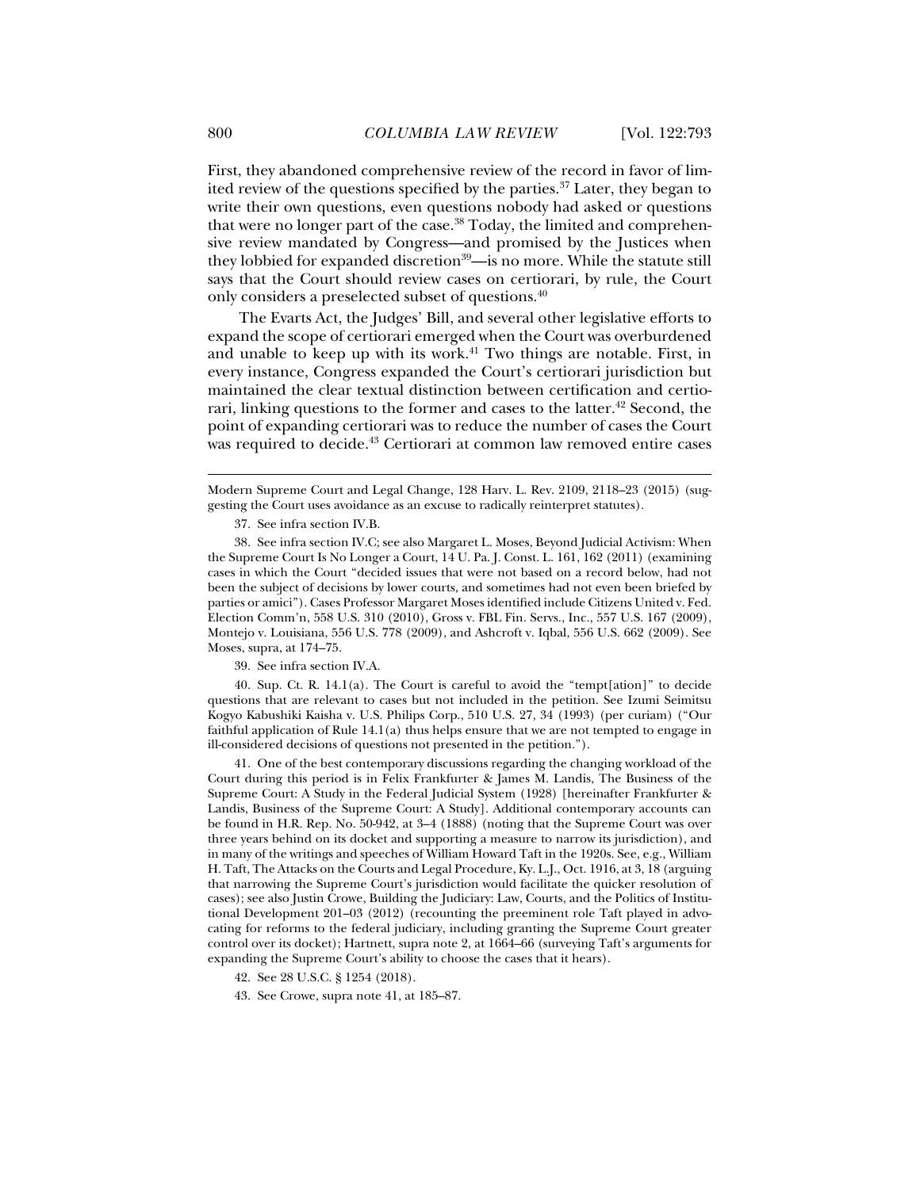First, they abandoned comprehensive review of the record in favor of limited review of the questions specified by the parties.[37] Later, they began to write their own questions, even questions nobody had asked or questions that were no longer part of the case.[38] Today, the limited and comprehensive review mandated by Congress—and promised by the Justices when they lobbied for expanded discretion[39]—is no more. While the statute still says that the Court should review cases on certiorari, by rule, the Court only considers a preselected subset of questions.[40]

The Evarts Act, the Judges' Bill, and several other legislative efforts to expand the scope of certiorari emerged when the Court was overburdened and unable to keep up with its work.[41] Two things are notable. First, in every instance, Congress expanded the Court's certiorari jurisdiction but maintained the clear textual distinction between certification and certiorari, linking questions to the former and cases to the latter.[42] Second, the point of expanding certiorari was to reduce the number of cases the Court was required to decide.[43] Certiorari at common law removed entire cases

---

Modern Supreme Court and Legal Change, 128 Harv. L. Rev. 2109, 2118–23 (2015) (suggesting the Court uses avoidance as an excuse to radically reinterpret statutes).

37. See infra section IV.B.

38. See infra section IV.C; see also Margaret L. Moses, Beyond Judicial Activism: When the Supreme Court Is No Longer a Court, 14 U. Pa. J. Const. L. 161, 162 (2011) (examining cases in which the Court "decided issues that were not based on a record below, had not been the subject of decisions by lower courts, and sometimes had not even been briefed by parties or amici"). Cases Professor Margaret Moses identified include Citizens United v. Fed. Election Comm'n, 558 U.S. 310 (2010), Gross v. FBL Fin. Servs., Inc., 557 U.S. 167 (2009), Montejo v. Louisiana, 556 U.S. 778 (2009), and Ashcroft v. Iqbal, 556 U.S. 662 (2009). See Moses, supra, at 174–75.

39. See infra section IV.A.

40. Sup. Ct. R. 14.1(a). The Court is careful to avoid the "tempt[ation]" to decide questions that are relevant to cases but not included in the petition. See Izumi Seimitsu Kogyo Kabushiki Kaisha v. U.S. Philips Corp., 510 U.S. 27, 34 (1993) (per curiam) ("Our faithful application of Rule 14.1(a) thus helps ensure that we are not tempted to engage in ill-considered decisions of questions not presented in the petition.").

41. One of the best contemporary discussions regarding the changing workload of the Court during this period is in Felix Frankfurter & James M. Landis, The Business of the Supreme Court: A Study in the Federal Judicial System (1928) [hereinafter Frankfurter & Landis, Business of the Supreme Court: A Study]. Additional contemporary accounts can be found in H.R. Rep. No. 50-942, at 3–4 (1888) (noting that the Supreme Court was over three years behind on its docket and supporting a measure to narrow its jurisdiction), and in many of the writings and speeches of William Howard Taft in the 1920s. See, e.g., William H. Taft, The Attacks on the Courts and Legal Procedure, Ky. L.J., Oct. 1916, at 3, 18 (arguing that narrowing the Supreme Court's jurisdiction would facilitate the quicker resolution of cases); see also Justin Crowe, Building the Judiciary: Law, Courts, and the Politics of Institutional Development 201–03 (2012) (recounting the preeminent role Taft played in advocating for reforms to the federal judiciary, including granting the Supreme Court greater control over its docket); Hartnett, supra note 2, at 1664–66 (surveying Taft's arguments for expanding the Supreme Court's ability to choose the cases that it hears).

42. See 28 U.S.C. § 1254 (2018).

43. See Crowe, supra note 41, at 185–87.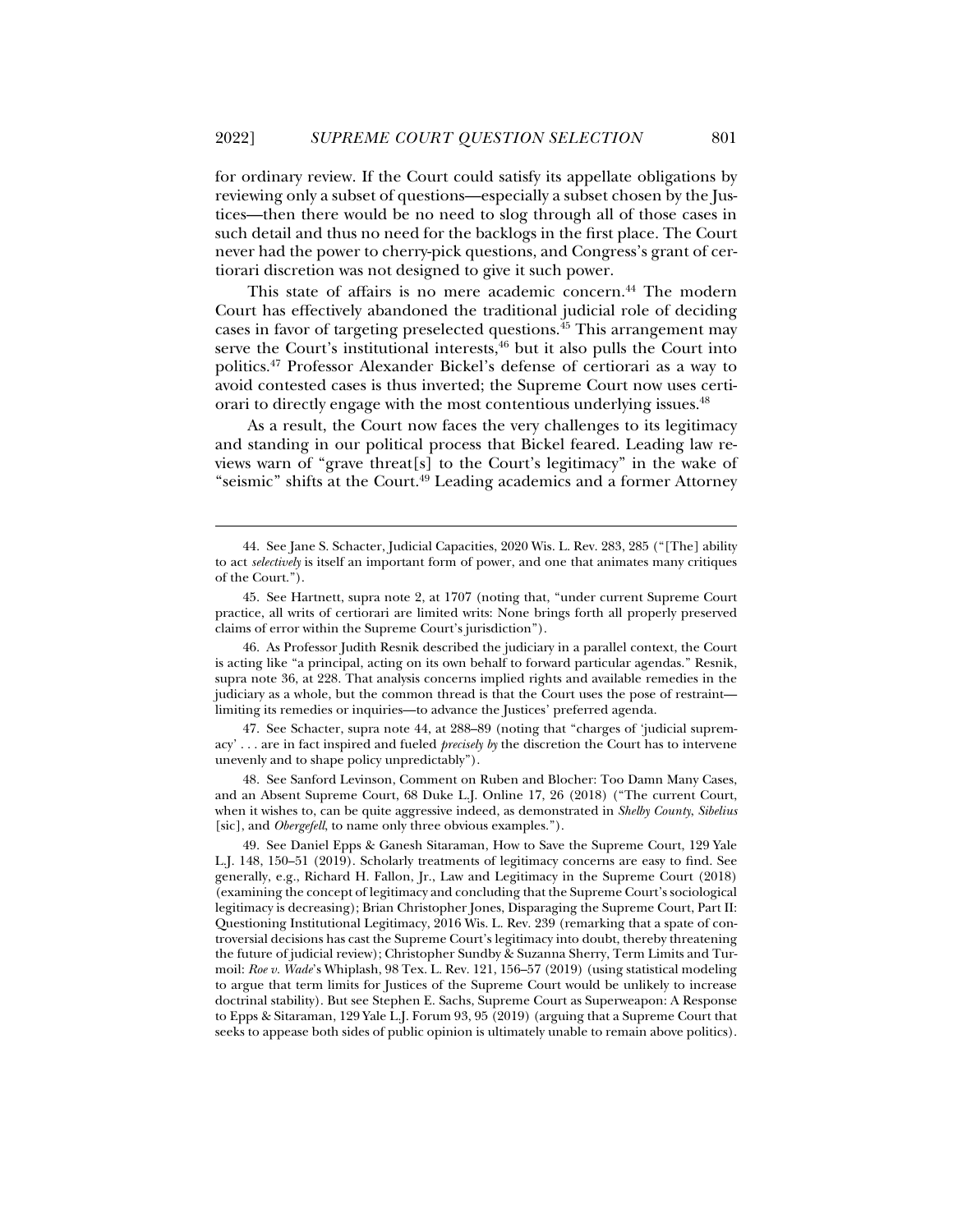for ordinary review. If the Court could satisfy its appellate obligations by reviewing only a subset of questions—especially a subset chosen by the Justices—then there would be no need to slog through all of those cases in such detail and thus no need for the backlogs in the first place. The Court never had the power to cherry-pick questions, and Congress's grant of certiorari discretion was not designed to give it such power.

This state of affairs is no mere academic concern.[44] The modern Court has effectively abandoned the traditional judicial role of deciding cases in favor of targeting preselected questions.[45] This arrangement may serve the Court's institutional interests,[46] but it also pulls the Court into politics.[47] Professor Alexander Bickel's defense of certiorari as a way to avoid contested cases is thus inverted; the Supreme Court now uses certiorari to directly engage with the most contentious underlying issues.[48]

As a result, the Court now faces the very challenges to its legitimacy and standing in our political process that Bickel feared. Leading law reviews warn of "grave threat[s] to the Court's legitimacy" in the wake of "seismic" shifts at the Court.[49] Leading academics and a former Attorney

---

44. See Jane S. Schacter, Judicial Capacities, 2020 Wis. L. Rev. 283, 285 ("[The] ability to act *selectively* is itself an important form of power, and one that animates many critiques of the Court.").

45. See Hartnett, supra note 2, at 1707 (noting that, "under current Supreme Court practice, all writs of certiorari are limited writs: None brings forth all properly preserved claims of error within the Supreme Court's jurisdiction").

46. As Professor Judith Resnik described the judiciary in a parallel context, the Court is acting like "a principal, acting on its own behalf to forward particular agendas." Resnik, supra note 36, at 228. That analysis concerns implied rights and available remedies in the judiciary as a whole, but the common thread is that the Court uses the pose of restraint—limiting its remedies or inquiries—to advance the Justices' preferred agenda.

47. See Schacter, supra note 44, at 288–89 (noting that "charges of 'judicial supremacy' . . . are in fact inspired and fueled *precisely by* the discretion the Court has to intervene unevenly and to shape policy unpredictably").

48. See Sanford Levinson, Comment on Ruben and Blocher: Too Damn Many Cases, and an Absent Supreme Court, 68 Duke L.J. Online 17, 26 (2018) ("The current Court, when it wishes to, can be quite aggressive indeed, as demonstrated in *Shelby County*, *Sibelius* [sic], and *Obergefell*, to name only three obvious examples.").

49. See Daniel Epps & Ganesh Sitaraman, How to Save the Supreme Court, 129 Yale L.J. 148, 150–51 (2019). Scholarly treatments of legitimacy concerns are easy to find. See generally, e.g., Richard H. Fallon, Jr., Law and Legitimacy in the Supreme Court (2018) (examining the concept of legitimacy and concluding that the Supreme Court's sociological legitimacy is decreasing); Brian Christopher Jones, Disparaging the Supreme Court, Part II: Questioning Institutional Legitimacy, 2016 Wis. L. Rev. 239 (remarking that a spate of controversial decisions has cast the Supreme Court's legitimacy into doubt, thereby threatening the future of judicial review); Christopher Sundby & Suzanna Sherry, Term Limits and Turmoil: *Roe v. Wade*'s Whiplash, 98 Tex. L. Rev. 121, 156–57 (2019) (using statistical modeling to argue that term limits for Justices of the Supreme Court would be unlikely to increase doctrinal stability). But see Stephen E. Sachs, Supreme Court as Superweapon: A Response to Epps & Sitaraman, 129 Yale L.J. Forum 93, 95 (2019) (arguing that a Supreme Court that seeks to appease both sides of public opinion is ultimately unable to remain above politics).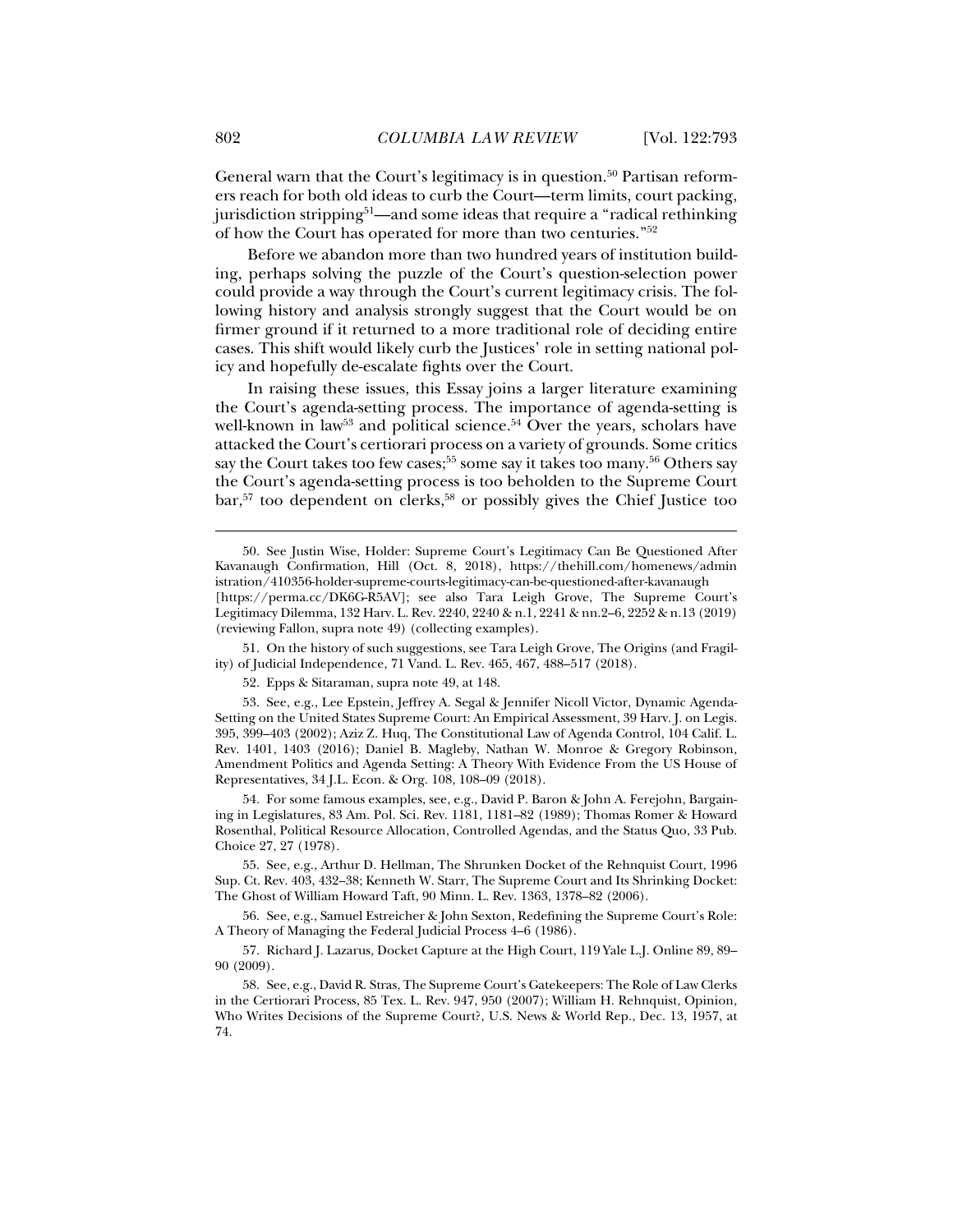General warn that the Court's legitimacy is in question.[50] Partisan reformers reach for both old ideas to curb the Court—term limits, court packing, jurisdiction stripping[51]—and some ideas that require a "radical rethinking of how the Court has operated for more than two centuries."[52]

Before we abandon more than two hundred years of institution building, perhaps solving the puzzle of the Court's question-selection power could provide a way through the Court's current legitimacy crisis. The following history and analysis strongly suggest that the Court would be on firmer ground if it returned to a more traditional role of deciding entire cases. This shift would likely curb the Justices' role in setting national policy and hopefully de-escalate fights over the Court.

In raising these issues, this Essay joins a larger literature examining the Court's agenda-setting process. The importance of agenda-setting is well-known in law[53] and political science.[54] Over the years, scholars have attacked the Court's certiorari process on a variety of grounds. Some critics say the Court takes too few cases;[55] some say it takes too many.[56] Others say the Court's agenda-setting process is too beholden to the Supreme Court bar,[57] too dependent on clerks,[58] or possibly gives the Chief Justice too

---

50. See Justin Wise, Holder: Supreme Court's Legitimacy Can Be Questioned After Kavanaugh Confirmation, Hill (Oct. 8, 2018), https://thehill.com/homenews/administration/410356-holder-supreme-courts-legitimacy-can-be-questioned-after-kavanaugh [https://perma.cc/DK6G-R5AV]; see also Tara Leigh Grove, The Supreme Court's Legitimacy Dilemma, 132 Harv. L. Rev. 2240, 2240 & n.1, 2241 & nn.2–6, 2252 & n.13 (2019) (reviewing Fallon, supra note 49) (collecting examples).

51. On the history of such suggestions, see Tara Leigh Grove, The Origins (and Fragility) of Judicial Independence, 71 Vand. L. Rev. 465, 467, 488–517 (2018).

52. Epps & Sitaraman, supra note 49, at 148.

53. See, e.g., Lee Epstein, Jeffrey A. Segal & Jennifer Nicoll Victor, Dynamic Agenda-Setting on the United States Supreme Court: An Empirical Assessment, 39 Harv. J. on Legis. 395, 399–403 (2002); Aziz Z. Huq, The Constitutional Law of Agenda Control, 104 Calif. L. Rev. 1401, 1403 (2016); Daniel B. Magleby, Nathan W. Monroe & Gregory Robinson, Amendment Politics and Agenda Setting: A Theory With Evidence From the US House of Representatives, 34 J.L. Econ. & Org. 108, 108–09 (2018).

54. For some famous examples, see, e.g., David P. Baron & John A. Ferejohn, Bargaining in Legislatures, 83 Am. Pol. Sci. Rev. 1181, 1181–82 (1989); Thomas Romer & Howard Rosenthal, Political Resource Allocation, Controlled Agendas, and the Status Quo, 33 Pub. Choice 27, 27 (1978).

55. See, e.g., Arthur D. Hellman, The Shrunken Docket of the Rehnquist Court, 1996 Sup. Ct. Rev. 403, 432–38; Kenneth W. Starr, The Supreme Court and Its Shrinking Docket: The Ghost of William Howard Taft, 90 Minn. L. Rev. 1363, 1378–82 (2006).

56. See, e.g., Samuel Estreicher & John Sexton, Redefining the Supreme Court's Role: A Theory of Managing the Federal Judicial Process 4–6 (1986).

57. Richard J. Lazarus, Docket Capture at the High Court, 119 Yale L.J. Online 89, 89–90 (2009).

58. See, e.g., David R. Stras, The Supreme Court's Gatekeepers: The Role of Law Clerks in the Certiorari Process, 85 Tex. L. Rev. 947, 950 (2007); William H. Rehnquist, Opinion, Who Writes Decisions of the Supreme Court?, U.S. News & World Rep., Dec. 13, 1957, at 74.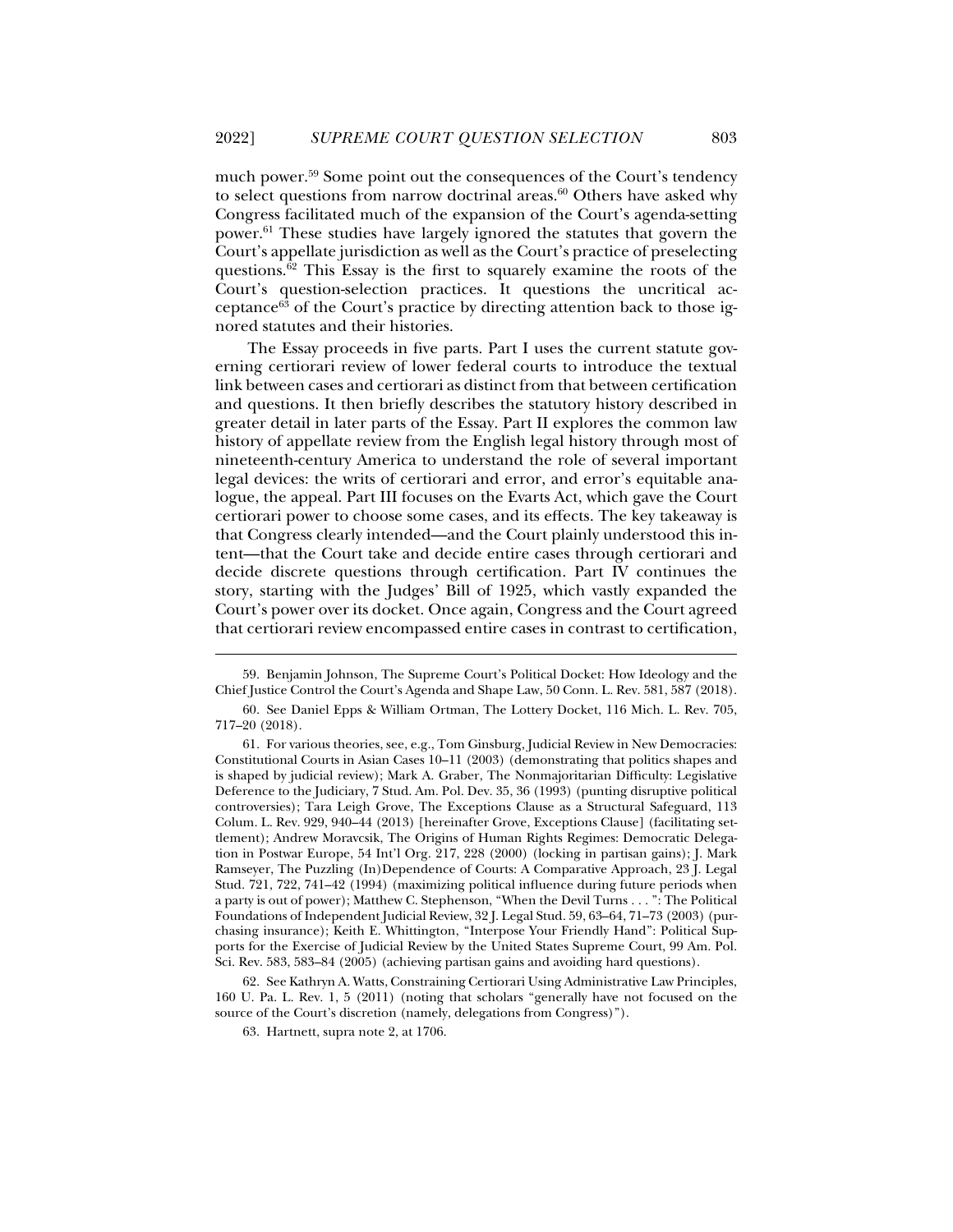much power.[59] Some point out the consequences of the Court's tendency to select questions from narrow doctrinal areas.[60] Others have asked why Congress facilitated much of the expansion of the Court's agenda-setting power.[61] These studies have largely ignored the statutes that govern the Court's appellate jurisdiction as well as the Court's practice of preselecting questions.[62] This Essay is the first to squarely examine the roots of the Court's question-selection practices. It questions the uncritical acceptance[63] of the Court's practice by directing attention back to those ignored statutes and their histories.

The Essay proceeds in five parts. Part I uses the current statute governing certiorari review of lower federal courts to introduce the textual link between cases and certiorari as distinct from that between certification and questions. It then briefly describes the statutory history described in greater detail in later parts of the Essay. Part II explores the common law history of appellate review from the English legal history through most of nineteenth-century America to understand the role of several important legal devices: the writs of certiorari and error, and error's equitable analogue, the appeal. Part III focuses on the Evarts Act, which gave the Court certiorari power to choose some cases, and its effects. The key takeaway is that Congress clearly intended—and the Court plainly understood this intent—that the Court take and decide entire cases through certiorari and decide discrete questions through certification. Part IV continues the story, starting with the Judges' Bill of 1925, which vastly expanded the Court's power over its docket. Once again, Congress and the Court agreed that certiorari review encompassed entire cases in contrast to certification,

---

59. Benjamin Johnson, The Supreme Court's Political Docket: How Ideology and the Chief Justice Control the Court's Agenda and Shape Law, 50 Conn. L. Rev. 581, 587 (2018).

60. See Daniel Epps & William Ortman, The Lottery Docket, 116 Mich. L. Rev. 705, 717–20 (2018).

61. For various theories, see, e.g., Tom Ginsburg, Judicial Review in New Democracies: Constitutional Courts in Asian Cases 10–11 (2003) (demonstrating that politics shapes and is shaped by judicial review); Mark A. Graber, The Nonmajoritarian Difficulty: Legislative Deference to the Judiciary, 7 Stud. Am. Pol. Dev. 35, 36 (1993) (punting disruptive political controversies); Tara Leigh Grove, The Exceptions Clause as a Structural Safeguard, 113 Colum. L. Rev. 929, 940–44 (2013) [hereinafter Grove, Exceptions Clause] (facilitating settlement); Andrew Moravcsik, The Origins of Human Rights Regimes: Democratic Delegation in Postwar Europe, 54 Int'l Org. 217, 228 (2000) (locking in partisan gains); J. Mark Ramseyer, The Puzzling (In)Dependence of Courts: A Comparative Approach, 23 J. Legal Stud. 721, 722, 741–42 (1994) (maximizing political influence during future periods when a party is out of power); Matthew C. Stephenson, "When the Devil Turns . . . ": The Political Foundations of Independent Judicial Review, 32 J. Legal Stud. 59, 63–64, 71–73 (2003) (purchasing insurance); Keith E. Whittington, "Interpose Your Friendly Hand": Political Supports for the Exercise of Judicial Review by the United States Supreme Court, 99 Am. Pol. Sci. Rev. 583, 583–84 (2005) (achieving partisan gains and avoiding hard questions).

62. See Kathryn A. Watts, Constraining Certiorari Using Administrative Law Principles, 160 U. Pa. L. Rev. 1, 5 (2011) (noting that scholars "generally have not focused on the source of the Court's discretion (namely, delegations from Congress)").

63. Hartnett, supra note 2, at 1706.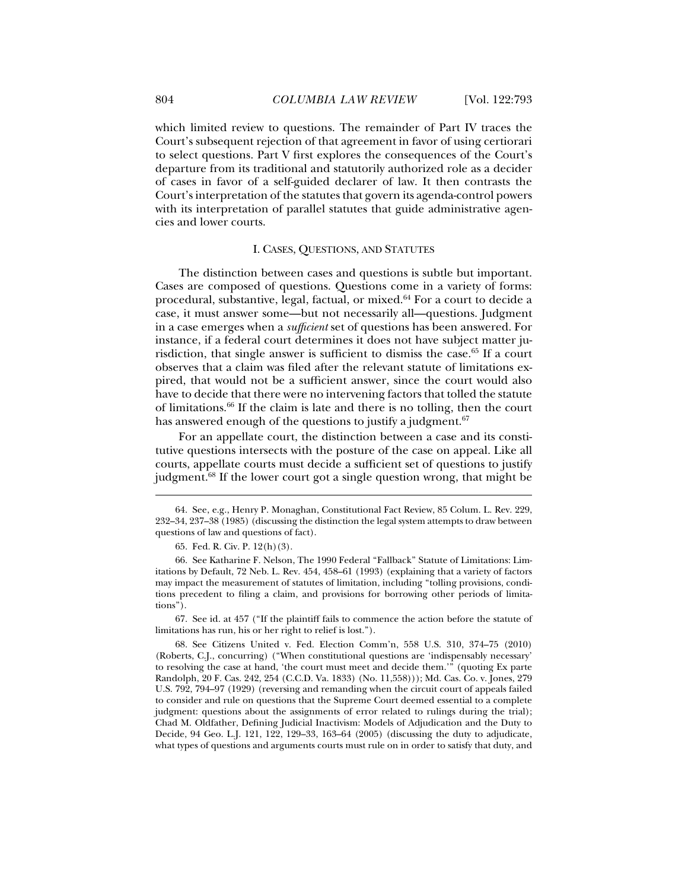which limited review to questions. The remainder of Part IV traces the Court's subsequent rejection of that agreement in favor of using certiorari to select questions. Part V first explores the consequences of the Court's departure from its traditional and statutorily authorized role as a decider of cases in favor of a self-guided declarer of law. It then contrasts the Court's interpretation of the statutes that govern its agenda-control powers with its interpretation of parallel statutes that guide administrative agencies and lower courts.

## I. Cases, Questions, and Statutes

The distinction between cases and questions is subtle but important. Cases are composed of questions. Questions come in a variety of forms: procedural, substantive, legal, factual, or mixed.[64] For a court to decide a case, it must answer some—but not necessarily all—questions. Judgment in a case emerges when a *sufficient* set of questions has been answered. For instance, if a federal court determines it does not have subject matter jurisdiction, that single answer is sufficient to dismiss the case.[65] If a court observes that a claim was filed after the relevant statute of limitations expired, that would not be a sufficient answer, since the court would also have to decide that there were no intervening factors that tolled the statute of limitations.[66] If the claim is late and there is no tolling, then the court has answered enough of the questions to justify a judgment.[67]

For an appellate court, the distinction between a case and its constitutive questions intersects with the posture of the case on appeal. Like all courts, appellate courts must decide a sufficient set of questions to justify judgment.[68] If the lower court got a single question wrong, that might be

---

64. See, e.g., Henry P. Monaghan, Constitutional Fact Review, 85 Colum. L. Rev. 229, 232–34, 237–38 (1985) (discussing the distinction the legal system attempts to draw between questions of law and questions of fact).

65. Fed. R. Civ. P. 12(h)(3).

66. See Katharine F. Nelson, The 1990 Federal "Fallback" Statute of Limitations: Limitations by Default, 72 Neb. L. Rev. 454, 458–61 (1993) (explaining that a variety of factors may impact the measurement of statutes of limitation, including "tolling provisions, conditions precedent to filing a claim, and provisions for borrowing other periods of limitations").

67. See id. at 457 ("If the plaintiff fails to commence the action before the statute of limitations has run, his or her right to relief is lost.").

68. See Citizens United v. Fed. Election Comm'n, 558 U.S. 310, 374–75 (2010) (Roberts, C.J., concurring) ("When constitutional questions are 'indispensably necessary' to resolving the case at hand, 'the court must meet and decide them.'" (quoting Ex parte Randolph, 20 F. Cas. 242, 254 (C.C.D. Va. 1833) (No. 11,558))); Md. Cas. Co. v. Jones, 279 U.S. 792, 794–97 (1929) (reversing and remanding when the circuit court of appeals failed to consider and rule on questions that the Supreme Court deemed essential to a complete judgment: questions about the assignments of error related to rulings during the trial); Chad M. Oldfather, Defining Judicial Inactivism: Models of Adjudication and the Duty to Decide, 94 Geo. L.J. 121, 122, 129–33, 163–64 (2005) (discussing the duty to adjudicate, what types of questions and arguments courts must rule on in order to satisfy that duty, and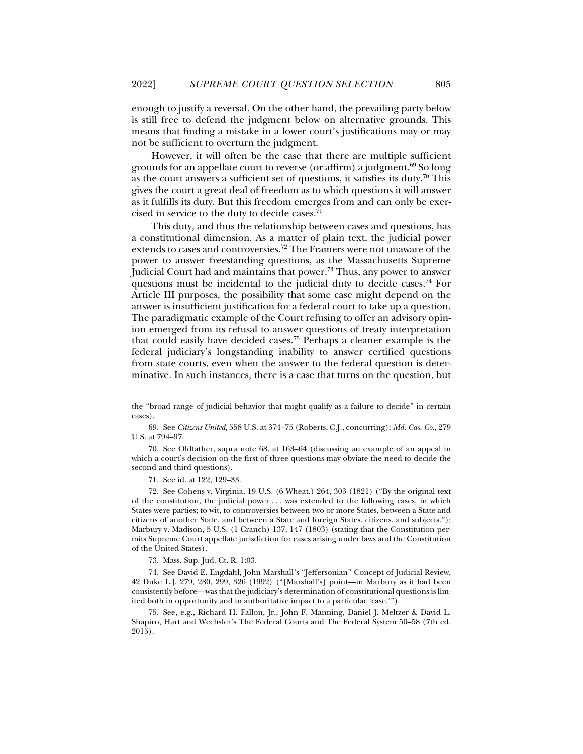enough to justify a reversal. On the other hand, the prevailing party below is still free to defend the judgment below on alternative grounds. This means that finding a mistake in a lower court's justifications may or may not be sufficient to overturn the judgment.

However, it will often be the case that there are multiple sufficient grounds for an appellate court to reverse (or affirm) a judgment.[69] So long as the court answers a sufficient set of questions, it satisfies its duty.[70] This gives the court a great deal of freedom as to which questions it will answer as it fulfills its duty. But this freedom emerges from and can only be exercised in service to the duty to decide cases.[71]

This duty, and thus the relationship between cases and questions, has a constitutional dimension. As a matter of plain text, the judicial power extends to cases and controversies.[72] The Framers were not unaware of the power to answer freestanding questions, as the Massachusetts Supreme Judicial Court had and maintains that power.[73] Thus, any power to answer questions must be incidental to the judicial duty to decide cases.[74] For Article III purposes, the possibility that some case might depend on the answer is insufficient justification for a federal court to take up a question. The paradigmatic example of the Court refusing to offer an advisory opinion emerged from its refusal to answer questions of treaty interpretation that could easily have decided cases.[75] Perhaps a cleaner example is the federal judiciary's longstanding inability to answer certified questions from state courts, even when the answer to the federal question is determinative. In such instances, there is a case that turns on the question, but

---

the "broad range of judicial behavior that might qualify as a failure to decide" in certain cases).

69. See *Citizens United*, 558 U.S. at 374–75 (Roberts, C.J., concurring); *Md. Cas. Co.*, 279 U.S. at 794–97.

70. See Oldfather, supra note 68, at 163–64 (discussing an example of an appeal in which a court's decision on the first of three questions may obviate the need to decide the second and third questions).

71. See id. at 122, 129–33.

72. See Cohens v. Virginia, 19 U.S. (6 Wheat.) 264, 303 (1821) ("By the original text of the constitution, the judicial power . . . was extended to the following cases, in which States were parties; to wit, to controversies between two or more States, between a State and citizens of another State, and between a State and foreign States, citizens, and subjects."); Marbury v. Madison, 5 U.S. (1 Cranch) 137, 147 (1803) (stating that the Constitution permits Supreme Court appellate jurisdiction for cases arising under laws and the Constitution of the United States).

73. Mass. Sup. Jud. Ct. R. 1:03.

74. See David E. Engdahl, John Marshall's "Jeffersonian" Concept of Judicial Review, 42 Duke L.J. 279, 280, 299, 326 (1992) ("[Marshall's] point—in Marbury as it had been consistently before—was that the judiciary's determination of constitutional questions is limited both in opportunity and in authoritative impact to a particular 'case.'").

75. See, e.g., Richard H. Fallon, Jr., John F. Manning, Daniel J. Meltzer & David L. Shapiro, Hart and Wechsler's The Federal Courts and The Federal System 50–58 (7th ed. 2015).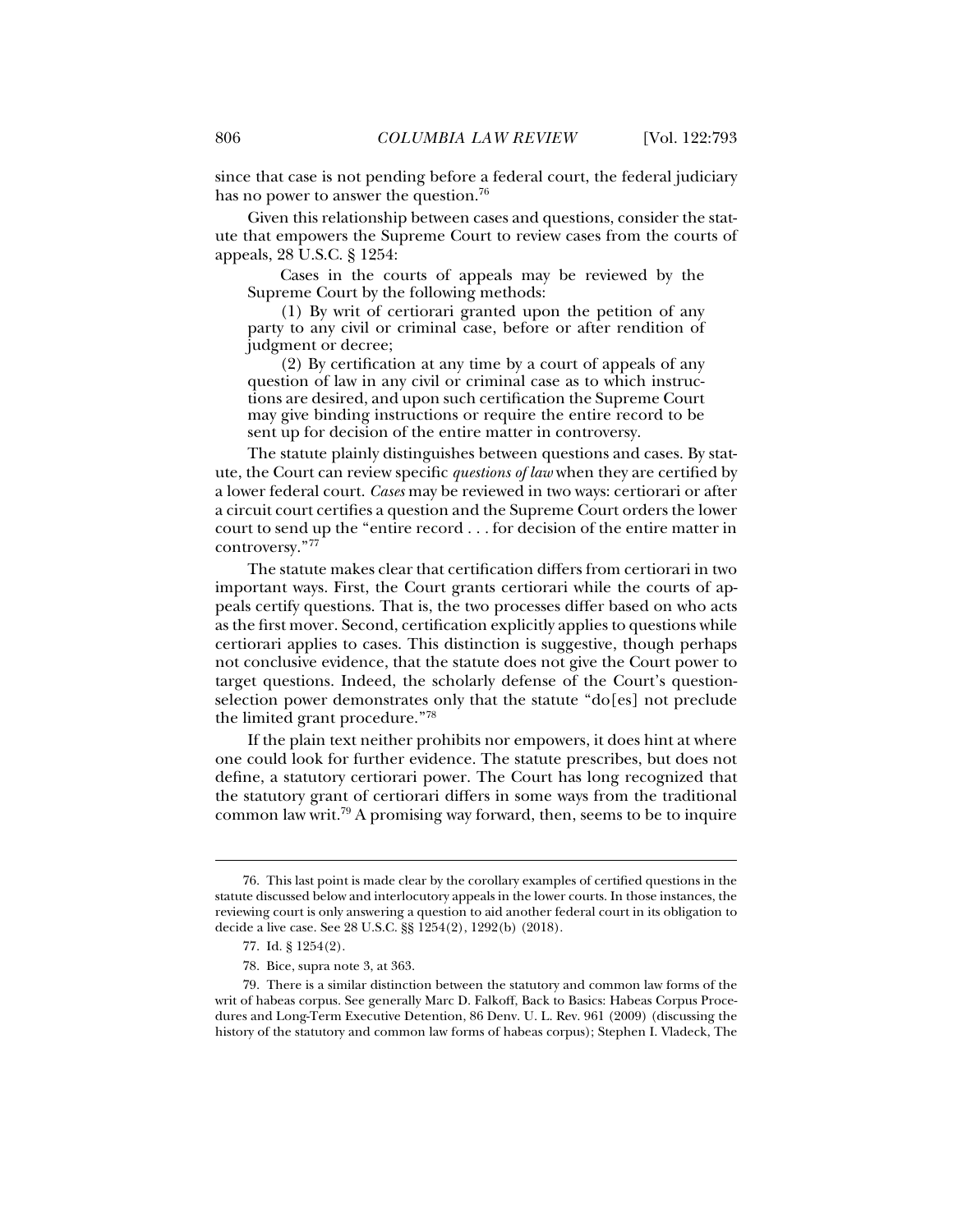since that case is not pending before a federal court, the federal judiciary has no power to answer the question.[76]

Given this relationship between cases and questions, consider the statute that empowers the Supreme Court to review cases from the courts of appeals, 28 U.S.C. § 1254:

> Cases in the courts of appeals may be reviewed by the Supreme Court by the following methods:
>
> (1) By writ of certiorari granted upon the petition of any party to any civil or criminal case, before or after rendition of judgment or decree;
>
> (2) By certification at any time by a court of appeals of any question of law in any civil or criminal case as to which instructions are desired, and upon such certification the Supreme Court may give binding instructions or require the entire record to be sent up for decision of the entire matter in controversy.

The statute plainly distinguishes between questions and cases. By statute, the Court can review specific *questions of law* when they are certified by a lower federal court. *Cases* may be reviewed in two ways: certiorari or after a circuit court certifies a question and the Supreme Court orders the lower court to send up the "entire record . . . for decision of the entire matter in controversy."[77]

The statute makes clear that certification differs from certiorari in two important ways. First, the Court grants certiorari while the courts of appeals certify questions. That is, the two processes differ based on who acts as the first mover. Second, certification explicitly applies to questions while certiorari applies to cases. This distinction is suggestive, though perhaps not conclusive evidence, that the statute does not give the Court power to target questions. Indeed, the scholarly defense of the Court's question-selection power demonstrates only that the statute "do[es] not preclude the limited grant procedure."[78]

If the plain text neither prohibits nor empowers, it does hint at where one could look for further evidence. The statute prescribes, but does not define, a statutory certiorari power. The Court has long recognized that the statutory grant of certiorari differs in some ways from the traditional common law writ.[79] A promising way forward, then, seems to be to inquire

---

76. This last point is made clear by the corollary examples of certified questions in the statute discussed below and interlocutory appeals in the lower courts. In those instances, the reviewing court is only answering a question to aid another federal court in its obligation to decide a live case. See 28 U.S.C. §§ 1254(2), 1292(b) (2018).

77. Id. § 1254(2).

78. Bice, supra note 3, at 363.

79. There is a similar distinction between the statutory and common law forms of the writ of habeas corpus. See generally Marc D. Falkoff, Back to Basics: Habeas Corpus Procedures and Long-Term Executive Detention, 86 Denv. U. L. Rev. 961 (2009) (discussing the history of the statutory and common law forms of habeas corpus); Stephen I. Vladeck, The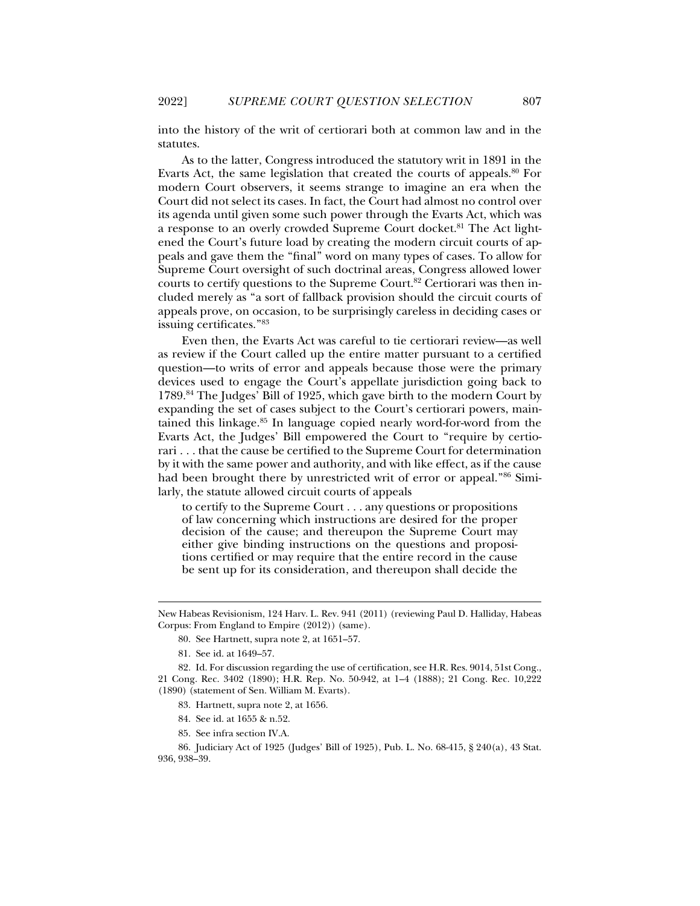into the history of the writ of certiorari both at common law and in the statutes.

As to the latter, Congress introduced the statutory writ in 1891 in the Evarts Act, the same legislation that created the courts of appeals.[80] For modern Court observers, it seems strange to imagine an era when the Court did not select its cases. In fact, the Court had almost no control over its agenda until given some such power through the Evarts Act, which was a response to an overly crowded Supreme Court docket.[81] The Act lightened the Court's future load by creating the modern circuit courts of appeals and gave them the "final" word on many types of cases. To allow for Supreme Court oversight of such doctrinal areas, Congress allowed lower courts to certify questions to the Supreme Court.[82] Certiorari was then included merely as "a sort of fallback provision should the circuit courts of appeals prove, on occasion, to be surprisingly careless in deciding cases or issuing certificates."[83]

Even then, the Evarts Act was careful to tie certiorari review—as well as review if the Court called up the entire matter pursuant to a certified question—to writs of error and appeals because those were the primary devices used to engage the Court's appellate jurisdiction going back to 1789.[84] The Judges' Bill of 1925, which gave birth to the modern Court by expanding the set of cases subject to the Court's certiorari powers, maintained this linkage.[85] In language copied nearly word-for-word from the Evarts Act, the Judges' Bill empowered the Court to "require by certiorari . . . that the cause be certified to the Supreme Court for determination by it with the same power and authority, and with like effect, as if the cause had been brought there by unrestricted writ of error or appeal."[86] Similarly, the statute allowed circuit courts of appeals

> to certify to the Supreme Court . . . any questions or propositions of law concerning which instructions are desired for the proper decision of the cause; and thereupon the Supreme Court may either give binding instructions on the questions and propositions certified or may require that the entire record in the cause be sent up for its consideration, and thereupon shall decide the

---

New Habeas Revisionism, 124 Harv. L. Rev. 941 (2011) (reviewing Paul D. Halliday, Habeas Corpus: From England to Empire (2012)) (same).

80. See Hartnett, supra note 2, at 1651–57.

81. See id. at 1649–57.

82. Id. For discussion regarding the use of certification, see H.R. Res. 9014, 51st Cong., 21 Cong. Rec. 3402 (1890); H.R. Rep. No. 50-942, at 1–4 (1888); 21 Cong. Rec. 10,222 (1890) (statement of Sen. William M. Evarts).

83. Hartnett, supra note 2, at 1656.

84. See id. at 1655 & n.52.

85. See infra section IV.A.

86. Judiciary Act of 1925 (Judges' Bill of 1925), Pub. L. No. 68-415, § 240(a), 43 Stat. 936, 938–39.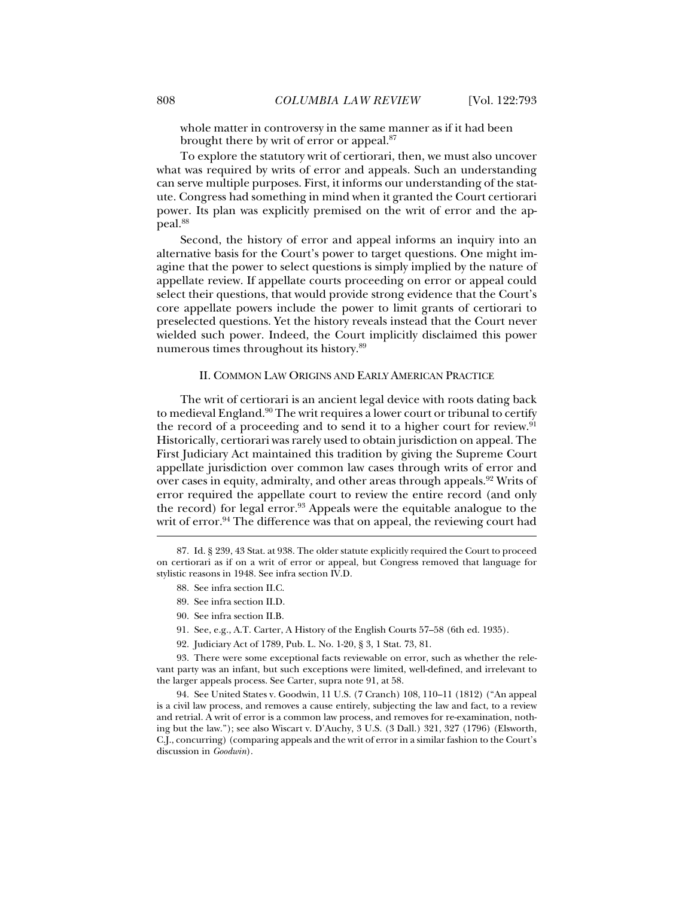whole matter in controversy in the same manner as if it had been brought there by writ of error or appeal.[87]

To explore the statutory writ of certiorari, then, we must also uncover what was required by writs of error and appeals. Such an understanding can serve multiple purposes. First, it informs our understanding of the statute. Congress had something in mind when it granted the Court certiorari power. Its plan was explicitly premised on the writ of error and the appeal.[88]

Second, the history of error and appeal informs an inquiry into an alternative basis for the Court's power to target questions. One might imagine that the power to select questions is simply implied by the nature of appellate review. If appellate courts proceeding on error or appeal could select their questions, that would provide strong evidence that the Court's core appellate powers include the power to limit grants of certiorari to preselected questions. Yet the history reveals instead that the Court never wielded such power. Indeed, the Court implicitly disclaimed this power numerous times throughout its history.[89]

## II. COMMON LAW ORIGINS AND EARLY AMERICAN PRACTICE

The writ of certiorari is an ancient legal device with roots dating back to medieval England.[90] The writ requires a lower court or tribunal to certify the record of a proceeding and to send it to a higher court for review.[91] Historically, certiorari was rarely used to obtain jurisdiction on appeal. The First Judiciary Act maintained this tradition by giving the Supreme Court appellate jurisdiction over common law cases through writs of error and over cases in equity, admiralty, and other areas through appeals.[92] Writs of error required the appellate court to review the entire record (and only the record) for legal error.[93] Appeals were the equitable analogue to the writ of error.[94] The difference was that on appeal, the reviewing court had

---

87. Id. § 239, 43 Stat. at 938. The older statute explicitly required the Court to proceed on certiorari as if on a writ of error or appeal, but Congress removed that language for stylistic reasons in 1948. See infra section IV.D.

88. See infra section II.C.

89. See infra section II.D.

90. See infra section II.B.

91. See, e.g., A.T. Carter, A History of the English Courts 57–58 (6th ed. 1935).

92. Judiciary Act of 1789, Pub. L. No. 1-20, § 3, 1 Stat. 73, 81.

93. There were some exceptional facts reviewable on error, such as whether the relevant party was an infant, but such exceptions were limited, well-defined, and irrelevant to the larger appeals process. See Carter, supra note 91, at 58.

94. See United States v. Goodwin, 11 U.S. (7 Cranch) 108, 110–11 (1812) ("An appeal is a civil law process, and removes a cause entirely, subjecting the law and fact, to a review and retrial. A writ of error is a common law process, and removes for re-examination, nothing but the law."); see also Wiscart v. D'Auchy, 3 U.S. (3 Dall.) 321, 327 (1796) (Elsworth, C.J., concurring) (comparing appeals and the writ of error in a similar fashion to the Court's discussion in *Goodwin*).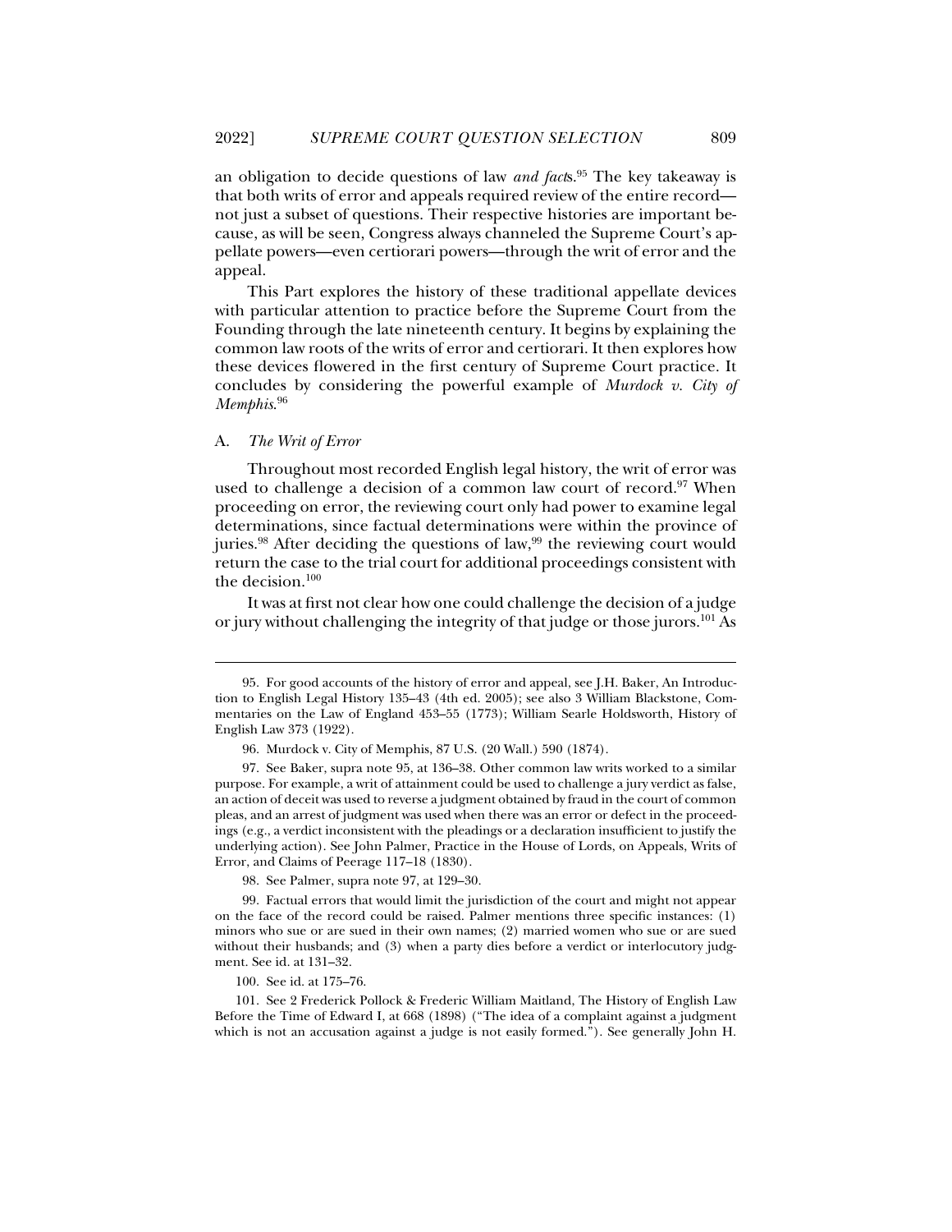an obligation to decide questions of law *and facts*.[95] The key takeaway is that both writs of error and appeals required review of the entire record—not just a subset of questions. Their respective histories are important because, as will be seen, Congress always channeled the Supreme Court's appellate powers—even certiorari powers—through the writ of error and the appeal.

This Part explores the history of these traditional appellate devices with particular attention to practice before the Supreme Court from the Founding through the late nineteenth century. It begins by explaining the common law roots of the writs of error and certiorari. It then explores how these devices flowered in the first century of Supreme Court practice. It concludes by considering the powerful example of *Murdock v. City of Memphis*.[96]

### A. *The Writ of Error*

Throughout most recorded English legal history, the writ of error was used to challenge a decision of a common law court of record.[97] When proceeding on error, the reviewing court only had power to examine legal determinations, since factual determinations were within the province of juries.[98] After deciding the questions of law,[99] the reviewing court would return the case to the trial court for additional proceedings consistent with the decision.[100]

It was at first not clear how one could challenge the decision of a judge or jury without challenging the integrity of that judge or those jurors.[101] As

---

95. For good accounts of the history of error and appeal, see J.H. Baker, An Introduction to English Legal History 135–43 (4th ed. 2005); see also 3 William Blackstone, Commentaries on the Law of England 453–55 (1773); William Searle Holdsworth, History of English Law 373 (1922).

96. Murdock v. City of Memphis, 87 U.S. (20 Wall.) 590 (1874).

97. See Baker, supra note 95, at 136–38. Other common law writs worked to a similar purpose. For example, a writ of attainment could be used to challenge a jury verdict as false, an action of deceit was used to reverse a judgment obtained by fraud in the court of common pleas, and an arrest of judgment was used when there was an error or defect in the proceedings (e.g., a verdict inconsistent with the pleadings or a declaration insufficient to justify the underlying action). See John Palmer, Practice in the House of Lords, on Appeals, Writs of Error, and Claims of Peerage 117–18 (1830).

98. See Palmer, supra note 97, at 129–30.

99. Factual errors that would limit the jurisdiction of the court and might not appear on the face of the record could be raised. Palmer mentions three specific instances: (1) minors who sue or are sued in their own names; (2) married women who sue or are sued without their husbands; and (3) when a party dies before a verdict or interlocutory judgment. See id. at 131–32.

100. See id. at 175–76.

101. See 2 Frederick Pollock & Frederic William Maitland, The History of English Law Before the Time of Edward I, at 668 (1898) ("The idea of a complaint against a judgment which is not an accusation against a judge is not easily formed."). See generally John H.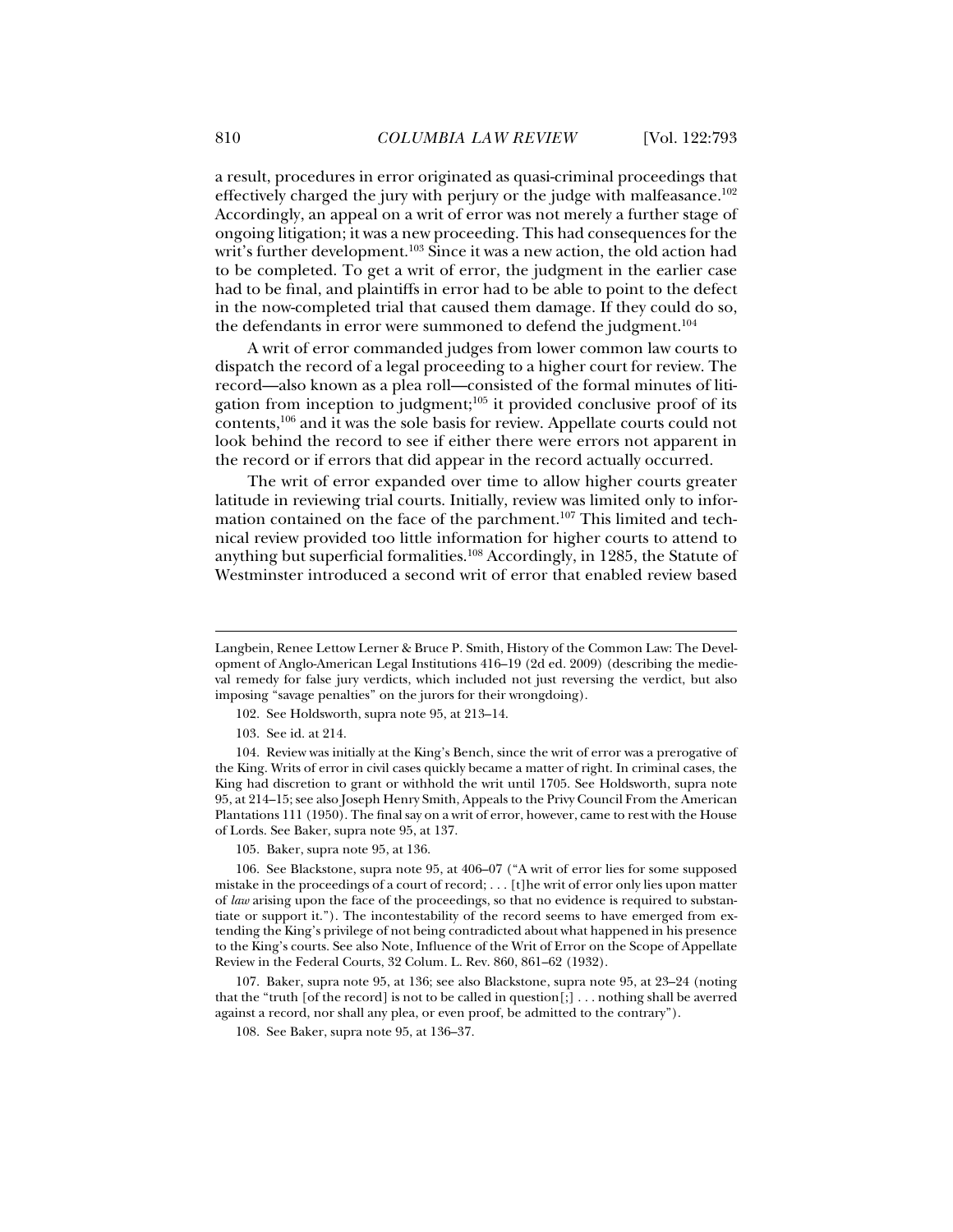a result, procedures in error originated as quasi-criminal proceedings that effectively charged the jury with perjury or the judge with malfeasance.[102] Accordingly, an appeal on a writ of error was not merely a further stage of ongoing litigation; it was a new proceeding. This had consequences for the writ's further development.[103] Since it was a new action, the old action had to be completed. To get a writ of error, the judgment in the earlier case had to be final, and plaintiffs in error had to be able to point to the defect in the now-completed trial that caused them damage. If they could do so, the defendants in error were summoned to defend the judgment.[104]

A writ of error commanded judges from lower common law courts to dispatch the record of a legal proceeding to a higher court for review. The record—also known as a plea roll—consisted of the formal minutes of litigation from inception to judgment;[105] it provided conclusive proof of its contents,[106] and it was the sole basis for review. Appellate courts could not look behind the record to see if either there were errors not apparent in the record or if errors that did appear in the record actually occurred.

The writ of error expanded over time to allow higher courts greater latitude in reviewing trial courts. Initially, review was limited only to information contained on the face of the parchment.[107] This limited and technical review provided too little information for higher courts to attend to anything but superficial formalities.[108] Accordingly, in 1285, the Statute of Westminster introduced a second writ of error that enabled review based

---

Langbein, Renee Lettow Lerner & Bruce P. Smith, History of the Common Law: The Development of Anglo-American Legal Institutions 416–19 (2d ed. 2009) (describing the medieval remedy for false jury verdicts, which included not just reversing the verdict, but also imposing "savage penalties" on the jurors for their wrongdoing).

102. See Holdsworth, supra note 95, at 213–14.

103. See id. at 214.

104. Review was initially at the King's Bench, since the writ of error was a prerogative of the King. Writs of error in civil cases quickly became a matter of right. In criminal cases, the King had discretion to grant or withhold the writ until 1705. See Holdsworth, supra note 95, at 214–15; see also Joseph Henry Smith, Appeals to the Privy Council From the American Plantations 111 (1950). The final say on a writ of error, however, came to rest with the House of Lords. See Baker, supra note 95, at 137.

105. Baker, supra note 95, at 136.

106. See Blackstone, supra note 95, at 406–07 ("A writ of error lies for some supposed mistake in the proceedings of a court of record; . . . [t]he writ of error only lies upon matter of *law* arising upon the face of the proceedings, so that no evidence is required to substantiate or support it."). The incontestability of the record seems to have emerged from extending the King's privilege of not being contradicted about what happened in his presence to the King's courts. See also Note, Influence of the Writ of Error on the Scope of Appellate Review in the Federal Courts, 32 Colum. L. Rev. 860, 861–62 (1932).

107. Baker, supra note 95, at 136; see also Blackstone, supra note 95, at 23–24 (noting that the "truth [of the record] is not to be called in question[;] . . . nothing shall be averred against a record, nor shall any plea, or even proof, be admitted to the contrary").

108. See Baker, supra note 95, at 136–37.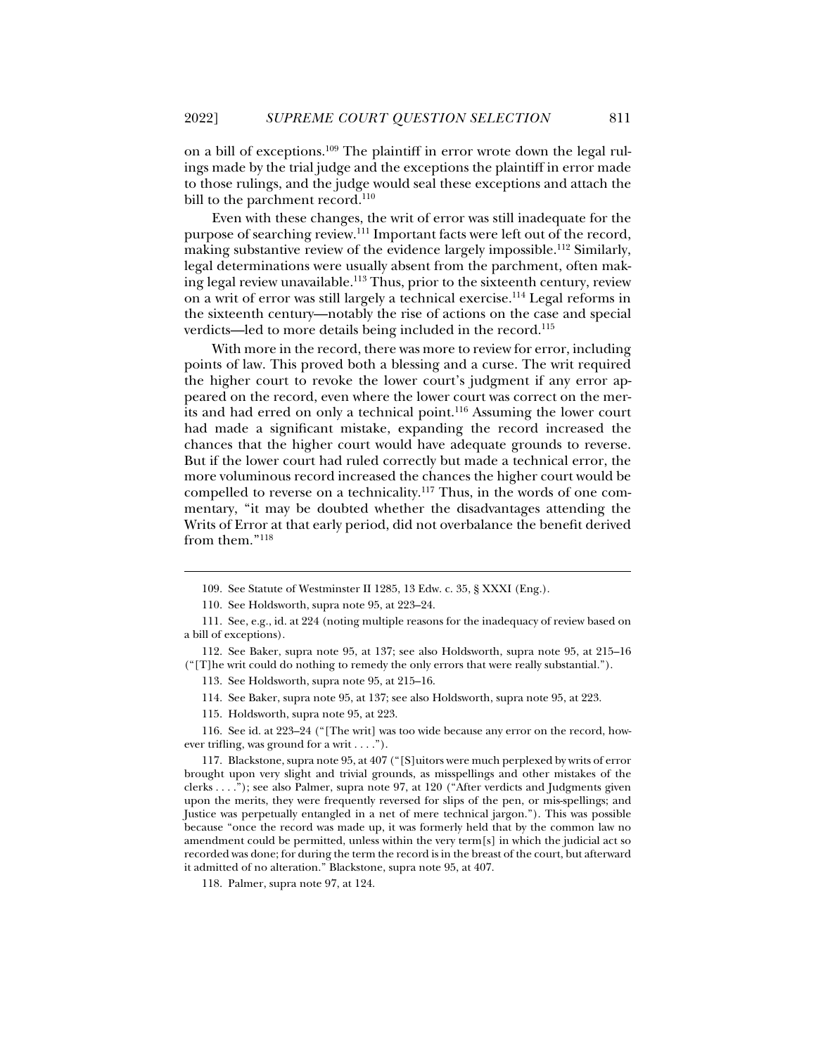on a bill of exceptions.[109] The plaintiff in error wrote down the legal rulings made by the trial judge and the exceptions the plaintiff in error made to those rulings, and the judge would seal these exceptions and attach the bill to the parchment record.[110]

Even with these changes, the writ of error was still inadequate for the purpose of searching review.[111] Important facts were left out of the record, making substantive review of the evidence largely impossible.[112] Similarly, legal determinations were usually absent from the parchment, often making legal review unavailable.[113] Thus, prior to the sixteenth century, review on a writ of error was still largely a technical exercise.[114] Legal reforms in the sixteenth century—notably the rise of actions on the case and special verdicts—led to more details being included in the record.[115]

With more in the record, there was more to review for error, including points of law. This proved both a blessing and a curse. The writ required the higher court to revoke the lower court's judgment if any error appeared on the record, even where the lower court was correct on the merits and had erred on only a technical point.[116] Assuming the lower court had made a significant mistake, expanding the record increased the chances that the higher court would have adequate grounds to reverse. But if the lower court had ruled correctly but made a technical error, the more voluminous record increased the chances the higher court would be compelled to reverse on a technicality.[117] Thus, in the words of one commentary, "it may be doubted whether the disadvantages attending the Writs of Error at that early period, did not overbalance the benefit derived from them."[118]

---

109. See Statute of Westminster II 1285, 13 Edw. c. 35, § XXXI (Eng.).

110. See Holdsworth, supra note 95, at 223–24.

111. See, e.g., id. at 224 (noting multiple reasons for the inadequacy of review based on a bill of exceptions).

112. See Baker, supra note 95, at 137; see also Holdsworth, supra note 95, at 215–16 ("[T]he writ could do nothing to remedy the only errors that were really substantial.").

113. See Holdsworth, supra note 95, at 215–16.

114. See Baker, supra note 95, at 137; see also Holdsworth, supra note 95, at 223.

115. Holdsworth, supra note 95, at 223.

116. See id. at 223–24 ("[The writ] was too wide because any error on the record, however trifling, was ground for a writ . . . .").

117. Blackstone, supra note 95, at 407 ("[S]uitors were much perplexed by writs of error brought upon very slight and trivial grounds, as misspellings and other mistakes of the clerks . . . ."); see also Palmer, supra note 97, at 120 ("After verdicts and Judgments given upon the merits, they were frequently reversed for slips of the pen, or mis-spellings; and Justice was perpetually entangled in a net of mere technical jargon."). This was possible because "once the record was made up, it was formerly held that by the common law no amendment could be permitted, unless within the very term[s] in which the judicial act so recorded was done; for during the term the record is in the breast of the court, but afterward it admitted of no alteration." Blackstone, supra note 95, at 407.

118. Palmer, supra note 97, at 124.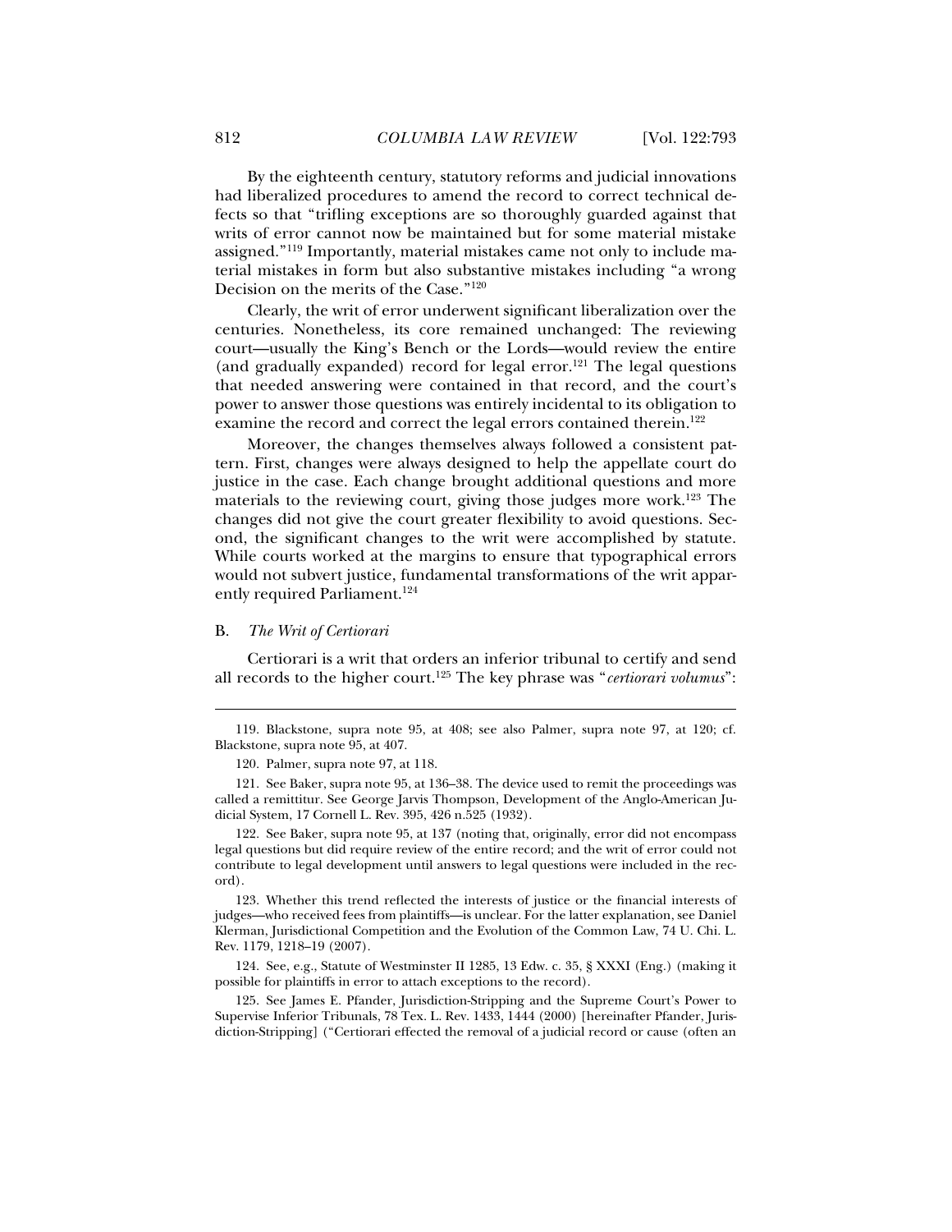By the eighteenth century, statutory reforms and judicial innovations had liberalized procedures to amend the record to correct technical defects so that "trifling exceptions are so thoroughly guarded against that writs of error cannot now be maintained but for some material mistake assigned."[119] Importantly, material mistakes came not only to include material mistakes in form but also substantive mistakes including "a wrong Decision on the merits of the Case."[120]

Clearly, the writ of error underwent significant liberalization over the centuries. Nonetheless, its core remained unchanged: The reviewing court—usually the King's Bench or the Lords—would review the entire (and gradually expanded) record for legal error.[121] The legal questions that needed answering were contained in that record, and the court's power to answer those questions was entirely incidental to its obligation to examine the record and correct the legal errors contained therein.[122]

Moreover, the changes themselves always followed a consistent pattern. First, changes were always designed to help the appellate court do justice in the case. Each change brought additional questions and more materials to the reviewing court, giving those judges more work.[123] The changes did not give the court greater flexibility to avoid questions. Second, the significant changes to the writ were accomplished by statute. While courts worked at the margins to ensure that typographical errors would not subvert justice, fundamental transformations of the writ apparently required Parliament.[124]

### B. *The Writ of Certiorari*

Certiorari is a writ that orders an inferior tribunal to certify and send all records to the higher court.[125] The key phrase was "*certiorari volumus*":

---

119. Blackstone, supra note 95, at 408; see also Palmer, supra note 97, at 120; cf. Blackstone, supra note 95, at 407.

120. Palmer, supra note 97, at 118.

121. See Baker, supra note 95, at 136–38. The device used to remit the proceedings was called a remittitur. See George Jarvis Thompson, Development of the Anglo-American Judicial System, 17 Cornell L. Rev. 395, 426 n.525 (1932).

122. See Baker, supra note 95, at 137 (noting that, originally, error did not encompass legal questions but did require review of the entire record; and the writ of error could not contribute to legal development until answers to legal questions were included in the record).

123. Whether this trend reflected the interests of justice or the financial interests of judges—who received fees from plaintiffs—is unclear. For the latter explanation, see Daniel Klerman, Jurisdictional Competition and the Evolution of the Common Law, 74 U. Chi. L. Rev. 1179, 1218–19 (2007).

124. See, e.g., Statute of Westminster II 1285, 13 Edw. c. 35, § XXXI (Eng.) (making it possible for plaintiffs in error to attach exceptions to the record).

125. See James E. Pfander, Jurisdiction-Stripping and the Supreme Court's Power to Supervise Inferior Tribunals, 78 Tex. L. Rev. 1433, 1444 (2000) [hereinafter Pfander, Jurisdiction-Stripping] ("Certiorari effected the removal of a judicial record or cause (often an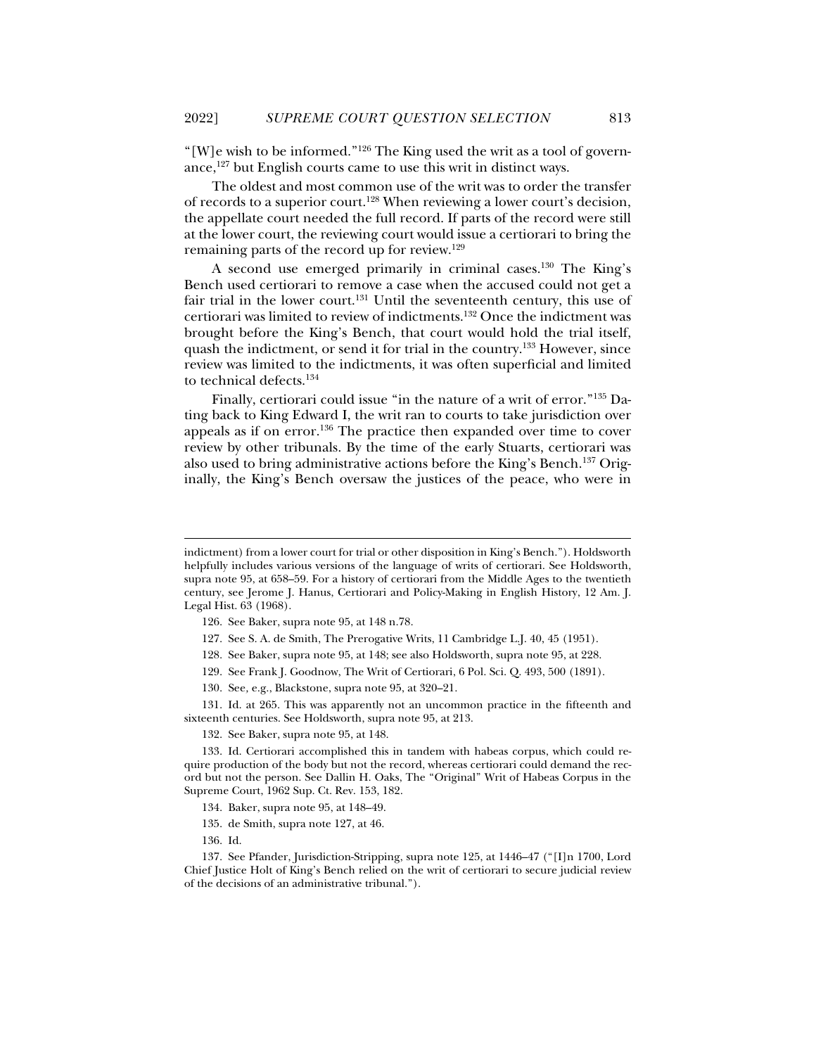"[W]e wish to be informed."[126] The King used the writ as a tool of governance,[127] but English courts came to use this writ in distinct ways.

The oldest and most common use of the writ was to order the transfer of records to a superior court.[128] When reviewing a lower court's decision, the appellate court needed the full record. If parts of the record were still at the lower court, the reviewing court would issue a certiorari to bring the remaining parts of the record up for review.[129]

A second use emerged primarily in criminal cases.[130] The King's Bench used certiorari to remove a case when the accused could not get a fair trial in the lower court.[131] Until the seventeenth century, this use of certiorari was limited to review of indictments.[132] Once the indictment was brought before the King's Bench, that court would hold the trial itself, quash the indictment, or send it for trial in the country.[133] However, since review was limited to the indictments, it was often superficial and limited to technical defects.[134]

Finally, certiorari could issue "in the nature of a writ of error."[135] Dating back to King Edward I, the writ ran to courts to take jurisdiction over appeals as if on error.[136] The practice then expanded over time to cover review by other tribunals. By the time of the early Stuarts, certiorari was also used to bring administrative actions before the King's Bench.[137] Originally, the King's Bench oversaw the justices of the peace, who were in

---

indictment) from a lower court for trial or other disposition in King's Bench."). Holdsworth helpfully includes various versions of the language of writs of certiorari. See Holdsworth, supra note 95, at 658–59. For a history of certiorari from the Middle Ages to the twentieth century, see Jerome J. Hanus, Certiorari and Policy-Making in English History, 12 Am. J. Legal Hist. 63 (1968).

126. See Baker, supra note 95, at 148 n.78.

127. See S. A. de Smith, The Prerogative Writs, 11 Cambridge L.J. 40, 45 (1951).

128. See Baker, supra note 95, at 148; see also Holdsworth, supra note 95, at 228.

129. See Frank J. Goodnow, The Writ of Certiorari, 6 Pol. Sci. Q. 493, 500 (1891).

130. See, e.g., Blackstone, supra note 95, at 320–21.

131. Id. at 265. This was apparently not an uncommon practice in the fifteenth and sixteenth centuries. See Holdsworth, supra note 95, at 213.

132. See Baker, supra note 95, at 148.

133. Id. Certiorari accomplished this in tandem with habeas corpus, which could require production of the body but not the record, whereas certiorari could demand the record but not the person. See Dallin H. Oaks, The "Original" Writ of Habeas Corpus in the Supreme Court, 1962 Sup. Ct. Rev. 153, 182.

134. Baker, supra note 95, at 148–49.

135. de Smith, supra note 127, at 46.

136. Id.

137. See Pfander, Jurisdiction-Stripping, supra note 125, at 1446–47 ("[I]n 1700, Lord Chief Justice Holt of King's Bench relied on the writ of certiorari to secure judicial review of the decisions of an administrative tribunal.").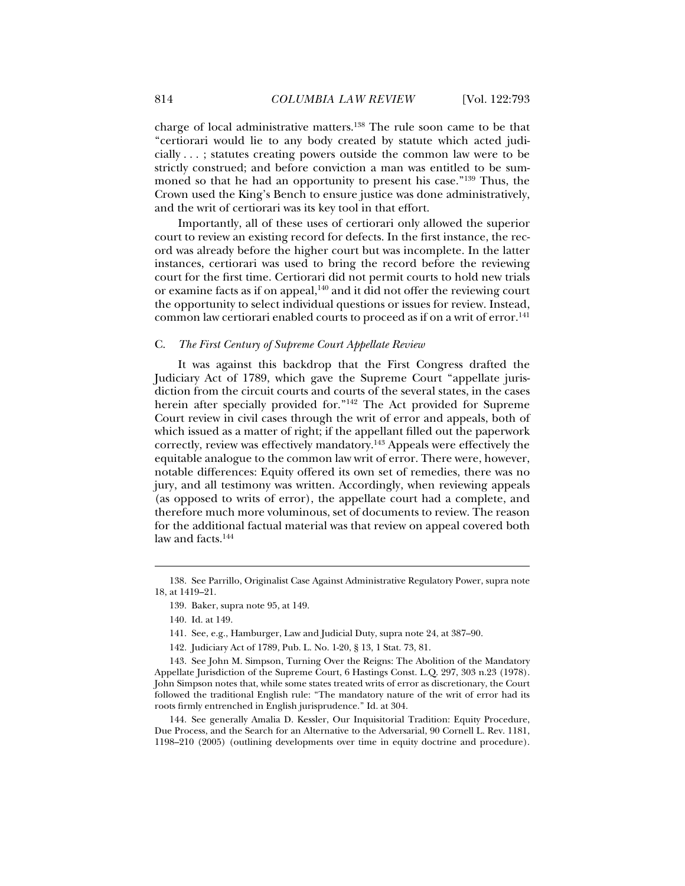charge of local administrative matters.[138] The rule soon came to be that "certiorari would lie to any body created by statute which acted judicially . . . ; statutes creating powers outside the common law were to be strictly construed; and before conviction a man was entitled to be summoned so that he had an opportunity to present his case."[139] Thus, the Crown used the King's Bench to ensure justice was done administratively, and the writ of certiorari was its key tool in that effort.

Importantly, all of these uses of certiorari only allowed the superior court to review an existing record for defects. In the first instance, the record was already before the higher court but was incomplete. In the latter instances, certiorari was used to bring the record before the reviewing court for the first time. Certiorari did not permit courts to hold new trials or examine facts as if on appeal,[140] and it did not offer the reviewing court the opportunity to select individual questions or issues for review. Instead, common law certiorari enabled courts to proceed as if on a writ of error.[141]

### C. *The First Century of Supreme Court Appellate Review*

It was against this backdrop that the First Congress drafted the Judiciary Act of 1789, which gave the Supreme Court "appellate jurisdiction from the circuit courts and courts of the several states, in the cases herein after specially provided for."[142] The Act provided for Supreme Court review in civil cases through the writ of error and appeals, both of which issued as a matter of right; if the appellant filled out the paperwork correctly, review was effectively mandatory.[143] Appeals were effectively the equitable analogue to the common law writ of error. There were, however, notable differences: Equity offered its own set of remedies, there was no jury, and all testimony was written. Accordingly, when reviewing appeals (as opposed to writs of error), the appellate court had a complete, and therefore much more voluminous, set of documents to review. The reason for the additional factual material was that review on appeal covered both law and facts.[144]

---

138. See Parrillo, Originalist Case Against Administrative Regulatory Power, supra note 18, at 1419–21.

139. Baker, supra note 95, at 149.

140. Id. at 149.

141. See, e.g., Hamburger, Law and Judicial Duty, supra note 24, at 387–90.

142. Judiciary Act of 1789, Pub. L. No. 1-20, § 13, 1 Stat. 73, 81.

143. See John M. Simpson, Turning Over the Reigns: The Abolition of the Mandatory Appellate Jurisdiction of the Supreme Court, 6 Hastings Const. L.Q. 297, 303 n.23 (1978). John Simpson notes that, while some states treated writs of error as discretionary, the Court followed the traditional English rule: "The mandatory nature of the writ of error had its roots firmly entrenched in English jurisprudence." Id. at 304.

144. See generally Amalia D. Kessler, Our Inquisitorial Tradition: Equity Procedure, Due Process, and the Search for an Alternative to the Adversarial, 90 Cornell L. Rev. 1181, 1198–210 (2005) (outlining developments over time in equity doctrine and procedure).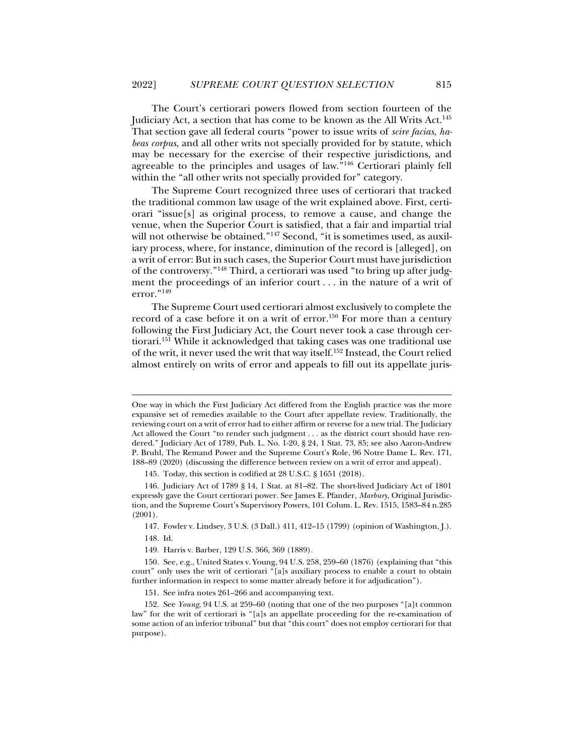The Court's certiorari powers flowed from section fourteen of the Judiciary Act, a section that has come to be known as the All Writs Act.[145] That section gave all federal courts "power to issue writs of *scire facias*, *habeas corpus*, and all other writs not specially provided for by statute, which may be necessary for the exercise of their respective jurisdictions, and agreeable to the principles and usages of law."[146] Certiorari plainly fell within the "all other writs not specially provided for" category.

The Supreme Court recognized three uses of certiorari that tracked the traditional common law usage of the writ explained above. First, certiorari "issue[s] as original process, to remove a cause, and change the venue, when the Superior Court is satisfied, that a fair and impartial trial will not otherwise be obtained."[147] Second, "it is sometimes used, as auxiliary process, where, for instance, diminution of the record is [alleged], on a writ of error: But in such cases, the Superior Court must have jurisdiction of the controversy."[148] Third, a certiorari was used "to bring up after judgment the proceedings of an inferior court . . . in the nature of a writ of error."[149]

The Supreme Court used certiorari almost exclusively to complete the record of a case before it on a writ of error.[150] For more than a century following the First Judiciary Act, the Court never took a case through certiorari.[151] While it acknowledged that taking cases was one traditional use of the writ, it never used the writ that way itself.[152] Instead, the Court relied almost entirely on writs of error and appeals to fill out its appellate juris-

---

One way in which the First Judiciary Act differed from the English practice was the more expansive set of remedies available to the Court after appellate review. Traditionally, the reviewing court on a writ of error had to either affirm or reverse for a new trial. The Judiciary Act allowed the Court "to render such judgment . . . as the district court should have rendered." Judiciary Act of 1789, Pub. L. No. 1-20, § 24, 1 Stat. 73, 85; see also Aaron-Andrew P. Bruhl, The Remand Power and the Supreme Court's Role, 96 Notre Dame L. Rev. 171, 188–89 (2020) (discussing the difference between review on a writ of error and appeal).

145. Today, this section is codified at 28 U.S.C. § 1651 (2018).

146. Judiciary Act of 1789 § 14, 1 Stat. at 81–82. The short-lived Judiciary Act of 1801 expressly gave the Court certiorari power. See James E. Pfander, *Marbury*, Original Jurisdiction, and the Supreme Court's Supervisory Powers, 101 Colum. L. Rev. 1515, 1583–84 n.285 (2001).

147. Fowler v. Lindsey, 3 U.S. (3 Dall.) 411, 412–15 (1799) (opinion of Washington, J.).

148. Id.

149. Harris v. Barber, 129 U.S. 366, 369 (1889).

150. See, e.g., United States v. Young, 94 U.S. 258, 259–60 (1876) (explaining that "this court" only uses the writ of certiorari "[a]s auxiliary process to enable a court to obtain further information in respect to some matter already before it for adjudication").

151. See infra notes 261–266 and accompanying text.

152. See *Young*, 94 U.S. at 259–60 (noting that one of the two purposes "[a]t common law" for the writ of certiorari is "[a]s an appellate proceeding for the re-examination of some action of an inferior tribunal" but that "this court" does not employ certiorari for that purpose).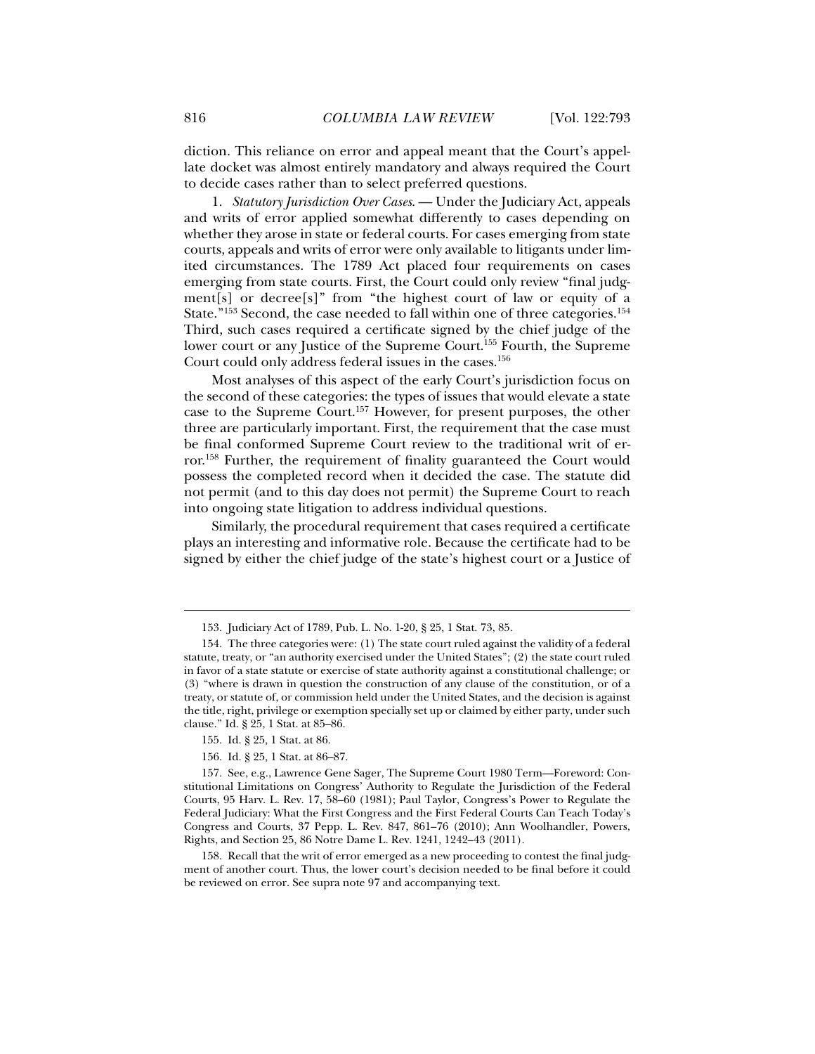diction. This reliance on error and appeal meant that the Court's appellate docket was almost entirely mandatory and always required the Court to decide cases rather than to select preferred questions.

1. *Statutory Jurisdiction Over Cases*. — Under the Judiciary Act, appeals and writs of error applied somewhat differently to cases depending on whether they arose in state or federal courts. For cases emerging from state courts, appeals and writs of error were only available to litigants under limited circumstances. The 1789 Act placed four requirements on cases emerging from state courts. First, the Court could only review "final judgment[s] or decree[s]" from "the highest court of law or equity of a State."[153] Second, the case needed to fall within one of three categories.[154] Third, such cases required a certificate signed by the chief judge of the lower court or any Justice of the Supreme Court.[155] Fourth, the Supreme Court could only address federal issues in the cases.[156]

Most analyses of this aspect of the early Court's jurisdiction focus on the second of these categories: the types of issues that would elevate a state case to the Supreme Court.[157] However, for present purposes, the other three are particularly important. First, the requirement that the case must be final conformed Supreme Court review to the traditional writ of error.[158] Further, the requirement of finality guaranteed the Court would possess the completed record when it decided the case. The statute did not permit (and to this day does not permit) the Supreme Court to reach into ongoing state litigation to address individual questions.

Similarly, the procedural requirement that cases required a certificate plays an interesting and informative role. Because the certificate had to be signed by either the chief judge of the state's highest court or a Justice of

---

153. Judiciary Act of 1789, Pub. L. No. 1-20, § 25, 1 Stat. 73, 85.

154. The three categories were: (1) The state court ruled against the validity of a federal statute, treaty, or "an authority exercised under the United States"; (2) the state court ruled in favor of a state statute or exercise of state authority against a constitutional challenge; or (3) "where is drawn in question the construction of any clause of the constitution, or of a treaty, or statute of, or commission held under the United States, and the decision is against the title, right, privilege or exemption specially set up or claimed by either party, under such clause." Id. § 25, 1 Stat. at 85–86.

155. Id. § 25, 1 Stat. at 86.

156. Id. § 25, 1 Stat. at 86–87.

157. See, e.g., Lawrence Gene Sager, The Supreme Court 1980 Term—Foreword: Constitutional Limitations on Congress' Authority to Regulate the Jurisdiction of the Federal Courts, 95 Harv. L. Rev. 17, 58–60 (1981); Paul Taylor, Congress's Power to Regulate the Federal Judiciary: What the First Congress and the First Federal Courts Can Teach Today's Congress and Courts, 37 Pepp. L. Rev. 847, 861–76 (2010); Ann Woolhandler, Powers, Rights, and Section 25, 86 Notre Dame L. Rev. 1241, 1242–43 (2011).

158. Recall that the writ of error emerged as a new proceeding to contest the final judgment of another court. Thus, the lower court's decision needed to be final before it could be reviewed on error. See supra note 97 and accompanying text.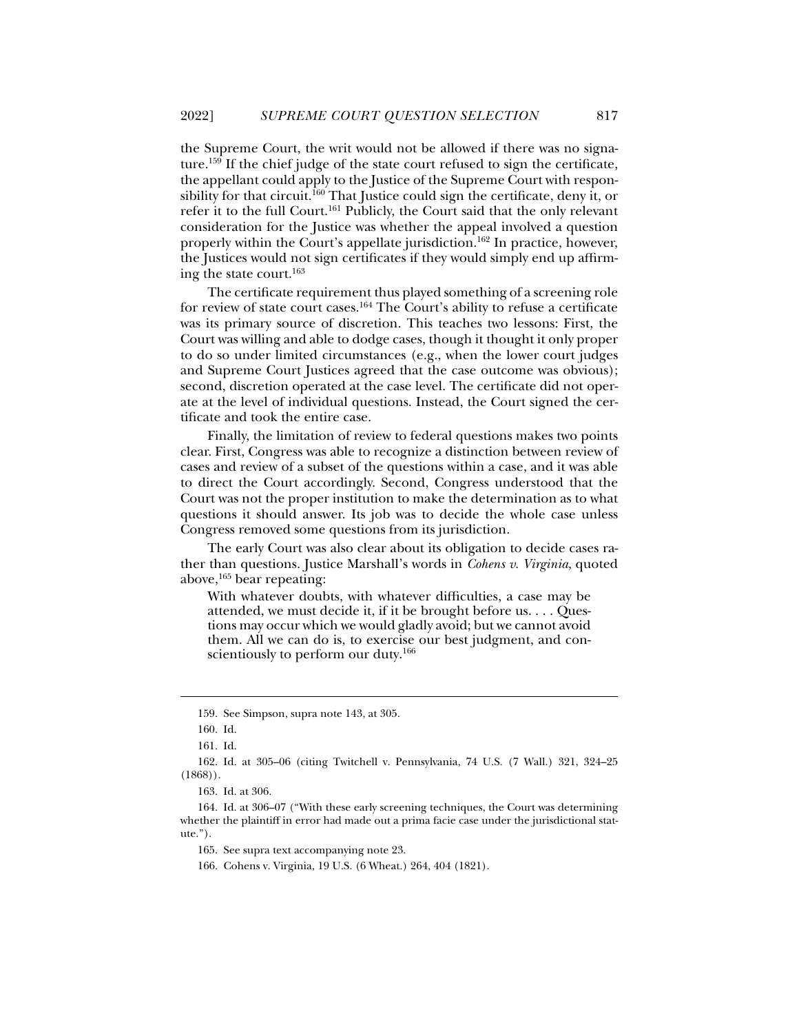the Supreme Court, the writ would not be allowed if there was no signature.[159] If the chief judge of the state court refused to sign the certificate, the appellant could apply to the Justice of the Supreme Court with responsibility for that circuit.[160] That Justice could sign the certificate, deny it, or refer it to the full Court.[161] Publicly, the Court said that the only relevant consideration for the Justice was whether the appeal involved a question properly within the Court's appellate jurisdiction.[162] In practice, however, the Justices would not sign certificates if they would simply end up affirming the state court.[163]

The certificate requirement thus played something of a screening role for review of state court cases.[164] The Court's ability to refuse a certificate was its primary source of discretion. This teaches two lessons: First, the Court was willing and able to dodge cases, though it thought it only proper to do so under limited circumstances (e.g., when the lower court judges and Supreme Court Justices agreed that the case outcome was obvious); second, discretion operated at the case level. The certificate did not operate at the level of individual questions. Instead, the Court signed the certificate and took the entire case.

Finally, the limitation of review to federal questions makes two points clear. First, Congress was able to recognize a distinction between review of cases and review of a subset of the questions within a case, and it was able to direct the Court accordingly. Second, Congress understood that the Court was not the proper institution to make the determination as to what questions it should answer. Its job was to decide the whole case unless Congress removed some questions from its jurisdiction.

The early Court was also clear about its obligation to decide cases rather than questions. Justice Marshall's words in *Cohens v. Virginia*, quoted above,[165] bear repeating:

> With whatever doubts, with whatever difficulties, a case may be attended, we must decide it, if it be brought before us. . . . Questions may occur which we would gladly avoid; but we cannot avoid them. All we can do is, to exercise our best judgment, and conscientiously to perform our duty.[166]

---

159. See Simpson, supra note 143, at 305.

160. Id.

161. Id.

162. Id. at 305–06 (citing Twitchell v. Pennsylvania, 74 U.S. (7 Wall.) 321, 324–25 (1868)).

163. Id. at 306.

164. Id. at 306–07 ("With these early screening techniques, the Court was determining whether the plaintiff in error had made out a prima facie case under the jurisdictional statute.").

165. See supra text accompanying note 23.

166. Cohens v. Virginia, 19 U.S. (6 Wheat.) 264, 404 (1821).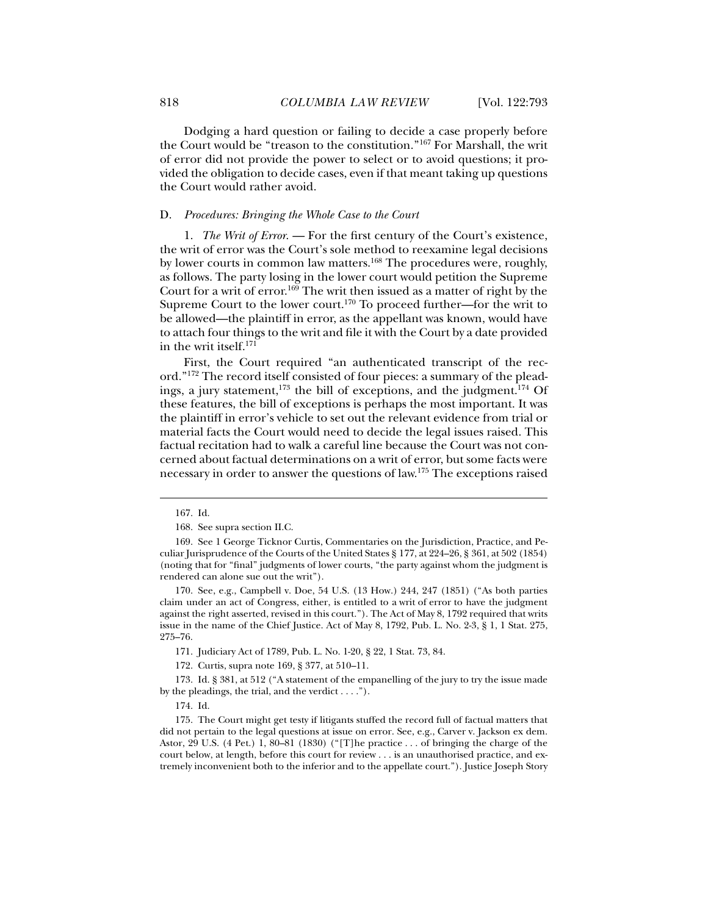Dodging a hard question or failing to decide a case properly before the Court would be "treason to the constitution."[167] For Marshall, the writ of error did not provide the power to select or to avoid questions; it provided the obligation to decide cases, even if that meant taking up questions the Court would rather avoid.

### D. *Procedures: Bringing the Whole Case to the Court*

1. *The Writ of Error.* — For the first century of the Court's existence, the writ of error was the Court's sole method to reexamine legal decisions by lower courts in common law matters.[168] The procedures were, roughly, as follows. The party losing in the lower court would petition the Supreme Court for a writ of error.[169] The writ then issued as a matter of right by the Supreme Court to the lower court.[170] To proceed further—for the writ to be allowed—the plaintiff in error, as the appellant was known, would have to attach four things to the writ and file it with the Court by a date provided in the writ itself.[171]

First, the Court required "an authenticated transcript of the record."[172] The record itself consisted of four pieces: a summary of the pleadings, a jury statement,[173] the bill of exceptions, and the judgment.[174] Of these features, the bill of exceptions is perhaps the most important. It was the plaintiff in error's vehicle to set out the relevant evidence from trial or material facts the Court would need to decide the legal issues raised. This factual recitation had to walk a careful line because the Court was not concerned about factual determinations on a writ of error, but some facts were necessary in order to answer the questions of law.[175] The exceptions raised

---

167. Id.

168. See supra section II.C.

169. See 1 George Ticknor Curtis, Commentaries on the Jurisdiction, Practice, and Peculiar Jurisprudence of the Courts of the United States § 177, at 224–26, § 361, at 502 (1854) (noting that for "final" judgments of lower courts, "the party against whom the judgment is rendered can alone sue out the writ").

170. See, e.g., Campbell v. Doe, 54 U.S. (13 How.) 244, 247 (1851) ("As both parties claim under an act of Congress, either, is entitled to a writ of error to have the judgment against the right asserted, revised in this court."). The Act of May 8, 1792 required that writs issue in the name of the Chief Justice. Act of May 8, 1792, Pub. L. No. 2-3, § 1, 1 Stat. 275, 275–76.

171. Judiciary Act of 1789, Pub. L. No. 1-20, § 22, 1 Stat. 73, 84.

172. Curtis, supra note 169, § 377, at 510–11.

173. Id. § 381, at 512 ("A statement of the empanelling of the jury to try the issue made by the pleadings, the trial, and the verdict . . . .").

174. Id.

175. The Court might get testy if litigants stuffed the record full of factual matters that did not pertain to the legal questions at issue on error. See, e.g., Carver v. Jackson ex dem. Astor, 29 U.S. (4 Pet.) 1, 80–81 (1830) ("[T]he practice . . . of bringing the charge of the court below, at length, before this court for review . . . is an unauthorised practice, and extremely inconvenient both to the inferior and to the appellate court."). Justice Joseph Story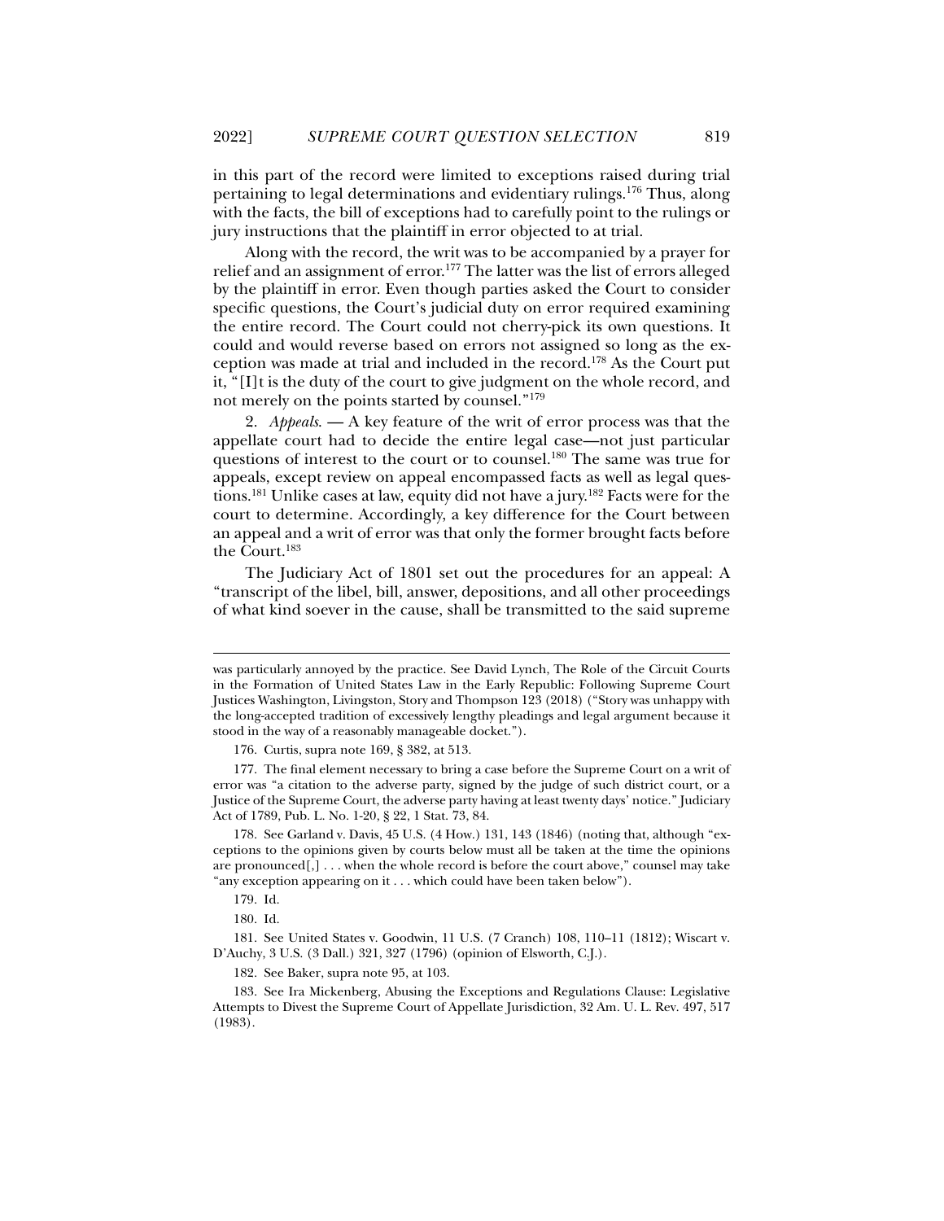in this part of the record were limited to exceptions raised during trial pertaining to legal determinations and evidentiary rulings.[176] Thus, along with the facts, the bill of exceptions had to carefully point to the rulings or jury instructions that the plaintiff in error objected to at trial.

Along with the record, the writ was to be accompanied by a prayer for relief and an assignment of error.[177] The latter was the list of errors alleged by the plaintiff in error. Even though parties asked the Court to consider specific questions, the Court's judicial duty on error required examining the entire record. The Court could not cherry-pick its own questions. It could and would reverse based on errors not assigned so long as the exception was made at trial and included in the record.[178] As the Court put it, "[I]t is the duty of the court to give judgment on the whole record, and not merely on the points started by counsel."[179]

2. *Appeals*. — A key feature of the writ of error process was that the appellate court had to decide the entire legal case—not just particular questions of interest to the court or to counsel.[180] The same was true for appeals, except review on appeal encompassed facts as well as legal questions.[181] Unlike cases at law, equity did not have a jury.[182] Facts were for the court to determine. Accordingly, a key difference for the Court between an appeal and a writ of error was that only the former brought facts before the Court.[183]

The Judiciary Act of 1801 set out the procedures for an appeal: A "transcript of the libel, bill, answer, depositions, and all other proceedings of what kind soever in the cause, shall be transmitted to the said supreme

---

was particularly annoyed by the practice. See David Lynch, The Role of the Circuit Courts in the Formation of United States Law in the Early Republic: Following Supreme Court Justices Washington, Livingston, Story and Thompson 123 (2018) ("Story was unhappy with the long-accepted tradition of excessively lengthy pleadings and legal argument because it stood in the way of a reasonably manageable docket.").

176. Curtis, supra note 169, § 382, at 513.

177. The final element necessary to bring a case before the Supreme Court on a writ of error was "a citation to the adverse party, signed by the judge of such district court, or a Justice of the Supreme Court, the adverse party having at least twenty days' notice." Judiciary Act of 1789, Pub. L. No. 1-20, § 22, 1 Stat. 73, 84.

178. See Garland v. Davis, 45 U.S. (4 How.) 131, 143 (1846) (noting that, although "exceptions to the opinions given by courts below must all be taken at the time the opinions are pronounced[,] . . . when the whole record is before the court above," counsel may take "any exception appearing on it . . . which could have been taken below").

179. Id.

180. Id.

181. See United States v. Goodwin, 11 U.S. (7 Cranch) 108, 110–11 (1812); Wiscart v. D'Auchy, 3 U.S. (3 Dall.) 321, 327 (1796) (opinion of Elsworth, C.J.).

182. See Baker, supra note 95, at 103.

183. See Ira Mickenberg, Abusing the Exceptions and Regulations Clause: Legislative Attempts to Divest the Supreme Court of Appellate Jurisdiction, 32 Am. U. L. Rev. 497, 517 (1983).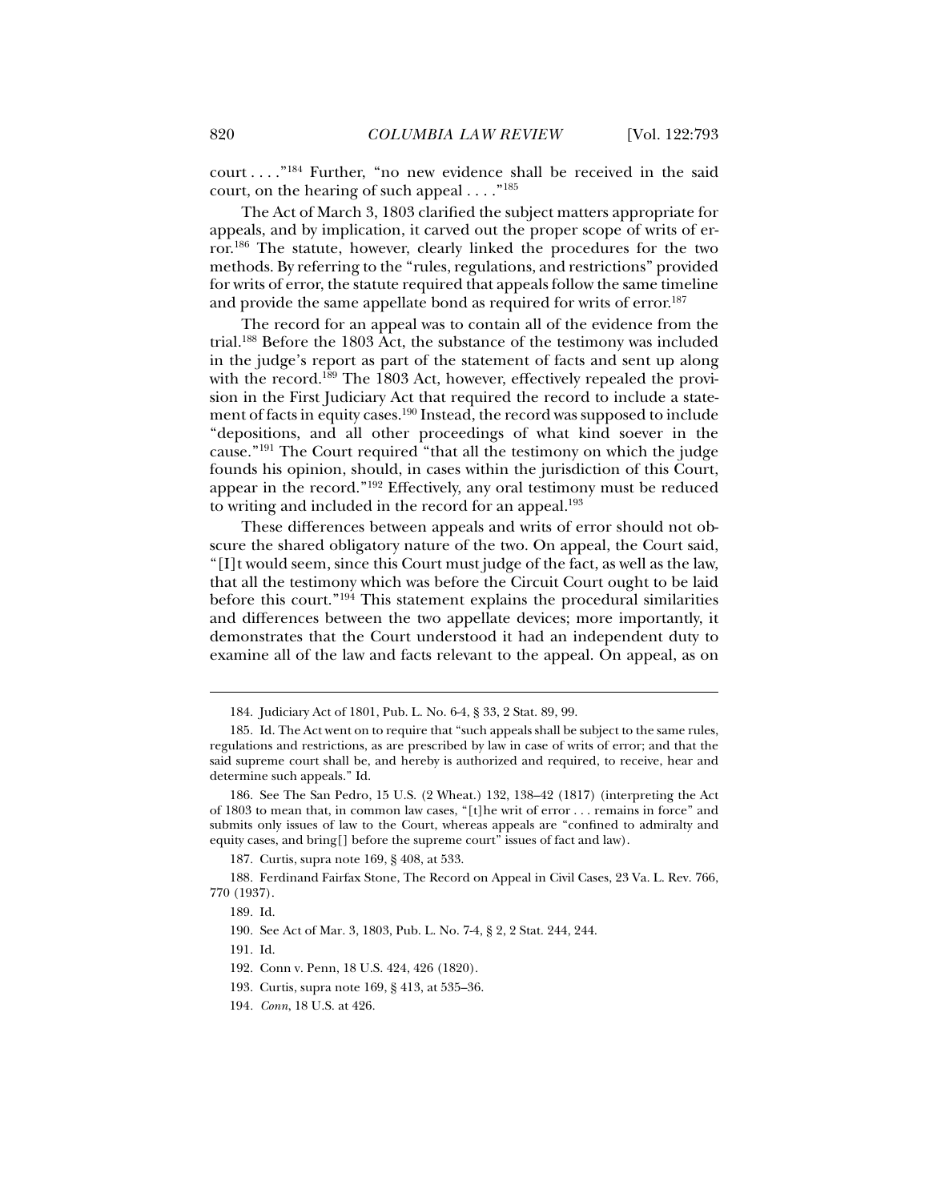court . . . ."[184] Further, "no new evidence shall be received in the said court, on the hearing of such appeal . . . ."[185]

The Act of March 3, 1803 clarified the subject matters appropriate for appeals, and by implication, it carved out the proper scope of writs of error.[186] The statute, however, clearly linked the procedures for the two methods. By referring to the "rules, regulations, and restrictions" provided for writs of error, the statute required that appeals follow the same timeline and provide the same appellate bond as required for writs of error.[187]

The record for an appeal was to contain all of the evidence from the trial.[188] Before the 1803 Act, the substance of the testimony was included in the judge's report as part of the statement of facts and sent up along with the record.[189] The 1803 Act, however, effectively repealed the provision in the First Judiciary Act that required the record to include a statement of facts in equity cases.[190] Instead, the record was supposed to include "depositions, and all other proceedings of what kind soever in the cause."[191] The Court required "that all the testimony on which the judge founds his opinion, should, in cases within the jurisdiction of this Court, appear in the record."[192] Effectively, any oral testimony must be reduced to writing and included in the record for an appeal.[193]

These differences between appeals and writs of error should not obscure the shared obligatory nature of the two. On appeal, the Court said, "[I]t would seem, since this Court must judge of the fact, as well as the law, that all the testimony which was before the Circuit Court ought to be laid before this court."[194] This statement explains the procedural similarities and differences between the two appellate devices; more importantly, it demonstrates that the Court understood it had an independent duty to examine all of the law and facts relevant to the appeal. On appeal, as on

---

184. Judiciary Act of 1801, Pub. L. No. 6-4, § 33, 2 Stat. 89, 99.

185. Id. The Act went on to require that "such appeals shall be subject to the same rules, regulations and restrictions, as are prescribed by law in case of writs of error; and that the said supreme court shall be, and hereby is authorized and required, to receive, hear and determine such appeals." Id.

186. See The San Pedro, 15 U.S. (2 Wheat.) 132, 138–42 (1817) (interpreting the Act of 1803 to mean that, in common law cases, "[t]he writ of error . . . remains in force" and submits only issues of law to the Court, whereas appeals are "confined to admiralty and equity cases, and bring[] before the supreme court" issues of fact and law).

187. Curtis, supra note 169, § 408, at 533.

188. Ferdinand Fairfax Stone, The Record on Appeal in Civil Cases, 23 Va. L. Rev. 766, 770 (1937).

189. Id.

190. See Act of Mar. 3, 1803, Pub. L. No. 7-4, § 2, 2 Stat. 244, 244.

191. Id.

192. Conn v. Penn, 18 U.S. 424, 426 (1820).

193. Curtis, supra note 169, § 413, at 535–36.

194. *Conn*, 18 U.S. at 426.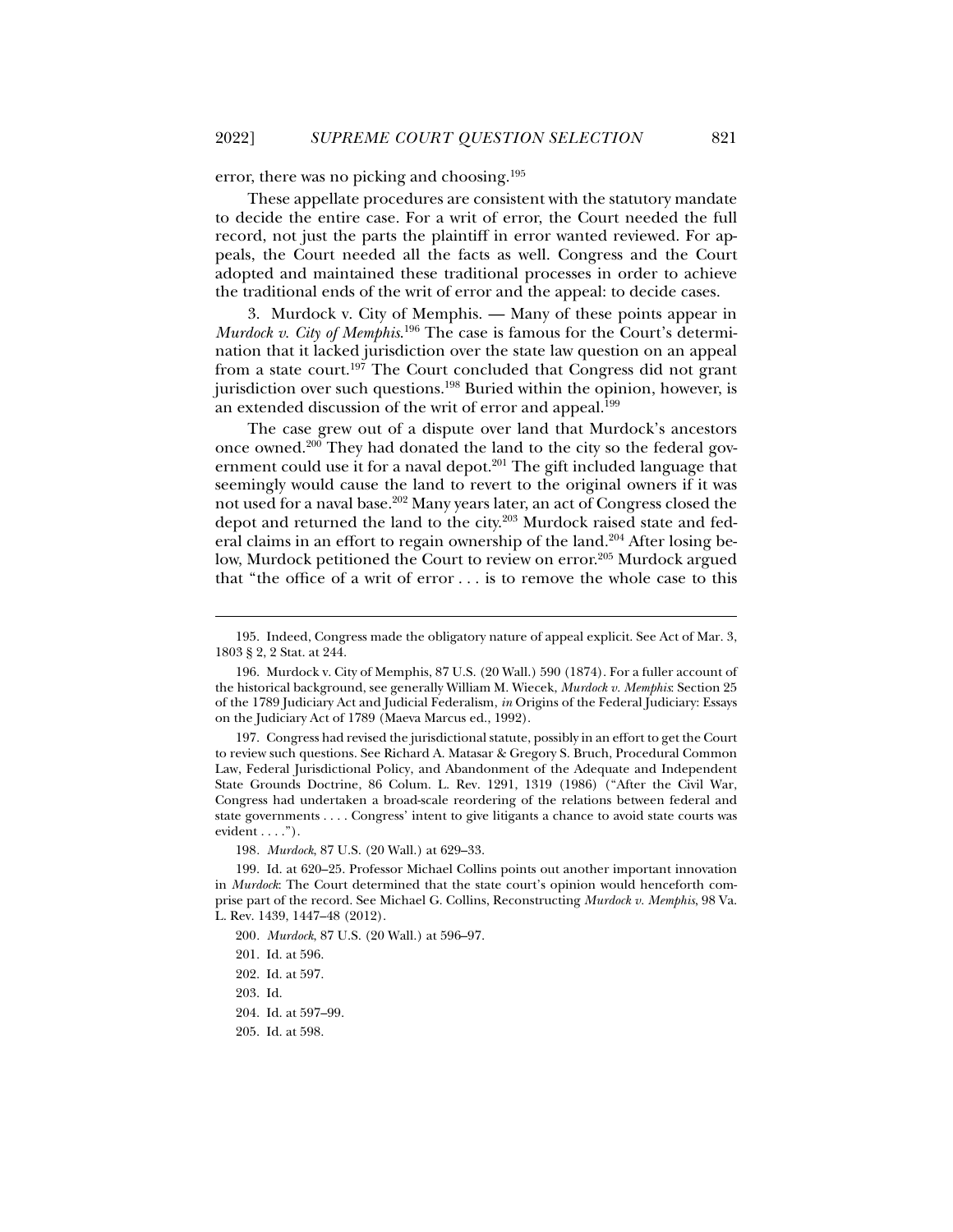error, there was no picking and choosing.[195]

These appellate procedures are consistent with the statutory mandate to decide the entire case. For a writ of error, the Court needed the full record, not just the parts the plaintiff in error wanted reviewed. For appeals, the Court needed all the facts as well. Congress and the Court adopted and maintained these traditional processes in order to achieve the traditional ends of the writ of error and the appeal: to decide cases.

3. Murdock v. City of Memphis. — Many of these points appear in *Murdock v. City of Memphis*.[196] The case is famous for the Court's determination that it lacked jurisdiction over the state law question on an appeal from a state court.[197] The Court concluded that Congress did not grant jurisdiction over such questions.[198] Buried within the opinion, however, is an extended discussion of the writ of error and appeal.[199]

The case grew out of a dispute over land that Murdock's ancestors once owned.[200] They had donated the land to the city so the federal government could use it for a naval depot.[201] The gift included language that seemingly would cause the land to revert to the original owners if it was not used for a naval base.[202] Many years later, an act of Congress closed the depot and returned the land to the city.[203] Murdock raised state and federal claims in an effort to regain ownership of the land.[204] After losing below, Murdock petitioned the Court to review on error.[205] Murdock argued that "the office of a writ of error . . . is to remove the whole case to this

---

195. Indeed, Congress made the obligatory nature of appeal explicit. See Act of Mar. 3, 1803 § 2, 2 Stat. at 244.

196. Murdock v. City of Memphis, 87 U.S. (20 Wall.) 590 (1874). For a fuller account of the historical background, see generally William M. Wiecek, *Murdock v. Memphis*: Section 25 of the 1789 Judiciary Act and Judicial Federalism, *in* Origins of the Federal Judiciary: Essays on the Judiciary Act of 1789 (Maeva Marcus ed., 1992).

197. Congress had revised the jurisdictional statute, possibly in an effort to get the Court to review such questions. See Richard A. Matasar & Gregory S. Bruch, Procedural Common Law, Federal Jurisdictional Policy, and Abandonment of the Adequate and Independent State Grounds Doctrine, 86 Colum. L. Rev. 1291, 1319 (1986) ("After the Civil War, Congress had undertaken a broad-scale reordering of the relations between federal and state governments . . . . Congress' intent to give litigants a chance to avoid state courts was evident . . . .").

198. *Murdock*, 87 U.S. (20 Wall.) at 629–33.

199. Id. at 620–25. Professor Michael Collins points out another important innovation in *Murdock*: The Court determined that the state court's opinion would henceforth comprise part of the record. See Michael G. Collins, Reconstructing *Murdock v. Memphis*, 98 Va. L. Rev. 1439, 1447–48 (2012).

200. *Murdock*, 87 U.S. (20 Wall.) at 596–97.

201. Id. at 596.

202. Id. at 597.

203. Id.

204. Id. at 597–99.

205. Id. at 598.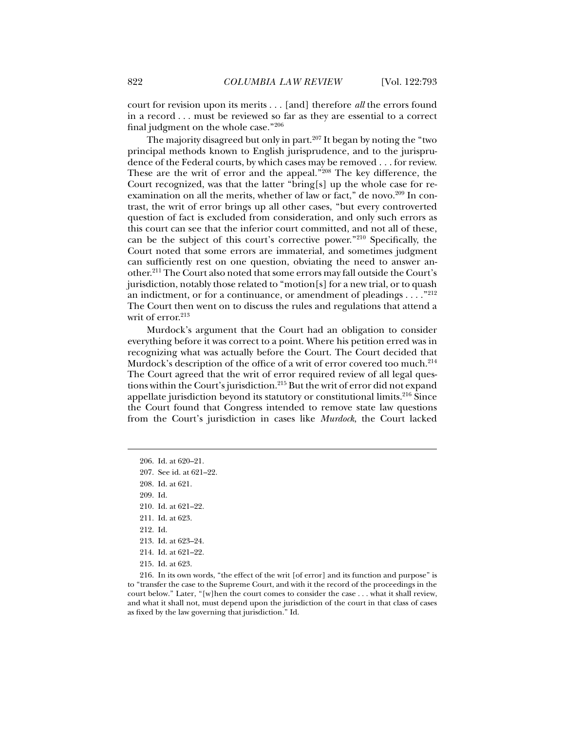court for revision upon its merits . . . [and] therefore *all* the errors found in a record . . . must be reviewed so far as they are essential to a correct final judgment on the whole case."[206]

The majority disagreed but only in part.[207] It began by noting the "two principal methods known to English jurisprudence, and to the jurisprudence of the Federal courts, by which cases may be removed . . . for review. These are the writ of error and the appeal."[208] The key difference, the Court recognized, was that the latter "bring[s] up the whole case for re-examination on all the merits, whether of law or fact," de novo.[209] In contrast, the writ of error brings up all other cases, "but every controverted question of fact is excluded from consideration, and only such errors as this court can see that the inferior court committed, and not all of these, can be the subject of this court's corrective power."[210] Specifically, the Court noted that some errors are immaterial, and sometimes judgment can sufficiently rest on one question, obviating the need to answer another.[211] The Court also noted that some errors may fall outside the Court's jurisdiction, notably those related to "motion[s] for a new trial, or to quash an indictment, or for a continuance, or amendment of pleadings . . . ."[212] The Court then went on to discuss the rules and regulations that attend a writ of error.[213]

Murdock's argument that the Court had an obligation to consider everything before it was correct to a point. Where his petition erred was in recognizing what was actually before the Court. The Court decided that Murdock's description of the office of a writ of error covered too much.[214] The Court agreed that the writ of error required review of all legal questions within the Court's jurisdiction.[215] But the writ of error did not expand appellate jurisdiction beyond its statutory or constitutional limits.[216] Since the Court found that Congress intended to remove state law questions from the Court's jurisdiction in cases like *Murdock*, the Court lacked

---

206. Id. at 620–21.

207. See id. at 621–22.

208. Id. at 621.

209. Id.

210. Id. at 621–22.

211. Id. at 623.

212. Id.

213. Id. at 623–24.

214. Id. at 621–22.

215. Id. at 623.

216. In its own words, "the effect of the writ [of error] and its function and purpose" is to "transfer the case to the Supreme Court, and with it the record of the proceedings in the court below." Later, "[w]hen the court comes to consider the case . . . what it shall review, and what it shall not, must depend upon the jurisdiction of the court in that class of cases as fixed by the law governing that jurisdiction." Id.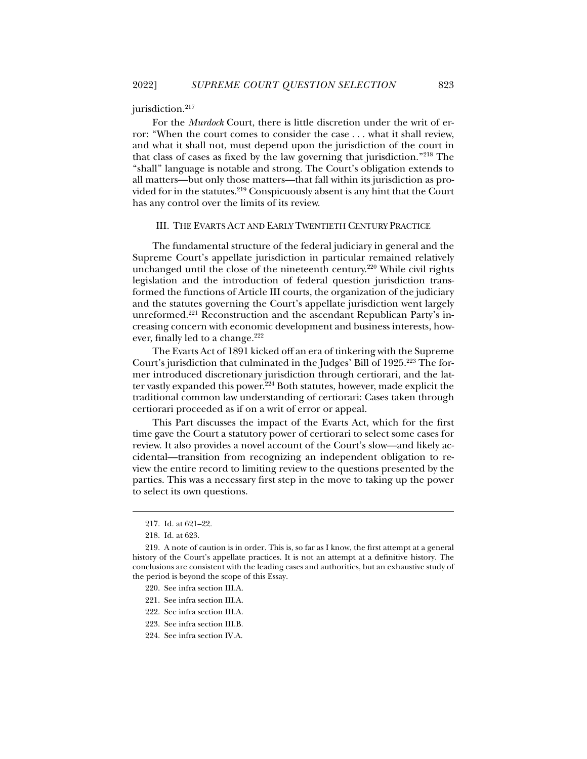jurisdiction.[217]

For the *Murdock* Court, there is little discretion under the writ of error: "When the court comes to consider the case . . . what it shall review, and what it shall not, must depend upon the jurisdiction of the court in that class of cases as fixed by the law governing that jurisdiction."[218] The "shall" language is notable and strong. The Court's obligation extends to all matters—but only those matters—that fall within its jurisdiction as provided for in the statutes.[219] Conspicuously absent is any hint that the Court has any control over the limits of its review.

## III. THE EVARTS ACT AND EARLY TWENTIETH CENTURY PRACTICE

The fundamental structure of the federal judiciary in general and the Supreme Court's appellate jurisdiction in particular remained relatively unchanged until the close of the nineteenth century.[220] While civil rights legislation and the introduction of federal question jurisdiction transformed the functions of Article III courts, the organization of the judiciary and the statutes governing the Court's appellate jurisdiction went largely unreformed.[221] Reconstruction and the ascendant Republican Party's increasing concern with economic development and business interests, however, finally led to a change.[222]

The Evarts Act of 1891 kicked off an era of tinkering with the Supreme Court's jurisdiction that culminated in the Judges' Bill of 1925.[223] The former introduced discretionary jurisdiction through certiorari, and the latter vastly expanded this power.[224] Both statutes, however, made explicit the traditional common law understanding of certiorari: Cases taken through certiorari proceeded as if on a writ of error or appeal.

This Part discusses the impact of the Evarts Act, which for the first time gave the Court a statutory power of certiorari to select some cases for review. It also provides a novel account of the Court's slow—and likely accidental—transition from recognizing an independent obligation to review the entire record to limiting review to the questions presented by the parties. This was a necessary first step in the move to taking up the power to select its own questions.

217. Id. at 621–22.

218. Id. at 623.

219. A note of caution is in order. This is, so far as I know, the first attempt at a general history of the Court's appellate practices. It is not an attempt at a definitive history. The conclusions are consistent with the leading cases and authorities, but an exhaustive study of the period is beyond the scope of this Essay.

220. See infra section III.A.

221. See infra section III.A.

222. See infra section III.A.

223. See infra section III.B.

224. See infra section IV.A.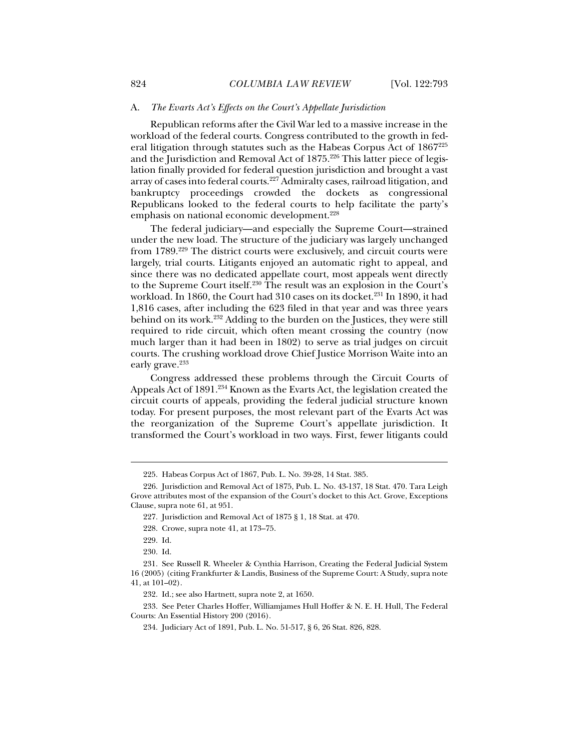### A. *The Evarts Act's Effects on the Court's Appellate Jurisdiction*

Republican reforms after the Civil War led to a massive increase in the workload of the federal courts. Congress contributed to the growth in federal litigation through statutes such as the Habeas Corpus Act of 1867[225] and the Jurisdiction and Removal Act of 1875.[226] This latter piece of legislation finally provided for federal question jurisdiction and brought a vast array of cases into federal courts.[227] Admiralty cases, railroad litigation, and bankruptcy proceedings crowded the dockets as congressional Republicans looked to the federal courts to help facilitate the party's emphasis on national economic development.[228]

The federal judiciary—and especially the Supreme Court—strained under the new load. The structure of the judiciary was largely unchanged from 1789.[229] The district courts were exclusively, and circuit courts were largely, trial courts. Litigants enjoyed an automatic right to appeal, and since there was no dedicated appellate court, most appeals went directly to the Supreme Court itself.[230] The result was an explosion in the Court's workload. In 1860, the Court had 310 cases on its docket.[231] In 1890, it had 1,816 cases, after including the 623 filed in that year and was three years behind on its work.[232] Adding to the burden on the Justices, they were still required to ride circuit, which often meant crossing the country (now much larger than it had been in 1802) to serve as trial judges on circuit courts. The crushing workload drove Chief Justice Morrison Waite into an early grave.[233]

Congress addressed these problems through the Circuit Courts of Appeals Act of 1891.[234] Known as the Evarts Act, the legislation created the circuit courts of appeals, providing the federal judicial structure known today. For present purposes, the most relevant part of the Evarts Act was the reorganization of the Supreme Court's appellate jurisdiction. It transformed the Court's workload in two ways. First, fewer litigants could

---

225. Habeas Corpus Act of 1867, Pub. L. No. 39-28, 14 Stat. 385.

226. Jurisdiction and Removal Act of 1875, Pub. L. No. 43-137, 18 Stat. 470. Tara Leigh Grove attributes most of the expansion of the Court's docket to this Act. Grove, Exceptions Clause, supra note 61, at 951.

227. Jurisdiction and Removal Act of 1875 § 1, 18 Stat. at 470.

228. Crowe, supra note 41, at 173–75.

229. Id.

230. Id.

231. See Russell R. Wheeler & Cynthia Harrison, Creating the Federal Judicial System 16 (2005) (citing Frankfurter & Landis, Business of the Supreme Court: A Study, supra note 41, at 101–02).

232. Id.; see also Hartnett, supra note 2, at 1650.

233. See Peter Charles Hoffer, Williamjames Hull Hoffer & N. E. H. Hull, The Federal Courts: An Essential History 200 (2016).

234. Judiciary Act of 1891, Pub. L. No. 51-517, § 6, 26 Stat. 826, 828.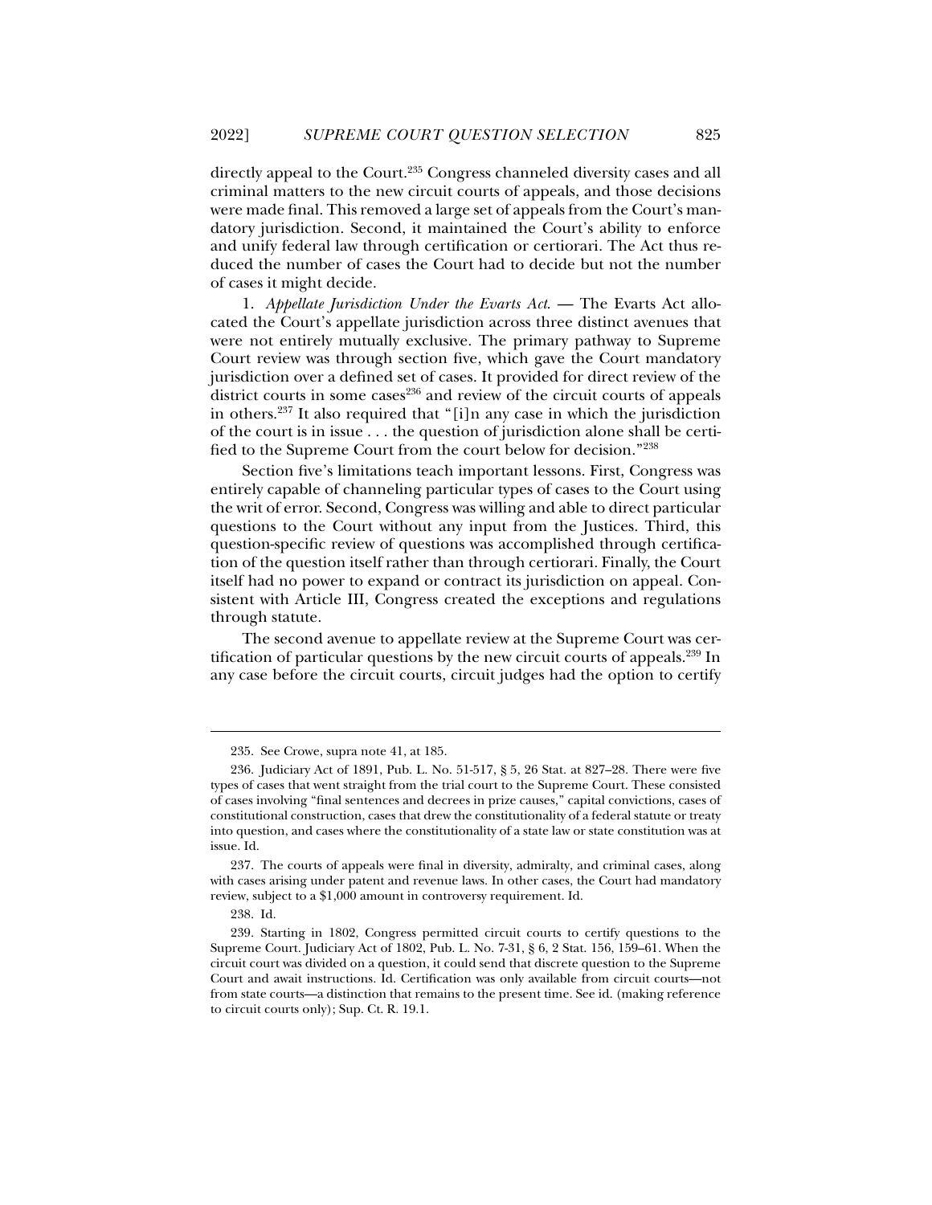directly appeal to the Court.[235] Congress channeled diversity cases and all criminal matters to the new circuit courts of appeals, and those decisions were made final. This removed a large set of appeals from the Court's mandatory jurisdiction. Second, it maintained the Court's ability to enforce and unify federal law through certification or certiorari. The Act thus reduced the number of cases the Court had to decide but not the number of cases it might decide.

1. *Appellate Jurisdiction Under the Evarts Act.* — The Evarts Act allocated the Court's appellate jurisdiction across three distinct avenues that were not entirely mutually exclusive. The primary pathway to Supreme Court review was through section five, which gave the Court mandatory jurisdiction over a defined set of cases. It provided for direct review of the district courts in some cases[236] and review of the circuit courts of appeals in others.[237] It also required that "[i]n any case in which the jurisdiction of the court is in issue . . . the question of jurisdiction alone shall be certified to the Supreme Court from the court below for decision."[238]

Section five's limitations teach important lessons. First, Congress was entirely capable of channeling particular types of cases to the Court using the writ of error. Second, Congress was willing and able to direct particular questions to the Court without any input from the Justices. Third, this question-specific review of questions was accomplished through certification of the question itself rather than through certiorari. Finally, the Court itself had no power to expand or contract its jurisdiction on appeal. Consistent with Article III, Congress created the exceptions and regulations through statute.

The second avenue to appellate review at the Supreme Court was certification of particular questions by the new circuit courts of appeals.[239] In any case before the circuit courts, circuit judges had the option to certify

---

235. See Crowe, supra note 41, at 185.

236. Judiciary Act of 1891, Pub. L. No. 51-517, § 5, 26 Stat. at 827–28. There were five types of cases that went straight from the trial court to the Supreme Court. These consisted of cases involving "final sentences and decrees in prize causes," capital convictions, cases of constitutional construction, cases that drew the constitutionality of a federal statute or treaty into question, and cases where the constitutionality of a state law or state constitution was at issue. Id.

237. The courts of appeals were final in diversity, admiralty, and criminal cases, along with cases arising under patent and revenue laws. In other cases, the Court had mandatory review, subject to a $1,000 amount in controversy requirement. Id.

238. Id.

239. Starting in 1802, Congress permitted circuit courts to certify questions to the Supreme Court. Judiciary Act of 1802, Pub. L. No. 7-31, § 6, 2 Stat. 156, 159–61. When the circuit court was divided on a question, it could send that discrete question to the Supreme Court and await instructions. Id. Certification was only available from circuit courts—not from state courts—a distinction that remains to the present time. See id. (making reference to circuit courts only); Sup. Ct. R. 19.1.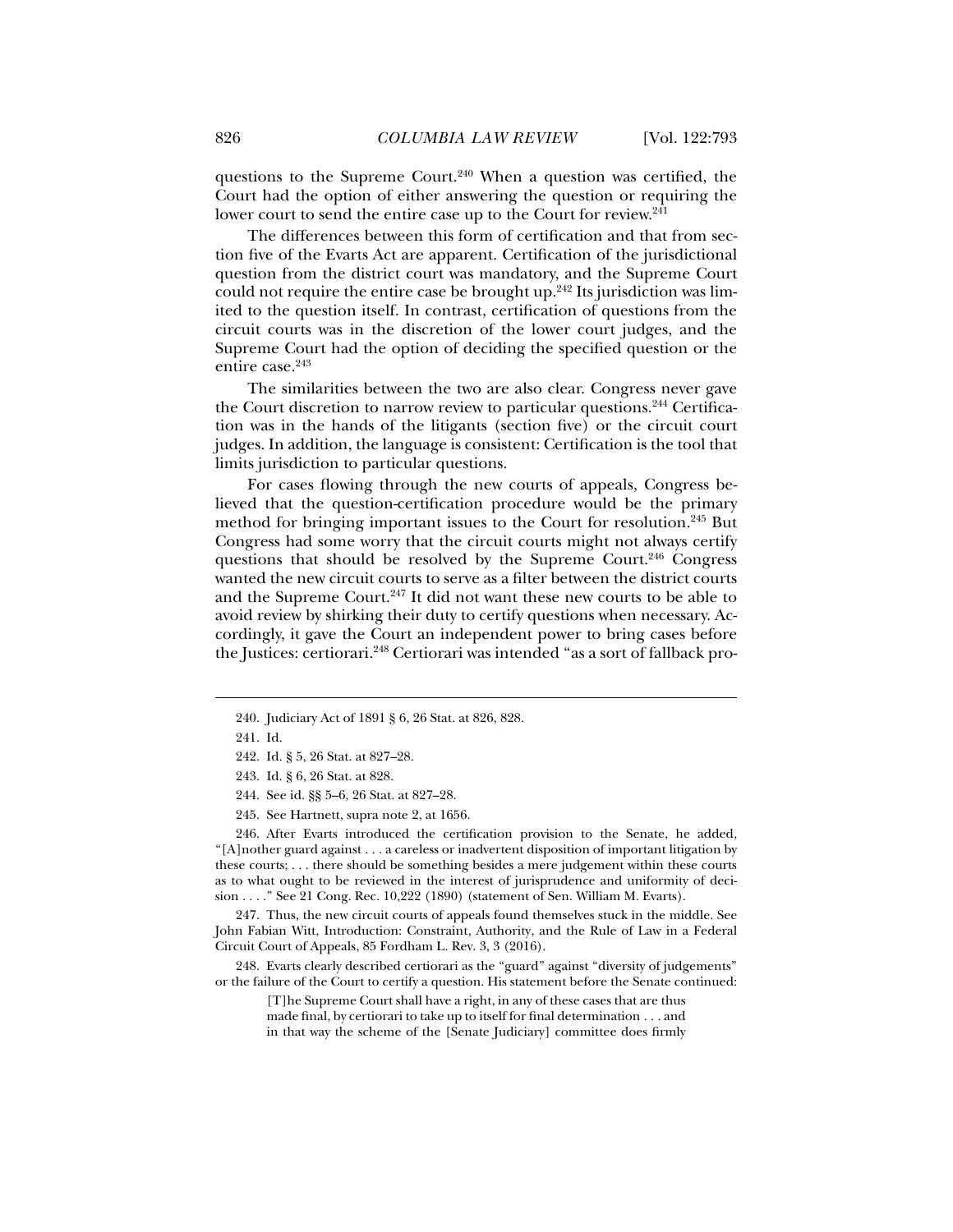questions to the Supreme Court.[240] When a question was certified, the Court had the option of either answering the question or requiring the lower court to send the entire case up to the Court for review.[241]

The differences between this form of certification and that from section five of the Evarts Act are apparent. Certification of the jurisdictional question from the district court was mandatory, and the Supreme Court could not require the entire case be brought up.[242] Its jurisdiction was limited to the question itself. In contrast, certification of questions from the circuit courts was in the discretion of the lower court judges, and the Supreme Court had the option of deciding the specified question or the entire case.[243]

The similarities between the two are also clear. Congress never gave the Court discretion to narrow review to particular questions.[244] Certification was in the hands of the litigants (section five) or the circuit court judges. In addition, the language is consistent: Certification is the tool that limits jurisdiction to particular questions.

For cases flowing through the new courts of appeals, Congress believed that the question-certification procedure would be the primary method for bringing important issues to the Court for resolution.[245] But Congress had some worry that the circuit courts might not always certify questions that should be resolved by the Supreme Court.[246] Congress wanted the new circuit courts to serve as a filter between the district courts and the Supreme Court.[247] It did not want these new courts to be able to avoid review by shirking their duty to certify questions when necessary. Accordingly, it gave the Court an independent power to bring cases before the Justices: certiorari.[248] Certiorari was intended "as a sort of fallback pro-

---

240. Judiciary Act of 1891 § 6, 26 Stat. at 826, 828.

241. Id.

242. Id. § 5, 26 Stat. at 827–28.

243. Id. § 6, 26 Stat. at 828.

244. See id. §§ 5–6, 26 Stat. at 827–28.

245. See Hartnett, supra note 2, at 1656.

246. After Evarts introduced the certification provision to the Senate, he added, "[A]nother guard against . . . a careless or inadvertent disposition of important litigation by these courts; . . . there should be something besides a mere judgement within these courts as to what ought to be reviewed in the interest of jurisprudence and uniformity of decision . . . ." See 21 Cong. Rec. 10,222 (1890) (statement of Sen. William M. Evarts).

247. Thus, the new circuit courts of appeals found themselves stuck in the middle. See John Fabian Witt, Introduction: Constraint, Authority, and the Rule of Law in a Federal Circuit Court of Appeals, 85 Fordham L. Rev. 3, 3 (2016).

248. Evarts clearly described certiorari as the "guard" against "diversity of judgements" or the failure of the Court to certify a question. His statement before the Senate continued:

> [T]he Supreme Court shall have a right, in any of these cases that are thus made final, by certiorari to take up to itself for final determination . . . and in that way the scheme of the [Senate Judiciary] committee does firmly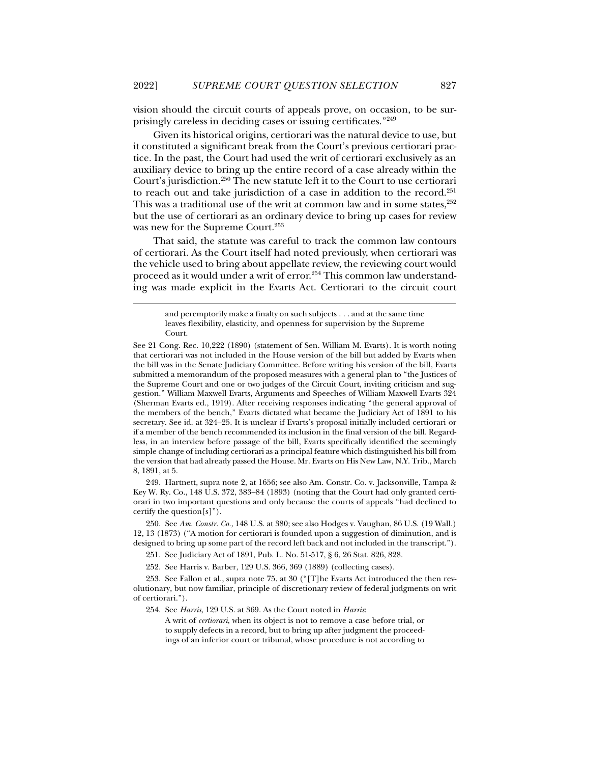vision should the circuit courts of appeals prove, on occasion, to be surprisingly careless in deciding cases or issuing certificates."[249]

Given its historical origins, certiorari was the natural device to use, but it constituted a significant break from the Court's previous certiorari practice. In the past, the Court had used the writ of certiorari exclusively as an auxiliary device to bring up the entire record of a case already within the Court's jurisdiction.[250] The new statute left it to the Court to use certiorari to reach out and take jurisdiction of a case in addition to the record.[251] This was a traditional use of the writ at common law and in some states,[252] but the use of certiorari as an ordinary device to bring up cases for review was new for the Supreme Court.[253]

That said, the statute was careful to track the common law contours of certiorari. As the Court itself had noted previously, when certiorari was the vehicle used to bring about appellate review, the reviewing court would proceed as it would under a writ of error.[254] This common law understanding was made explicit in the Evarts Act. Certiorari to the circuit court

> and peremptorily make a finalty on such subjects . . . and at the same time leaves flexibility, elasticity, and openness for supervision by the Supreme Court.

See 21 Cong. Rec. 10,222 (1890) (statement of Sen. William M. Evarts). It is worth noting that certiorari was not included in the House version of the bill but added by Evarts when the bill was in the Senate Judiciary Committee. Before writing his version of the bill, Evarts submitted a memorandum of the proposed measures with a general plan to "the Justices of the Supreme Court and one or two judges of the Circuit Court, inviting criticism and suggestion." William Maxwell Evarts, Arguments and Speeches of William Maxwell Evarts 324 (Sherman Evarts ed., 1919). After receiving responses indicating "the general approval of the members of the bench," Evarts dictated what became the Judiciary Act of 1891 to his secretary. See id. at 324–25. It is unclear if Evarts's proposal initially included certiorari or if a member of the bench recommended its inclusion in the final version of the bill. Regardless, in an interview before passage of the bill, Evarts specifically identified the seemingly simple change of including certiorari as a principal feature which distinguished his bill from the version that had already passed the House. Mr. Evarts on His New Law, N.Y. Trib., March 8, 1891, at 5.

249. Hartnett, supra note 2, at 1656; see also Am. Constr. Co. v. Jacksonville, Tampa & Key W. Ry. Co., 148 U.S. 372, 383–84 (1893) (noting that the Court had only granted certiorari in two important questions and only because the courts of appeals "had declined to certify the question[s]").

250. See *Am. Constr. Co.*, 148 U.S. at 380; see also Hodges v. Vaughan, 86 U.S. (19 Wall.) 12, 13 (1873) ("A motion for certiorari is founded upon a suggestion of diminution, and is designed to bring up some part of the record left back and not included in the transcript.").

251. See Judiciary Act of 1891, Pub. L. No. 51-517, § 6, 26 Stat. 826, 828.

252. See Harris v. Barber, 129 U.S. 366, 369 (1889) (collecting cases).

253. See Fallon et al., supra note 75, at 30 ("[T]he Evarts Act introduced the then revolutionary, but now familiar, principle of discretionary review of federal judgments on writ of certiorari.").

254. See *Harris*, 129 U.S. at 369. As the Court noted in *Harris*:

> A writ of *certiorari*, when its object is not to remove a case before trial, or to supply defects in a record, but to bring up after judgment the proceedings of an inferior court or tribunal, whose procedure is not according to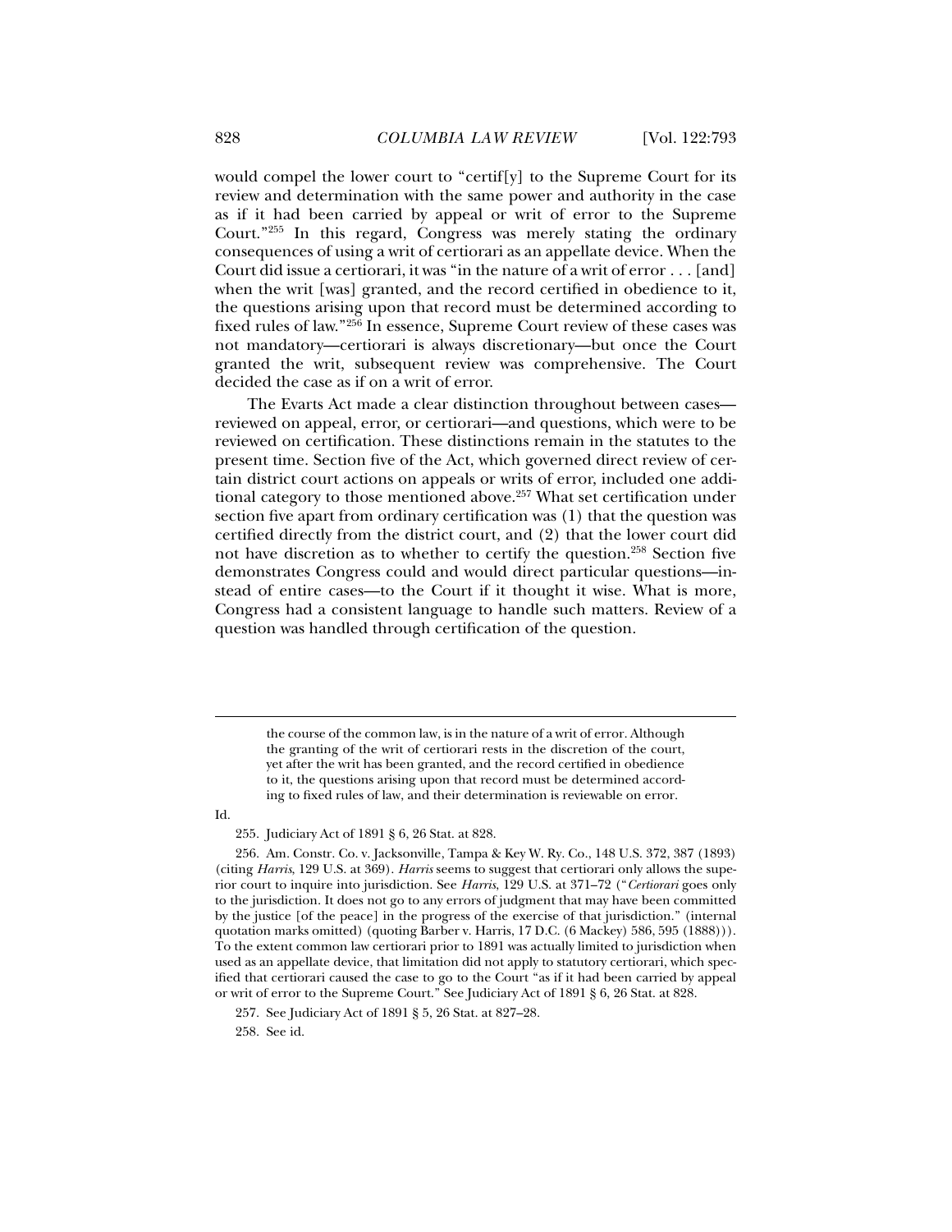would compel the lower court to "certif[y] to the Supreme Court for its review and determination with the same power and authority in the case as if it had been carried by appeal or writ of error to the Supreme Court."[255] In this regard, Congress was merely stating the ordinary consequences of using a writ of certiorari as an appellate device. When the Court did issue a certiorari, it was "in the nature of a writ of error . . . [and] when the writ [was] granted, and the record certified in obedience to it, the questions arising upon that record must be determined according to fixed rules of law."[256] In essence, Supreme Court review of these cases was not mandatory—certiorari is always discretionary—but once the Court granted the writ, subsequent review was comprehensive. The Court decided the case as if on a writ of error.

The Evarts Act made a clear distinction throughout between cases—reviewed on appeal, error, or certiorari—and questions, which were to be reviewed on certification. These distinctions remain in the statutes to the present time. Section five of the Act, which governed direct review of certain district court actions on appeals or writs of error, included one additional category to those mentioned above.[257] What set certification under section five apart from ordinary certification was (1) that the question was certified directly from the district court, and (2) that the lower court did not have discretion as to whether to certify the question.[258] Section five demonstrates Congress could and would direct particular questions—instead of entire cases—to the Court if it thought it wise. What is more, Congress had a consistent language to handle such matters. Review of a question was handled through certification of the question.

---

> the course of the common law, is in the nature of a writ of error. Although the granting of the writ of certiorari rests in the discretion of the court, yet after the writ has been granted, and the record certified in obedience to it, the questions arising upon that record must be determined according to fixed rules of law, and their determination is reviewable on error.

Id.

255. Judiciary Act of 1891 § 6, 26 Stat. at 828.

256. Am. Constr. Co. v. Jacksonville, Tampa & Key W. Ry. Co., 148 U.S. 372, 387 (1893) (citing *Harris*, 129 U.S. at 369). *Harris* seems to suggest that certiorari only allows the superior court to inquire into jurisdiction. See *Harris*, 129 U.S. at 371–72 ("*Certiorari* goes only to the jurisdiction. It does not go to any errors of judgment that may have been committed by the justice [of the peace] in the progress of the exercise of that jurisdiction." (internal quotation marks omitted) (quoting Barber v. Harris, 17 D.C. (6 Mackey) 586, 595 (1888))). To the extent common law certiorari prior to 1891 was actually limited to jurisdiction when used as an appellate device, that limitation did not apply to statutory certiorari, which specified that certiorari caused the case to go to the Court "as if it had been carried by appeal or writ of error to the Supreme Court." See Judiciary Act of 1891 § 6, 26 Stat. at 828.

257. See Judiciary Act of 1891 § 5, 26 Stat. at 827–28.

258. See id.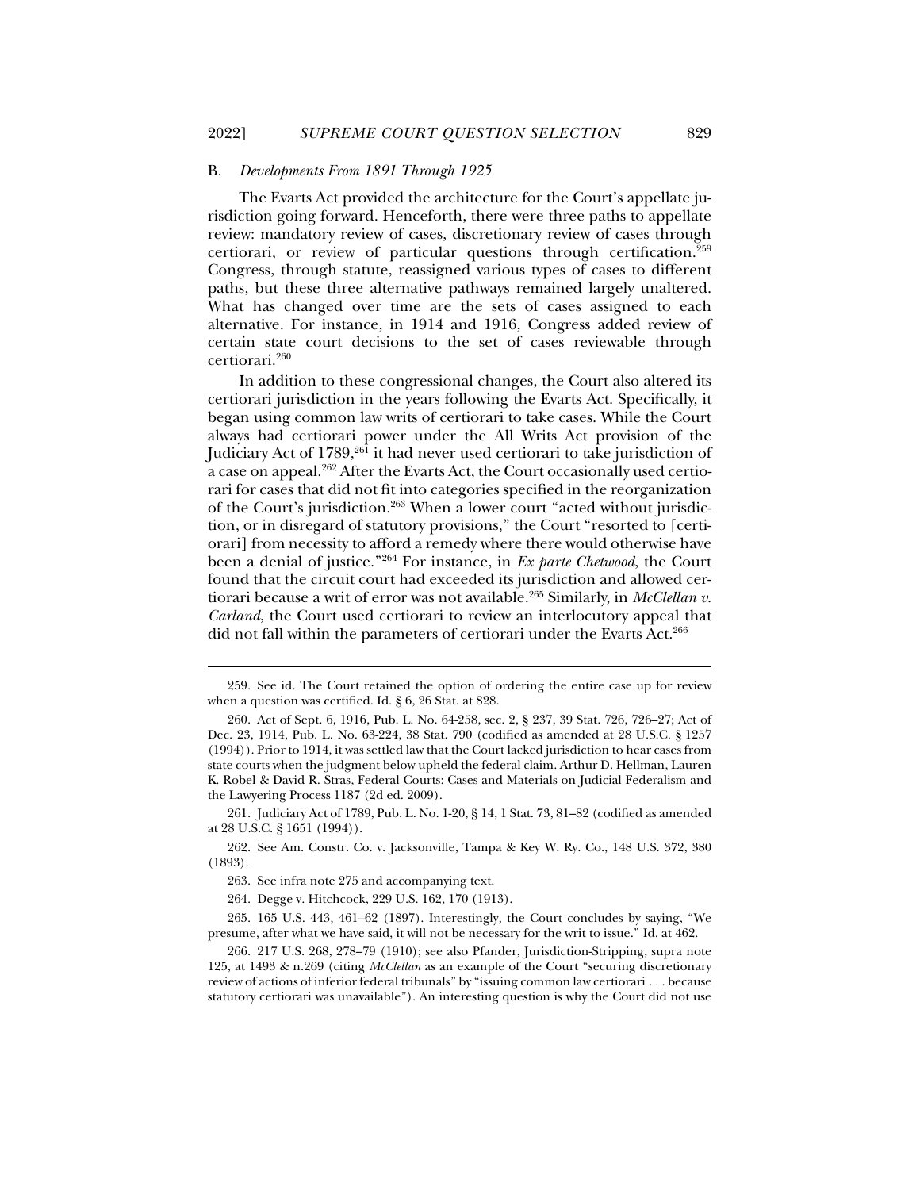## B. *Developments From 1891 Through 1925*

The Evarts Act provided the architecture for the Court's appellate jurisdiction going forward. Henceforth, there were three paths to appellate review: mandatory review of cases, discretionary review of cases through certiorari, or review of particular questions through certification.[259] Congress, through statute, reassigned various types of cases to different paths, but these three alternative pathways remained largely unaltered. What has changed over time are the sets of cases assigned to each alternative. For instance, in 1914 and 1916, Congress added review of certain state court decisions to the set of cases reviewable through certiorari.[260]

In addition to these congressional changes, the Court also altered its certiorari jurisdiction in the years following the Evarts Act. Specifically, it began using common law writs of certiorari to take cases. While the Court always had certiorari power under the All Writs Act provision of the Judiciary Act of 1789,[261] it had never used certiorari to take jurisdiction of a case on appeal.[262] After the Evarts Act, the Court occasionally used certiorari for cases that did not fit into categories specified in the reorganization of the Court's jurisdiction.[263] When a lower court "acted without jurisdiction, or in disregard of statutory provisions," the Court "resorted to [certiorari] from necessity to afford a remedy where there would otherwise have been a denial of justice."[264] For instance, in *Ex parte Chetwood*, the Court found that the circuit court had exceeded its jurisdiction and allowed certiorari because a writ of error was not available.[265] Similarly, in *McClellan v. Carland*, the Court used certiorari to review an interlocutory appeal that did not fall within the parameters of certiorari under the Evarts Act.[266]

---

259. See id. The Court retained the option of ordering the entire case up for review when a question was certified. Id. § 6, 26 Stat. at 828.

260. Act of Sept. 6, 1916, Pub. L. No. 64-258, sec. 2, § 237, 39 Stat. 726, 726–27; Act of Dec. 23, 1914, Pub. L. No. 63-224, 38 Stat. 790 (codified as amended at 28 U.S.C. § 1257 (1994)). Prior to 1914, it was settled law that the Court lacked jurisdiction to hear cases from state courts when the judgment below upheld the federal claim. Arthur D. Hellman, Lauren K. Robel & David R. Stras, Federal Courts: Cases and Materials on Judicial Federalism and the Lawyering Process 1187 (2d ed. 2009).

261. Judiciary Act of 1789, Pub. L. No. 1-20, § 14, 1 Stat. 73, 81–82 (codified as amended at 28 U.S.C. § 1651 (1994)).

262. See Am. Constr. Co. v. Jacksonville, Tampa & Key W. Ry. Co., 148 U.S. 372, 380 (1893).

263. See infra note 275 and accompanying text.

264. Degge v. Hitchcock, 229 U.S. 162, 170 (1913).

265. 165 U.S. 443, 461–62 (1897). Interestingly, the Court concludes by saying, "We presume, after what we have said, it will not be necessary for the writ to issue." Id. at 462.

266. 217 U.S. 268, 278–79 (1910); see also Pfander, Jurisdiction-Stripping, supra note 125, at 1493 & n.269 (citing *McClellan* as an example of the Court "securing discretionary review of actions of inferior federal tribunals" by "issuing common law certiorari . . . because statutory certiorari was unavailable"). An interesting question is why the Court did not use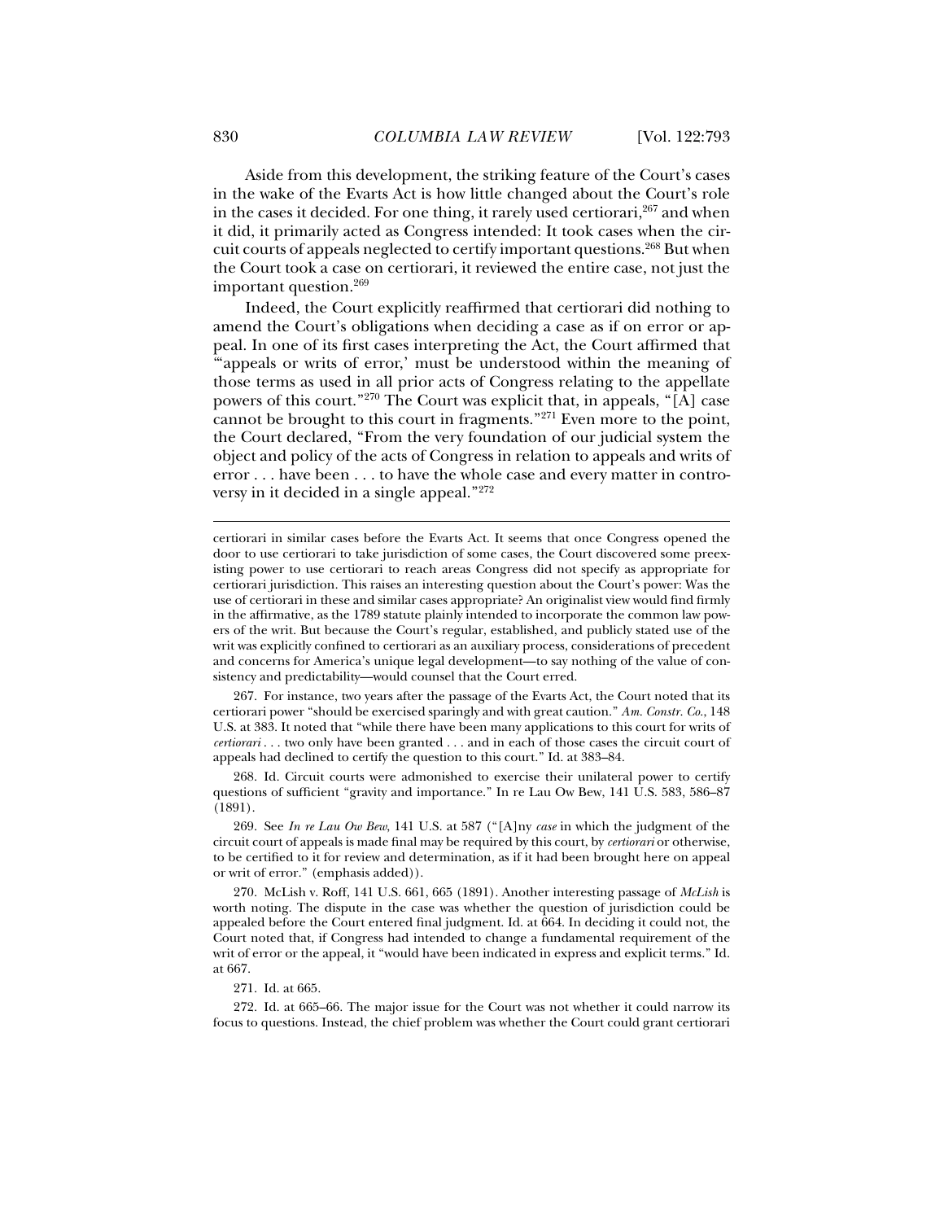Aside from this development, the striking feature of the Court's cases in the wake of the Evarts Act is how little changed about the Court's role in the cases it decided. For one thing, it rarely used certiorari,[267] and when it did, it primarily acted as Congress intended: It took cases when the circuit courts of appeals neglected to certify important questions.[268] But when the Court took a case on certiorari, it reviewed the entire case, not just the important question.[269]

Indeed, the Court explicitly reaffirmed that certiorari did nothing to amend the Court's obligations when deciding a case as if on error or appeal. In one of its first cases interpreting the Act, the Court affirmed that "'appeals or writs of error,' must be understood within the meaning of those terms as used in all prior acts of Congress relating to the appellate powers of this court."[270] The Court was explicit that, in appeals, "[A] case cannot be brought to this court in fragments."[271] Even more to the point, the Court declared, "From the very foundation of our judicial system the object and policy of the acts of Congress in relation to appeals and writs of error . . . have been . . . to have the whole case and every matter in controversy in it decided in a single appeal."[272]

---

certiorari in similar cases before the Evarts Act. It seems that once Congress opened the door to use certiorari to take jurisdiction of some cases, the Court discovered some preexisting power to use certiorari to reach areas Congress did not specify as appropriate for certiorari jurisdiction. This raises an interesting question about the Court's power: Was the use of certiorari in these and similar cases appropriate? An originalist view would find firmly in the affirmative, as the 1789 statute plainly intended to incorporate the common law powers of the writ. But because the Court's regular, established, and publicly stated use of the writ was explicitly confined to certiorari as an auxiliary process, considerations of precedent and concerns for America's unique legal development—to say nothing of the value of consistency and predictability—would counsel that the Court erred.

267. For instance, two years after the passage of the Evarts Act, the Court noted that its certiorari power "should be exercised sparingly and with great caution." *Am. Constr. Co.*, 148 U.S. at 383. It noted that "while there have been many applications to this court for writs of *certiorari* . . . two only have been granted . . . and in each of those cases the circuit court of appeals had declined to certify the question to this court." Id. at 383–84.

268. Id. Circuit courts were admonished to exercise their unilateral power to certify questions of sufficient "gravity and importance." In re Lau Ow Bew, 141 U.S. 583, 586–87 (1891).

269. See *In re Lau Ow Bew*, 141 U.S. at 587 ("[A]ny *case* in which the judgment of the circuit court of appeals is made final may be required by this court, by *certiorari* or otherwise, to be certified to it for review and determination, as if it had been brought here on appeal or writ of error." (emphasis added)).

270. McLish v. Roff, 141 U.S. 661, 665 (1891). Another interesting passage of *McLish* is worth noting. The dispute in the case was whether the question of jurisdiction could be appealed before the Court entered final judgment. Id. at 664. In deciding it could not, the Court noted that, if Congress had intended to change a fundamental requirement of the writ of error or the appeal, it "would have been indicated in express and explicit terms." Id. at 667.

271. Id. at 665.

272. Id. at 665–66. The major issue for the Court was not whether it could narrow its focus to questions. Instead, the chief problem was whether the Court could grant certiorari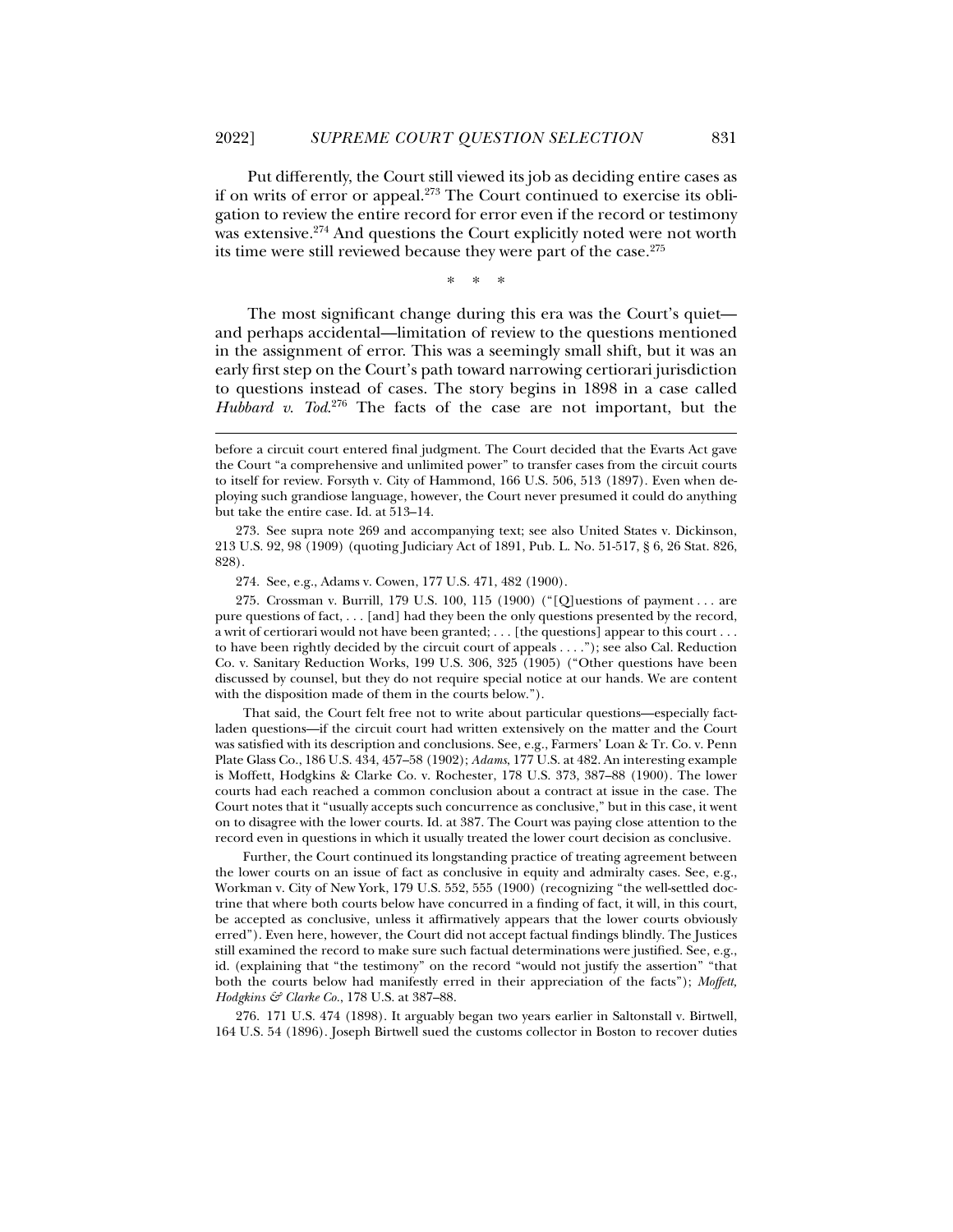Put differently, the Court still viewed its job as deciding entire cases as if on writs of error or appeal.[273] The Court continued to exercise its obligation to review the entire record for error even if the record or testimony was extensive.[274] And questions the Court explicitly noted were not worth its time were still reviewed because they were part of the case.[275]

\* \* \*

The most significant change during this era was the Court's quiet—and perhaps accidental—limitation of review to the questions mentioned in the assignment of error. This was a seemingly small shift, but it was an early first step on the Court's path toward narrowing certiorari jurisdiction to questions instead of cases. The story begins in 1898 in a case called *Hubbard v. Tod*.[276] The facts of the case are not important, but the

---

before a circuit court entered final judgment. The Court decided that the Evarts Act gave the Court "a comprehensive and unlimited power" to transfer cases from the circuit courts to itself for review. Forsyth v. City of Hammond, 166 U.S. 506, 513 (1897). Even when deploying such grandiose language, however, the Court never presumed it could do anything but take the entire case. Id. at 513–14.

273. See supra note 269 and accompanying text; see also United States v. Dickinson, 213 U.S. 92, 98 (1909) (quoting Judiciary Act of 1891, Pub. L. No. 51-517, § 6, 26 Stat. 826, 828).

274. See, e.g., Adams v. Cowen, 177 U.S. 471, 482 (1900).

275. Crossman v. Burrill, 179 U.S. 100, 115 (1900) ("[Q]uestions of payment . . . are pure questions of fact, . . . [and] had they been the only questions presented by the record, a writ of certiorari would not have been granted; . . . [the questions] appear to this court . . . to have been rightly decided by the circuit court of appeals . . . ."); see also Cal. Reduction Co. v. Sanitary Reduction Works, 199 U.S. 306, 325 (1905) ("Other questions have been discussed by counsel, but they do not require special notice at our hands. We are content with the disposition made of them in the courts below.").

That said, the Court felt free not to write about particular questions—especially fact-laden questions—if the circuit court had written extensively on the matter and the Court was satisfied with its description and conclusions. See, e.g., Farmers' Loan & Tr. Co. v. Penn Plate Glass Co., 186 U.S. 434, 457–58 (1902); *Adams*, 177 U.S. at 482. An interesting example is Moffett, Hodgkins & Clarke Co. v. Rochester, 178 U.S. 373, 387–88 (1900). The lower courts had each reached a common conclusion about a contract at issue in the case. The Court notes that it "usually accepts such concurrence as conclusive," but in this case, it went on to disagree with the lower courts. Id. at 387. The Court was paying close attention to the record even in questions in which it usually treated the lower court decision as conclusive.

Further, the Court continued its longstanding practice of treating agreement between the lower courts on an issue of fact as conclusive in equity and admiralty cases. See, e.g., Workman v. City of New York, 179 U.S. 552, 555 (1900) (recognizing "the well-settled doctrine that where both courts below have concurred in a finding of fact, it will, in this court, be accepted as conclusive, unless it affirmatively appears that the lower courts obviously erred"). Even here, however, the Court did not accept factual findings blindly. The Justices still examined the record to make sure such factual determinations were justified. See, e.g., id. (explaining that "the testimony" on the record "would not justify the assertion" "that both the courts below had manifestly erred in their appreciation of the facts"); *Moffett, Hodgkins & Clarke Co.*, 178 U.S. at 387–88.

276. 171 U.S. 474 (1898). It arguably began two years earlier in Saltonstall v. Birtwell, 164 U.S. 54 (1896). Joseph Birtwell sued the customs collector in Boston to recover duties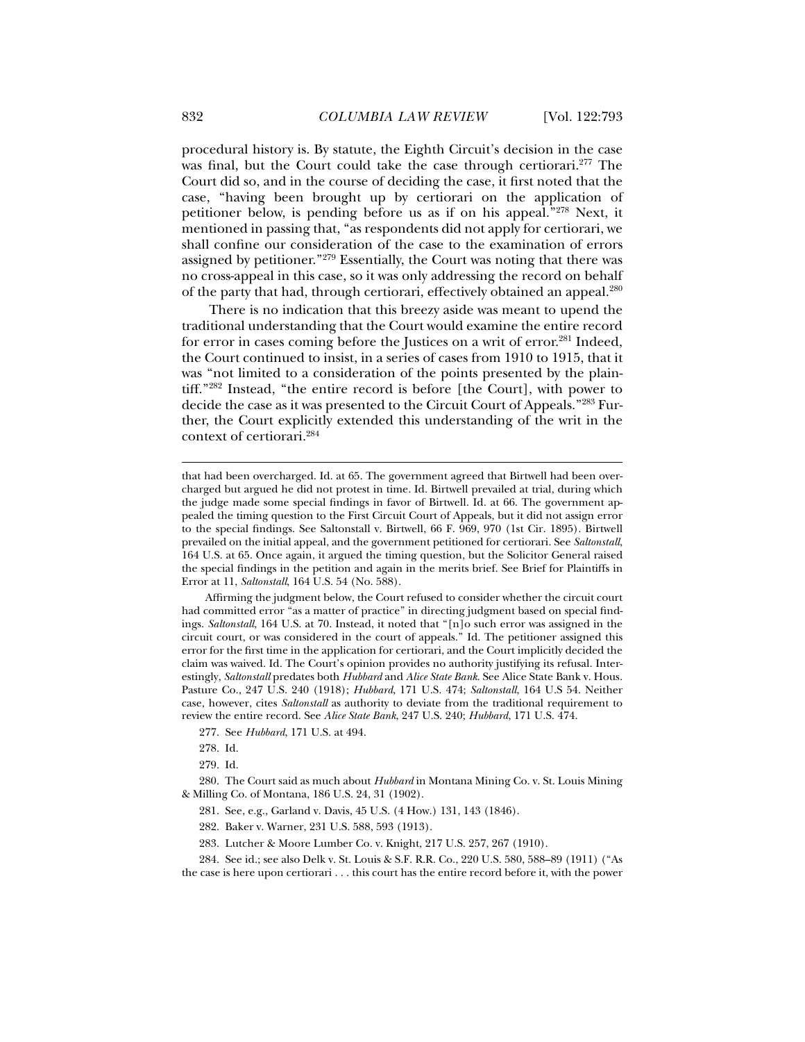procedural history is. By statute, the Eighth Circuit's decision in the case was final, but the Court could take the case through certiorari.[277] The Court did so, and in the course of deciding the case, it first noted that the case, "having been brought up by certiorari on the application of petitioner below, is pending before us as if on his appeal."[278] Next, it mentioned in passing that, "as respondents did not apply for certiorari, we shall confine our consideration of the case to the examination of errors assigned by petitioner."[279] Essentially, the Court was noting that there was no cross-appeal in this case, so it was only addressing the record on behalf of the party that had, through certiorari, effectively obtained an appeal.[280]

There is no indication that this breezy aside was meant to upend the traditional understanding that the Court would examine the entire record for error in cases coming before the Justices on a writ of error.[281] Indeed, the Court continued to insist, in a series of cases from 1910 to 1915, that it was "not limited to a consideration of the points presented by the plaintiff."[282] Instead, "the entire record is before [the Court], with power to decide the case as it was presented to the Circuit Court of Appeals."[283] Further, the Court explicitly extended this understanding of the writ in the context of certiorari.[284]

---

that had been overcharged. Id. at 65. The government agreed that Birtwell had been overcharged but argued he did not protest in time. Id. Birtwell prevailed at trial, during which the judge made some special findings in favor of Birtwell. Id. at 66. The government appealed the timing question to the First Circuit Court of Appeals, but it did not assign error to the special findings. See Saltonstall v. Birtwell, 66 F. 969, 970 (1st Cir. 1895). Birtwell prevailed on the initial appeal, and the government petitioned for certiorari. See *Saltonstall*, 164 U.S. at 65. Once again, it argued the timing question, but the Solicitor General raised the special findings in the petition and again in the merits brief. See Brief for Plaintiffs in Error at 11, *Saltonstall*, 164 U.S. 54 (No. 588).

Affirming the judgment below, the Court refused to consider whether the circuit court had committed error "as a matter of practice" in directing judgment based on special findings. *Saltonstall*, 164 U.S. at 70. Instead, it noted that "[n]o such error was assigned in the circuit court, or was considered in the court of appeals." Id. The petitioner assigned this error for the first time in the application for certiorari, and the Court implicitly decided the claim was waived. Id. The Court's opinion provides no authority justifying its refusal. Interestingly, *Saltonstall* predates both *Hubbard* and *Alice State Bank*. See Alice State Bank v. Hous. Pasture Co., 247 U.S. 240 (1918); *Hubbard*, 171 U.S. 474; *Saltonstall*, 164 U.S 54. Neither case, however, cites *Saltonstall* as authority to deviate from the traditional requirement to review the entire record. See *Alice State Bank*, 247 U.S. 240; *Hubbard*, 171 U.S. 474.

277. See *Hubbard*, 171 U.S. at 494.

278. Id.

279. Id.

280. The Court said as much about *Hubbard* in Montana Mining Co. v. St. Louis Mining & Milling Co. of Montana, 186 U.S. 24, 31 (1902).

281. See, e.g., Garland v. Davis, 45 U.S. (4 How.) 131, 143 (1846).

282. Baker v. Warner, 231 U.S. 588, 593 (1913).

283. Lutcher & Moore Lumber Co. v. Knight, 217 U.S. 257, 267 (1910).

284. See id.; see also Delk v. St. Louis & S.F. R.R. Co., 220 U.S. 580, 588–89 (1911) ("As the case is here upon certiorari . . . this court has the entire record before it, with the power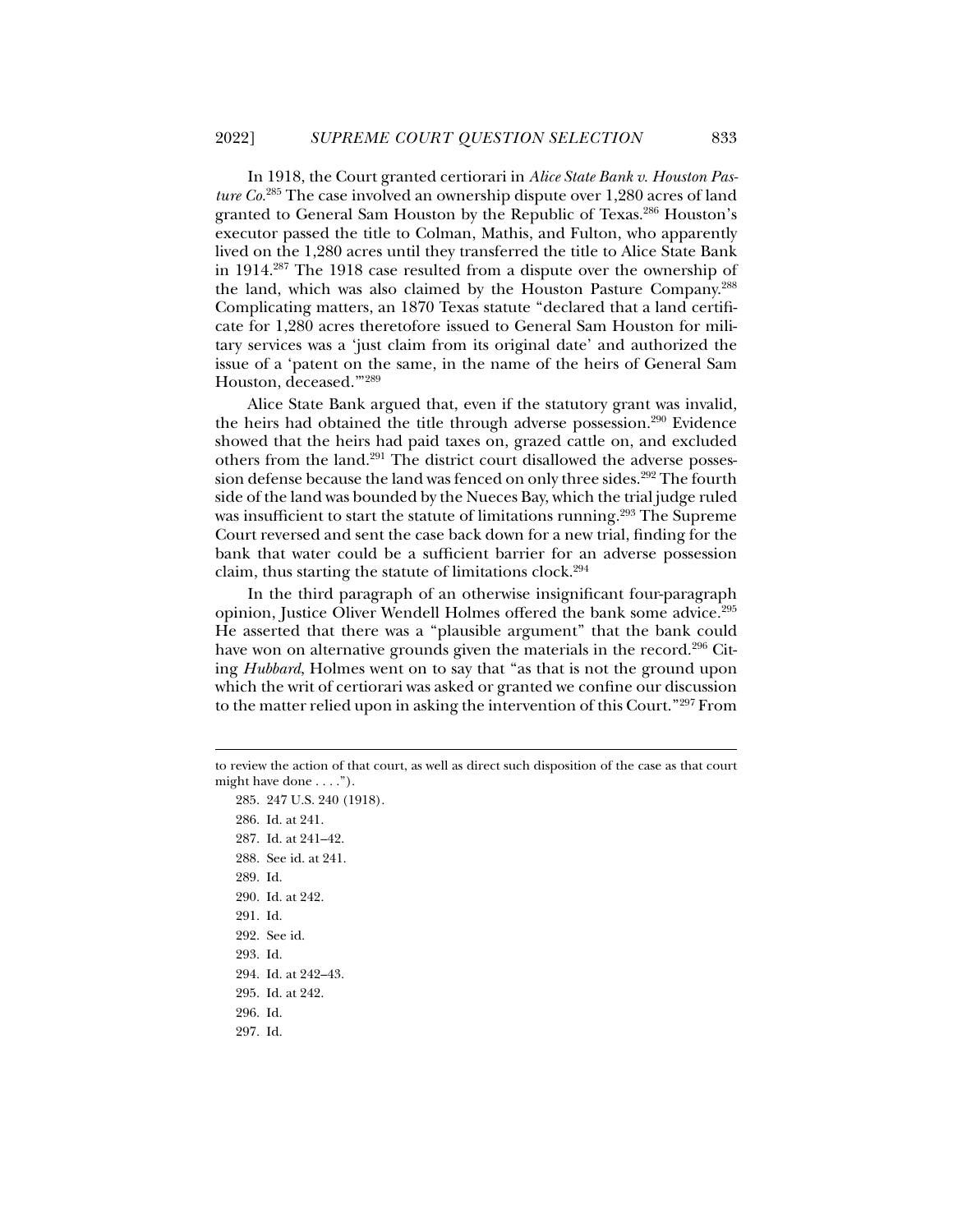In 1918, the Court granted certiorari in *Alice State Bank v. Houston Pasture Co.*[285] The case involved an ownership dispute over 1,280 acres of land granted to General Sam Houston by the Republic of Texas.[286] Houston's executor passed the title to Colman, Mathis, and Fulton, who apparently lived on the 1,280 acres until they transferred the title to Alice State Bank in 1914.[287] The 1918 case resulted from a dispute over the ownership of the land, which was also claimed by the Houston Pasture Company.[288] Complicating matters, an 1870 Texas statute "declared that a land certificate for 1,280 acres theretofore issued to General Sam Houston for military services was a 'just claim from its original date' and authorized the issue of a 'patent on the same, in the name of the heirs of General Sam Houston, deceased.'"[289]

Alice State Bank argued that, even if the statutory grant was invalid, the heirs had obtained the title through adverse possession.[290] Evidence showed that the heirs had paid taxes on, grazed cattle on, and excluded others from the land.[291] The district court disallowed the adverse possession defense because the land was fenced on only three sides.[292] The fourth side of the land was bounded by the Nueces Bay, which the trial judge ruled was insufficient to start the statute of limitations running.[293] The Supreme Court reversed and sent the case back down for a new trial, finding for the bank that water could be a sufficient barrier for an adverse possession claim, thus starting the statute of limitations clock.[294]

In the third paragraph of an otherwise insignificant four-paragraph opinion, Justice Oliver Wendell Holmes offered the bank some advice.[295] He asserted that there was a "plausible argument" that the bank could have won on alternative grounds given the materials in the record.[296] Citing *Hubbard*, Holmes went on to say that "as that is not the ground upon which the writ of certiorari was asked or granted we confine our discussion to the matter relied upon in asking the intervention of this Court."[297] From

to review the action of that court, as well as direct such disposition of the case as that court might have done . . . .").

285. 247 U.S. 240 (1918).

286. Id. at 241.

287. Id. at 241–42.

288. See id. at 241.

289. Id.

290. Id. at 242.

291. Id.

292. See id.

293. Id.

294. Id. at 242–43.

295. Id. at 242.

296. Id.

297. Id.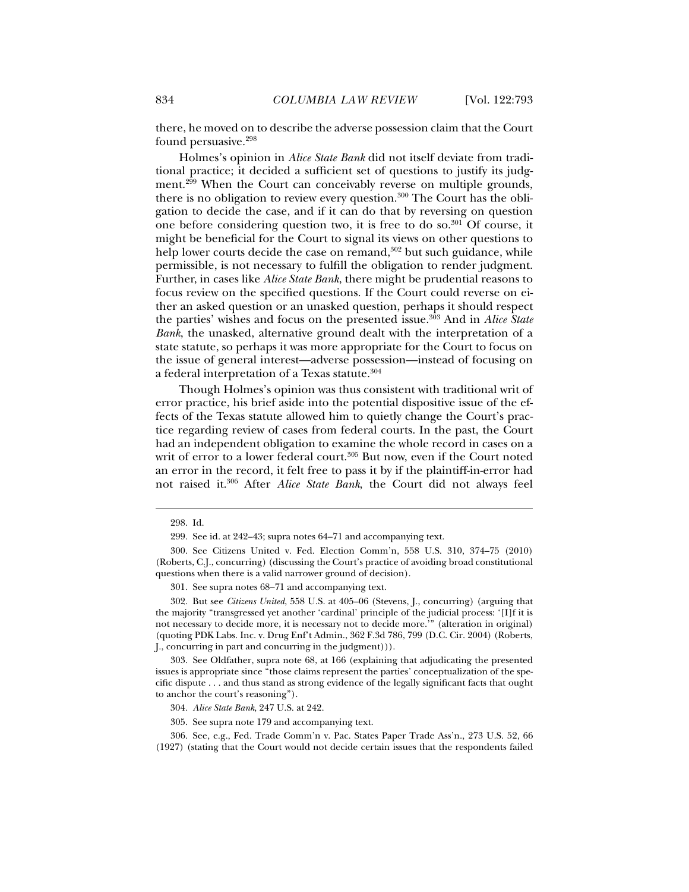there, he moved on to describe the adverse possession claim that the Court found persuasive.[298]

Holmes's opinion in *Alice State Bank* did not itself deviate from traditional practice; it decided a sufficient set of questions to justify its judgment.[299] When the Court can conceivably reverse on multiple grounds, there is no obligation to review every question.[300] The Court has the obligation to decide the case, and if it can do that by reversing on question one before considering question two, it is free to do so.[301] Of course, it might be beneficial for the Court to signal its views on other questions to help lower courts decide the case on remand,[302] but such guidance, while permissible, is not necessary to fulfill the obligation to render judgment. Further, in cases like *Alice State Bank*, there might be prudential reasons to focus review on the specified questions. If the Court could reverse on either an asked question or an unasked question, perhaps it should respect the parties' wishes and focus on the presented issue.[303] And in *Alice State Bank*, the unasked, alternative ground dealt with the interpretation of a state statute, so perhaps it was more appropriate for the Court to focus on the issue of general interest—adverse possession—instead of focusing on a federal interpretation of a Texas statute.[304]

Though Holmes's opinion was thus consistent with traditional writ of error practice, his brief aside into the potential dispositive issue of the effects of the Texas statute allowed him to quietly change the Court's practice regarding review of cases from federal courts. In the past, the Court had an independent obligation to examine the whole record in cases on a writ of error to a lower federal court.[305] But now, even if the Court noted an error in the record, it felt free to pass it by if the plaintiff-in-error had not raised it.[306] After *Alice State Bank*, the Court did not always feel

---

298. Id.

299. See id. at 242–43; supra notes 64–71 and accompanying text.

300. See Citizens United v. Fed. Election Comm'n, 558 U.S. 310, 374–75 (2010) (Roberts, C.J., concurring) (discussing the Court's practice of avoiding broad constitutional questions when there is a valid narrower ground of decision).

301. See supra notes 68–71 and accompanying text.

302. But see *Citizens United*, 558 U.S. at 405–06 (Stevens, J., concurring) (arguing that the majority "transgressed yet another 'cardinal' principle of the judicial process: '[I]f it is not necessary to decide more, it is necessary not to decide more.'" (alteration in original) (quoting PDK Labs. Inc. v. Drug Enf't Admin., 362 F.3d 786, 799 (D.C. Cir. 2004) (Roberts, J., concurring in part and concurring in the judgment))).

303. See Oldfather, supra note 68, at 166 (explaining that adjudicating the presented issues is appropriate since "those claims represent the parties' conceptualization of the specific dispute . . . and thus stand as strong evidence of the legally significant facts that ought to anchor the court's reasoning").

304. *Alice State Bank*, 247 U.S. at 242.

305. See supra note 179 and accompanying text.

306. See, e.g., Fed. Trade Comm'n v. Pac. States Paper Trade Ass'n., 273 U.S. 52, 66 (1927) (stating that the Court would not decide certain issues that the respondents failed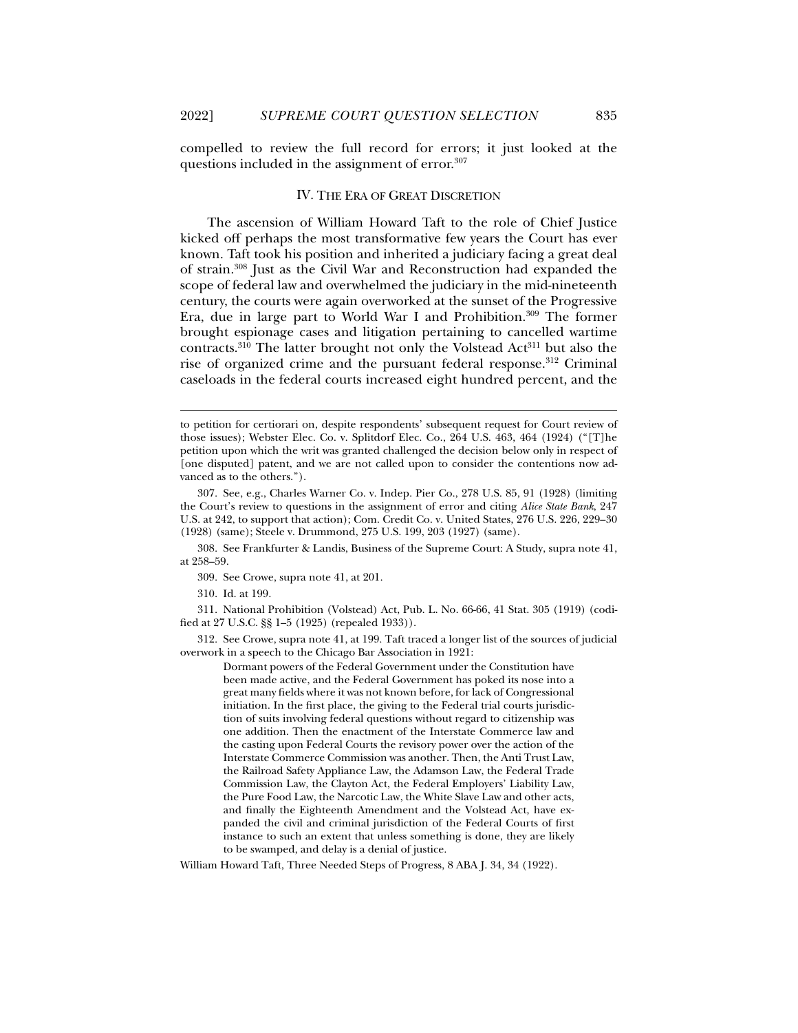compelled to review the full record for errors; it just looked at the questions included in the assignment of error.[307]

## IV. The Era of Great Discretion

The ascension of William Howard Taft to the role of Chief Justice kicked off perhaps the most transformative few years the Court has ever known. Taft took his position and inherited a judiciary facing a great deal of strain.[308] Just as the Civil War and Reconstruction had expanded the scope of federal law and overwhelmed the judiciary in the mid-nineteenth century, the courts were again overworked at the sunset of the Progressive Era, due in large part to World War I and Prohibition.[309] The former brought espionage cases and litigation pertaining to cancelled wartime contracts.[310] The latter brought not only the Volstead Act[311] but also the rise of organized crime and the pursuant federal response.[312] Criminal caseloads in the federal courts increased eight hundred percent, and the

---

to petition for certiorari on, despite respondents' subsequent request for Court review of those issues); Webster Elec. Co. v. Splitdorf Elec. Co., 264 U.S. 463, 464 (1924) ("[T]he petition upon which the writ was granted challenged the decision below only in respect of [one disputed] patent, and we are not called upon to consider the contentions now advanced as to the others.").

307. See, e.g., Charles Warner Co. v. Indep. Pier Co., 278 U.S. 85, 91 (1928) (limiting the Court's review to questions in the assignment of error and citing *Alice State Bank*, 247 U.S. at 242, to support that action); Com. Credit Co. v. United States, 276 U.S. 226, 229–30 (1928) (same); Steele v. Drummond, 275 U.S. 199, 203 (1927) (same).

308. See Frankfurter & Landis, Business of the Supreme Court: A Study, supra note 41, at 258–59.

309. See Crowe, supra note 41, at 201.

310. Id. at 199.

311. National Prohibition (Volstead) Act, Pub. L. No. 66-66, 41 Stat. 305 (1919) (codified at 27 U.S.C. §§ 1–5 (1925) (repealed 1933)).

312. See Crowe, supra note 41, at 199. Taft traced a longer list of the sources of judicial overwork in a speech to the Chicago Bar Association in 1921:

> Dormant powers of the Federal Government under the Constitution have been made active, and the Federal Government has poked its nose into a great many fields where it was not known before, for lack of Congressional initiation. In the first place, the giving to the Federal trial courts jurisdiction of suits involving federal questions without regard to citizenship was one addition. Then the enactment of the Interstate Commerce law and the casting upon Federal Courts the revisory power over the action of the Interstate Commerce Commission was another. Then, the Anti Trust Law, the Railroad Safety Appliance Law, the Adamson Law, the Federal Trade Commission Law, the Clayton Act, the Federal Employers' Liability Law, the Pure Food Law, the Narcotic Law, the White Slave Law and other acts, and finally the Eighteenth Amendment and the Volstead Act, have expanded the civil and criminal jurisdiction of the Federal Courts of first instance to such an extent that unless something is done, they are likely to be swamped, and delay is a denial of justice.

William Howard Taft, Three Needed Steps of Progress, 8 ABA J. 34, 34 (1922).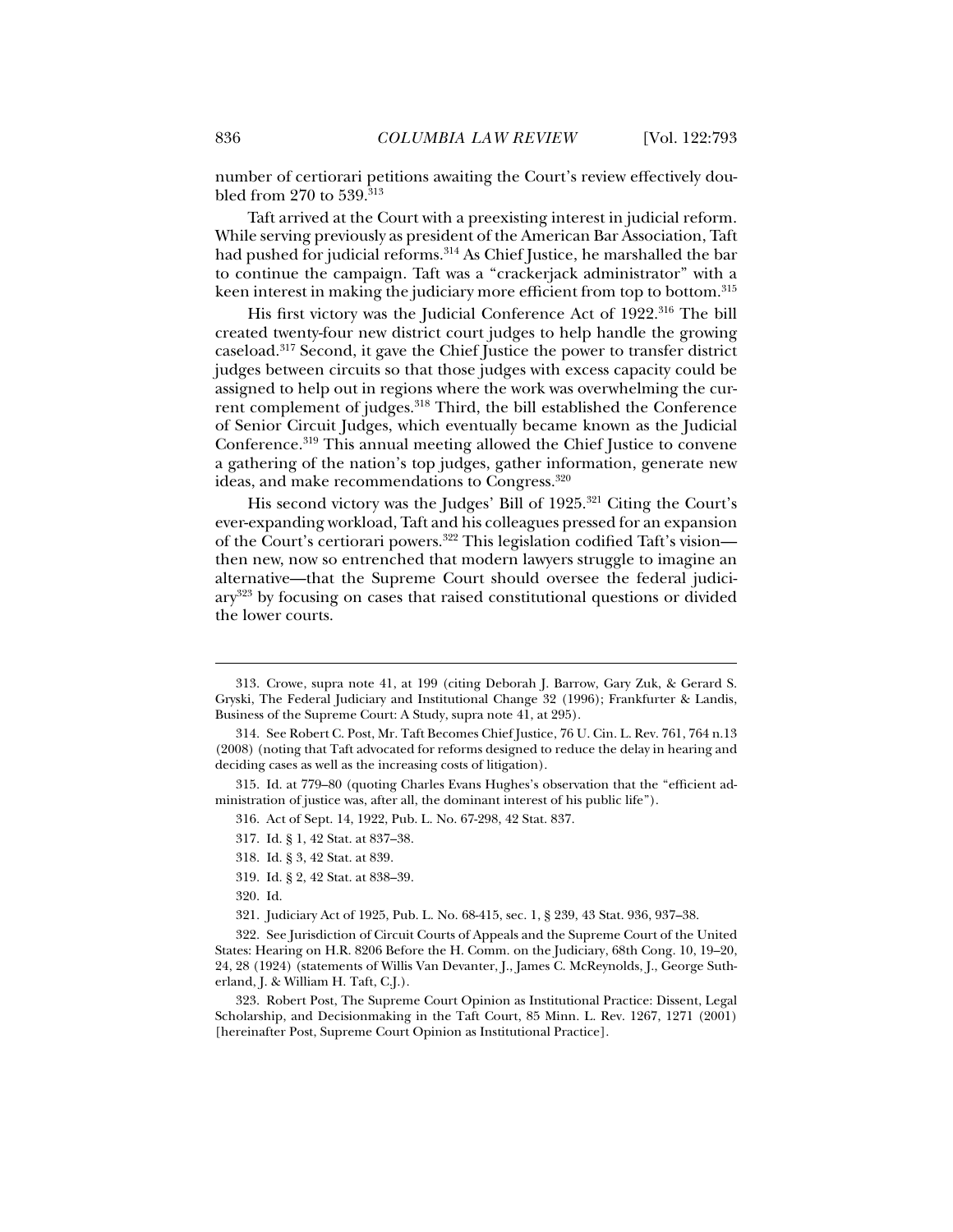number of certiorari petitions awaiting the Court's review effectively doubled from 270 to 539.[313]

Taft arrived at the Court with a preexisting interest in judicial reform. While serving previously as president of the American Bar Association, Taft had pushed for judicial reforms.[314] As Chief Justice, he marshalled the bar to continue the campaign. Taft was a "crackerjack administrator" with a keen interest in making the judiciary more efficient from top to bottom.[315]

His first victory was the Judicial Conference Act of 1922.[316] The bill created twenty-four new district court judges to help handle the growing caseload.[317] Second, it gave the Chief Justice the power to transfer district judges between circuits so that those judges with excess capacity could be assigned to help out in regions where the work was overwhelming the current complement of judges.[318] Third, the bill established the Conference of Senior Circuit Judges, which eventually became known as the Judicial Conference.[319] This annual meeting allowed the Chief Justice to convene a gathering of the nation's top judges, gather information, generate new ideas, and make recommendations to Congress.[320]

His second victory was the Judges' Bill of 1925.[321] Citing the Court's ever-expanding workload, Taft and his colleagues pressed for an expansion of the Court's certiorari powers.[322] This legislation codified Taft's vision—then new, now so entrenched that modern lawyers struggle to imagine an alternative—that the Supreme Court should oversee the federal judiciary[323] by focusing on cases that raised constitutional questions or divided the lower courts.

---

313. Crowe, supra note 41, at 199 (citing Deborah J. Barrow, Gary Zuk, & Gerard S. Gryski, The Federal Judiciary and Institutional Change 32 (1996); Frankfurter & Landis, Business of the Supreme Court: A Study, supra note 41, at 295).

314. See Robert C. Post, Mr. Taft Becomes Chief Justice, 76 U. Cin. L. Rev. 761, 764 n.13 (2008) (noting that Taft advocated for reforms designed to reduce the delay in hearing and deciding cases as well as the increasing costs of litigation).

315. Id. at 779–80 (quoting Charles Evans Hughes's observation that the "efficient administration of justice was, after all, the dominant interest of his public life").

316. Act of Sept. 14, 1922, Pub. L. No. 67-298, 42 Stat. 837.

317. Id. § 1, 42 Stat. at 837–38.

318. Id. § 3, 42 Stat. at 839.

319. Id. § 2, 42 Stat. at 838–39.

320. Id.

321. Judiciary Act of 1925, Pub. L. No. 68-415, sec. 1, § 239, 43 Stat. 936, 937–38.

322. See Jurisdiction of Circuit Courts of Appeals and the Supreme Court of the United States: Hearing on H.R. 8206 Before the H. Comm. on the Judiciary, 68th Cong. 10, 19–20, 24, 28 (1924) (statements of Willis Van Devanter, J., James C. McReynolds, J., George Sutherland, J. & William H. Taft, C.J.).

323. Robert Post, The Supreme Court Opinion as Institutional Practice: Dissent, Legal Scholarship, and Decisionmaking in the Taft Court, 85 Minn. L. Rev. 1267, 1271 (2001) [hereinafter Post, Supreme Court Opinion as Institutional Practice].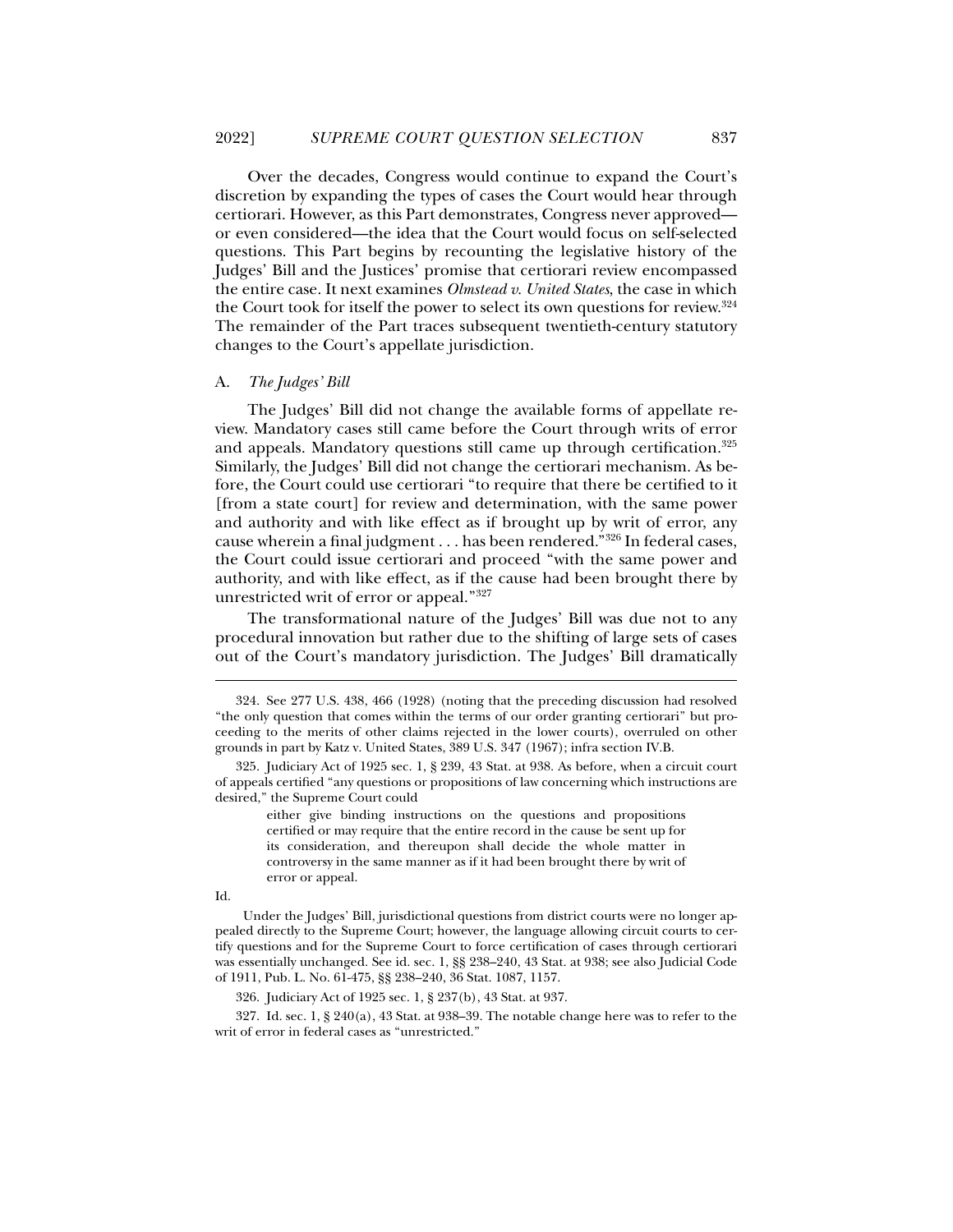Over the decades, Congress would continue to expand the Court's discretion by expanding the types of cases the Court would hear through certiorari. However, as this Part demonstrates, Congress never approved—or even considered—the idea that the Court would focus on self-selected questions. This Part begins by recounting the legislative history of the Judges' Bill and the Justices' promise that certiorari review encompassed the entire case. It next examines *Olmstead v. United States*, the case in which the Court took for itself the power to select its own questions for review.[324] The remainder of the Part traces subsequent twentieth-century statutory changes to the Court's appellate jurisdiction.

## A. *The Judges' Bill*

The Judges' Bill did not change the available forms of appellate review. Mandatory cases still came before the Court through writs of error and appeals. Mandatory questions still came up through certification.[325] Similarly, the Judges' Bill did not change the certiorari mechanism. As before, the Court could use certiorari "to require that there be certified to it [from a state court] for review and determination, with the same power and authority and with like effect as if brought up by writ of error, any cause wherein a final judgment . . . has been rendered."[326] In federal cases, the Court could issue certiorari and proceed "with the same power and authority, and with like effect, as if the cause had been brought there by unrestricted writ of error or appeal."[327]

The transformational nature of the Judges' Bill was due not to any procedural innovation but rather due to the shifting of large sets of cases out of the Court's mandatory jurisdiction. The Judges' Bill dramatically

---

324. See 277 U.S. 438, 466 (1928) (noting that the preceding discussion had resolved "the only question that comes within the terms of our order granting certiorari" but proceeding to the merits of other claims rejected in the lower courts), overruled on other grounds in part by Katz v. United States, 389 U.S. 347 (1967); infra section IV.B.

325. Judiciary Act of 1925 sec. 1, § 239, 43 Stat. at 938. As before, when a circuit court of appeals certified "any questions or propositions of law concerning which instructions are desired," the Supreme Court could

> either give binding instructions on the questions and propositions certified or may require that the entire record in the cause be sent up for its consideration, and thereupon shall decide the whole matter in controversy in the same manner as if it had been brought there by writ of error or appeal.

Id.

Under the Judges' Bill, jurisdictional questions from district courts were no longer appealed directly to the Supreme Court; however, the language allowing circuit courts to certify questions and for the Supreme Court to force certification of cases through certiorari was essentially unchanged. See id. sec. 1, §§ 238–240, 43 Stat. at 938; see also Judicial Code of 1911, Pub. L. No. 61-475, §§ 238–240, 36 Stat. 1087, 1157.

326. Judiciary Act of 1925 sec. 1, § 237(b), 43 Stat. at 937.

327. Id. sec. 1, § 240(a), 43 Stat. at 938–39. The notable change here was to refer to the writ of error in federal cases as "unrestricted."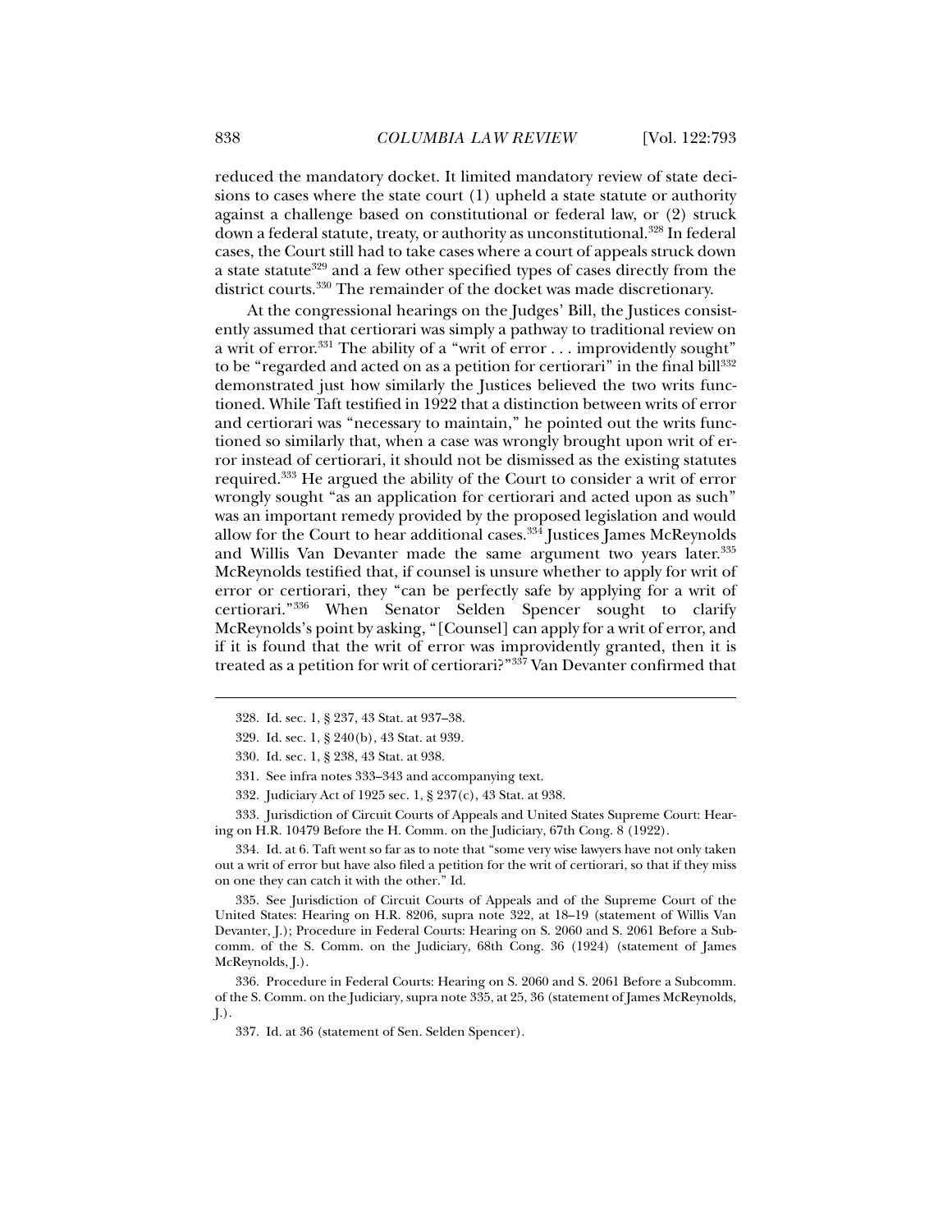reduced the mandatory docket. It limited mandatory review of state decisions to cases where the state court (1) upheld a state statute or authority against a challenge based on constitutional or federal law, or (2) struck down a federal statute, treaty, or authority as unconstitutional.[328] In federal cases, the Court still had to take cases where a court of appeals struck down a state statute[329] and a few other specified types of cases directly from the district courts.[330] The remainder of the docket was made discretionary.

At the congressional hearings on the Judges' Bill, the Justices consistently assumed that certiorari was simply a pathway to traditional review on a writ of error.[331] The ability of a "writ of error . . . improvidently sought" to be "regarded and acted on as a petition for certiorari" in the final bill[332] demonstrated just how similarly the Justices believed the two writs functioned. While Taft testified in 1922 that a distinction between writs of error and certiorari was "necessary to maintain," he pointed out the writs functioned so similarly that, when a case was wrongly brought upon writ of error instead of certiorari, it should not be dismissed as the existing statutes required.[333] He argued the ability of the Court to consider a writ of error wrongly sought "as an application for certiorari and acted upon as such" was an important remedy provided by the proposed legislation and would allow for the Court to hear additional cases.[334] Justices James McReynolds and Willis Van Devanter made the same argument two years later.[335] McReynolds testified that, if counsel is unsure whether to apply for writ of error or certiorari, they "can be perfectly safe by applying for a writ of certiorari."[336] When Senator Selden Spencer sought to clarify McReynolds's point by asking, "[Counsel] can apply for a writ of error, and if it is found that the writ of error was improvidently granted, then it is treated as a petition for writ of certiorari?"[337] Van Devanter confirmed that

---

328. Id. sec. 1, § 237, 43 Stat. at 937–38.

329. Id. sec. 1, § 240(b), 43 Stat. at 939.

330. Id. sec. 1, § 238, 43 Stat. at 938.

331. See infra notes 333–343 and accompanying text.

332. Judiciary Act of 1925 sec. 1, § 237(c), 43 Stat. at 938.

333. Jurisdiction of Circuit Courts of Appeals and United States Supreme Court: Hearing on H.R. 10479 Before the H. Comm. on the Judiciary, 67th Cong. 8 (1922).

334. Id. at 6. Taft went so far as to note that "some very wise lawyers have not only taken out a writ of error but have also filed a petition for the writ of certiorari, so that if they miss on one they can catch it with the other." Id.

335. See Jurisdiction of Circuit Courts of Appeals and of the Supreme Court of the United States: Hearing on H.R. 8206, supra note 322, at 18–19 (statement of Willis Van Devanter, J.); Procedure in Federal Courts: Hearing on S. 2060 and S. 2061 Before a Subcomm. of the S. Comm. on the Judiciary, 68th Cong. 36 (1924) (statement of James McReynolds, J.).

336. Procedure in Federal Courts: Hearing on S. 2060 and S. 2061 Before a Subcomm. of the S. Comm. on the Judiciary, supra note 335, at 25, 36 (statement of James McReynolds, J.).

337. Id. at 36 (statement of Sen. Selden Spencer).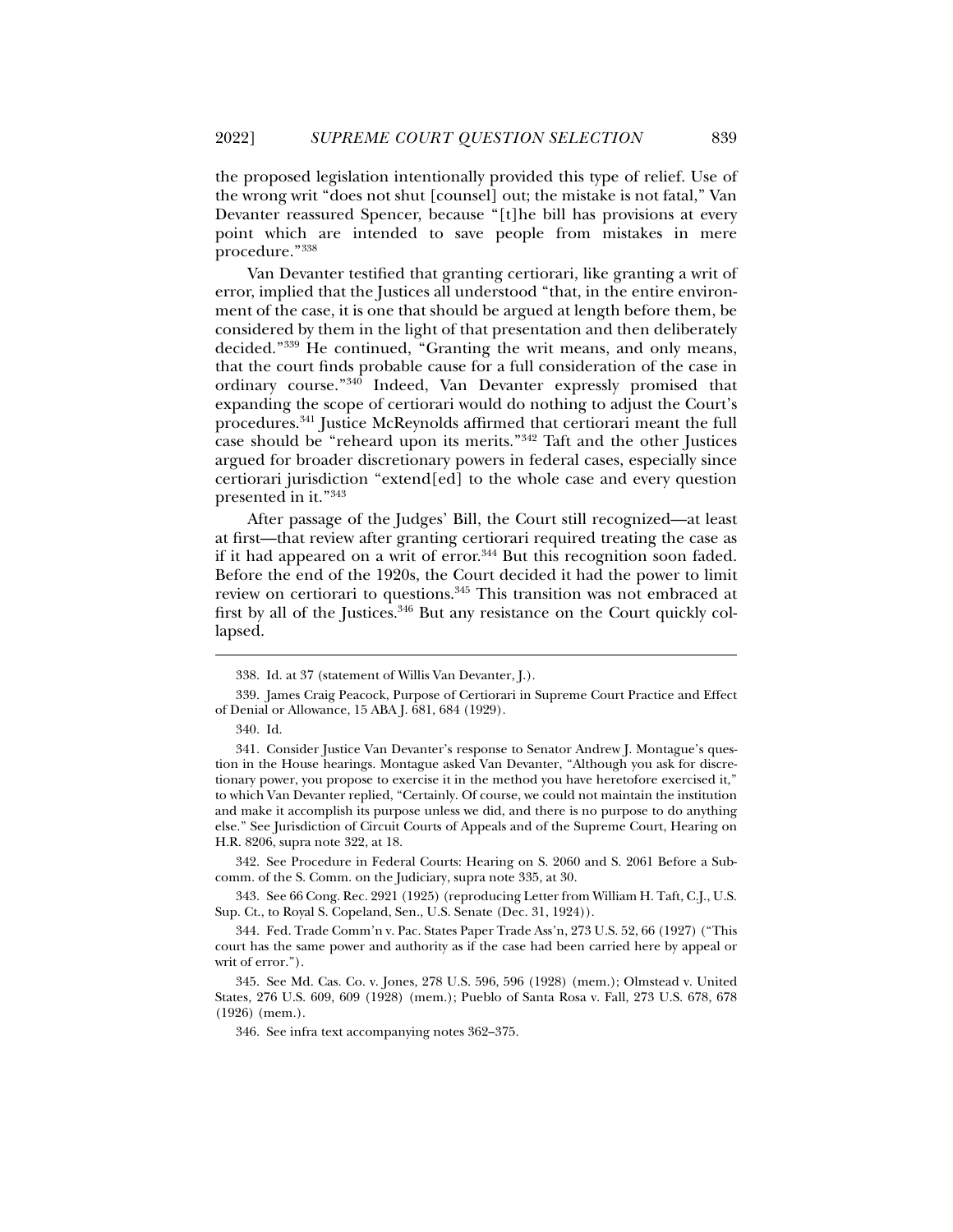the proposed legislation intentionally provided this type of relief. Use of the wrong writ "does not shut [counsel] out; the mistake is not fatal," Van Devanter reassured Spencer, because "[t]he bill has provisions at every point which are intended to save people from mistakes in mere procedure."[338]

Van Devanter testified that granting certiorari, like granting a writ of error, implied that the Justices all understood "that, in the entire environment of the case, it is one that should be argued at length before them, be considered by them in the light of that presentation and then deliberately decided."[339] He continued, "Granting the writ means, and only means, that the court finds probable cause for a full consideration of the case in ordinary course."[340] Indeed, Van Devanter expressly promised that expanding the scope of certiorari would do nothing to adjust the Court's procedures.[341] Justice McReynolds affirmed that certiorari meant the full case should be "reheard upon its merits."[342] Taft and the other Justices argued for broader discretionary powers in federal cases, especially since certiorari jurisdiction "extend[ed] to the whole case and every question presented in it."[343]

After passage of the Judges' Bill, the Court still recognized—at least at first—that review after granting certiorari required treating the case as if it had appeared on a writ of error.[344] But this recognition soon faded. Before the end of the 1920s, the Court decided it had the power to limit review on certiorari to questions.[345] This transition was not embraced at first by all of the Justices.[346] But any resistance on the Court quickly collapsed.

---

338. Id. at 37 (statement of Willis Van Devanter, J.).

339. James Craig Peacock, Purpose of Certiorari in Supreme Court Practice and Effect of Denial or Allowance, 15 ABA J. 681, 684 (1929).

340. Id.

341. Consider Justice Van Devanter's response to Senator Andrew J. Montague's question in the House hearings. Montague asked Van Devanter, "Although you ask for discretionary power, you propose to exercise it in the method you have heretofore exercised it," to which Van Devanter replied, "Certainly. Of course, we could not maintain the institution and make it accomplish its purpose unless we did, and there is no purpose to do anything else." See Jurisdiction of Circuit Courts of Appeals and of the Supreme Court, Hearing on H.R. 8206, supra note 322, at 18.

342. See Procedure in Federal Courts: Hearing on S. 2060 and S. 2061 Before a Subcomm. of the S. Comm. on the Judiciary, supra note 335, at 30.

343. See 66 Cong. Rec. 2921 (1925) (reproducing Letter from William H. Taft, C.J., U.S. Sup. Ct., to Royal S. Copeland, Sen., U.S. Senate (Dec. 31, 1924)).

344. Fed. Trade Comm'n v. Pac. States Paper Trade Ass'n, 273 U.S. 52, 66 (1927) ("This court has the same power and authority as if the case had been carried here by appeal or writ of error.").

345. See Md. Cas. Co. v. Jones, 278 U.S. 596, 596 (1928) (mem.); Olmstead v. United States, 276 U.S. 609, 609 (1928) (mem.); Pueblo of Santa Rosa v. Fall, 273 U.S. 678, 678 (1926) (mem.).

346. See infra text accompanying notes 362–375.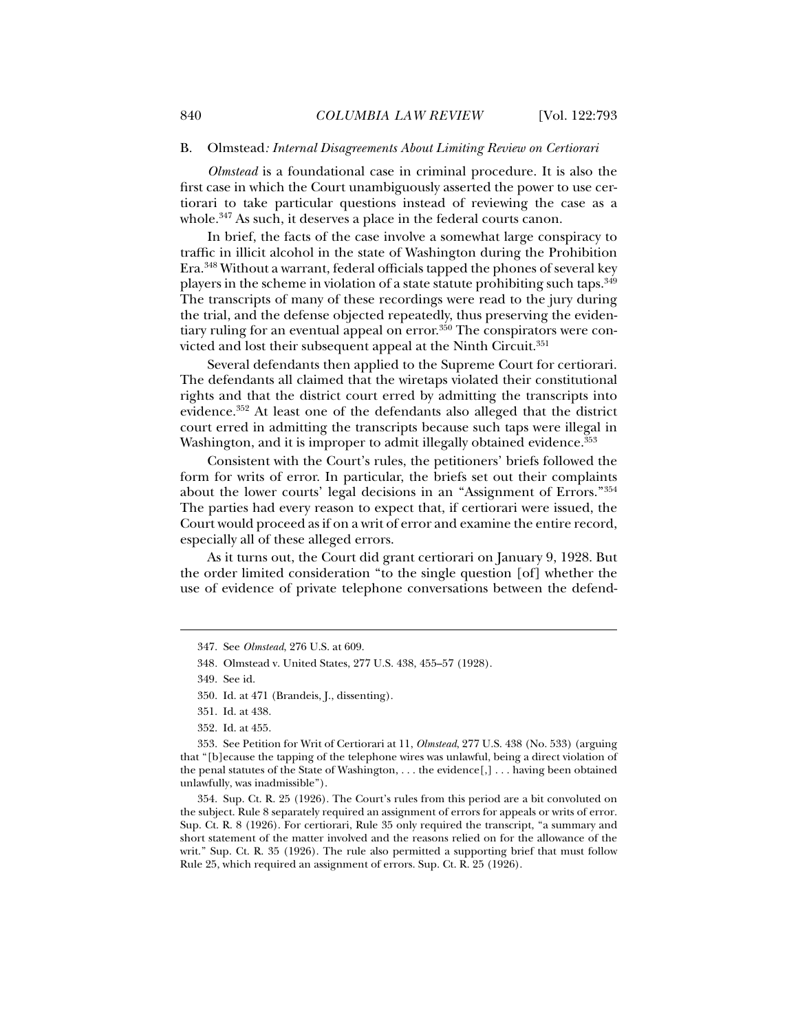### B. *Olmstead: Internal Disagreements About Limiting Review on Certiorari*

*Olmstead* is a foundational case in criminal procedure. It is also the first case in which the Court unambiguously asserted the power to use certiorari to take particular questions instead of reviewing the case as a whole.[347] As such, it deserves a place in the federal courts canon.

In brief, the facts of the case involve a somewhat large conspiracy to traffic in illicit alcohol in the state of Washington during the Prohibition Era.[348] Without a warrant, federal officials tapped the phones of several key players in the scheme in violation of a state statute prohibiting such taps.[349] The transcripts of many of these recordings were read to the jury during the trial, and the defense objected repeatedly, thus preserving the evidentiary ruling for an eventual appeal on error.[350] The conspirators were convicted and lost their subsequent appeal at the Ninth Circuit.[351]

Several defendants then applied to the Supreme Court for certiorari. The defendants all claimed that the wiretaps violated their constitutional rights and that the district court erred by admitting the transcripts into evidence.[352] At least one of the defendants also alleged that the district court erred in admitting the transcripts because such taps were illegal in Washington, and it is improper to admit illegally obtained evidence.[353]

Consistent with the Court's rules, the petitioners' briefs followed the form for writs of error. In particular, the briefs set out their complaints about the lower courts' legal decisions in an "Assignment of Errors."[354] The parties had every reason to expect that, if certiorari were issued, the Court would proceed as if on a writ of error and examine the entire record, especially all of these alleged errors.

As it turns out, the Court did grant certiorari on January 9, 1928. But the order limited consideration "to the single question [of] whether the use of evidence of private telephone conversations between the defend-

---

347. See *Olmstead*, 276 U.S. at 609.

348. Olmstead v. United States, 277 U.S. 438, 455–57 (1928).

349. See id.

350. Id. at 471 (Brandeis, J., dissenting).

351. Id. at 438.

352. Id. at 455.

353. See Petition for Writ of Certiorari at 11, *Olmstead*, 277 U.S. 438 (No. 533) (arguing that "[b]ecause the tapping of the telephone wires was unlawful, being a direct violation of the penal statutes of the State of Washington, . . . the evidence[,] . . . having been obtained unlawfully, was inadmissible").

354. Sup. Ct. R. 25 (1926). The Court's rules from this period are a bit convoluted on the subject. Rule 8 separately required an assignment of errors for appeals or writs of error. Sup. Ct. R. 8 (1926). For certiorari, Rule 35 only required the transcript, "a summary and short statement of the matter involved and the reasons relied on for the allowance of the writ." Sup. Ct. R. 35 (1926). The rule also permitted a supporting brief that must follow Rule 25, which required an assignment of errors. Sup. Ct. R. 25 (1926).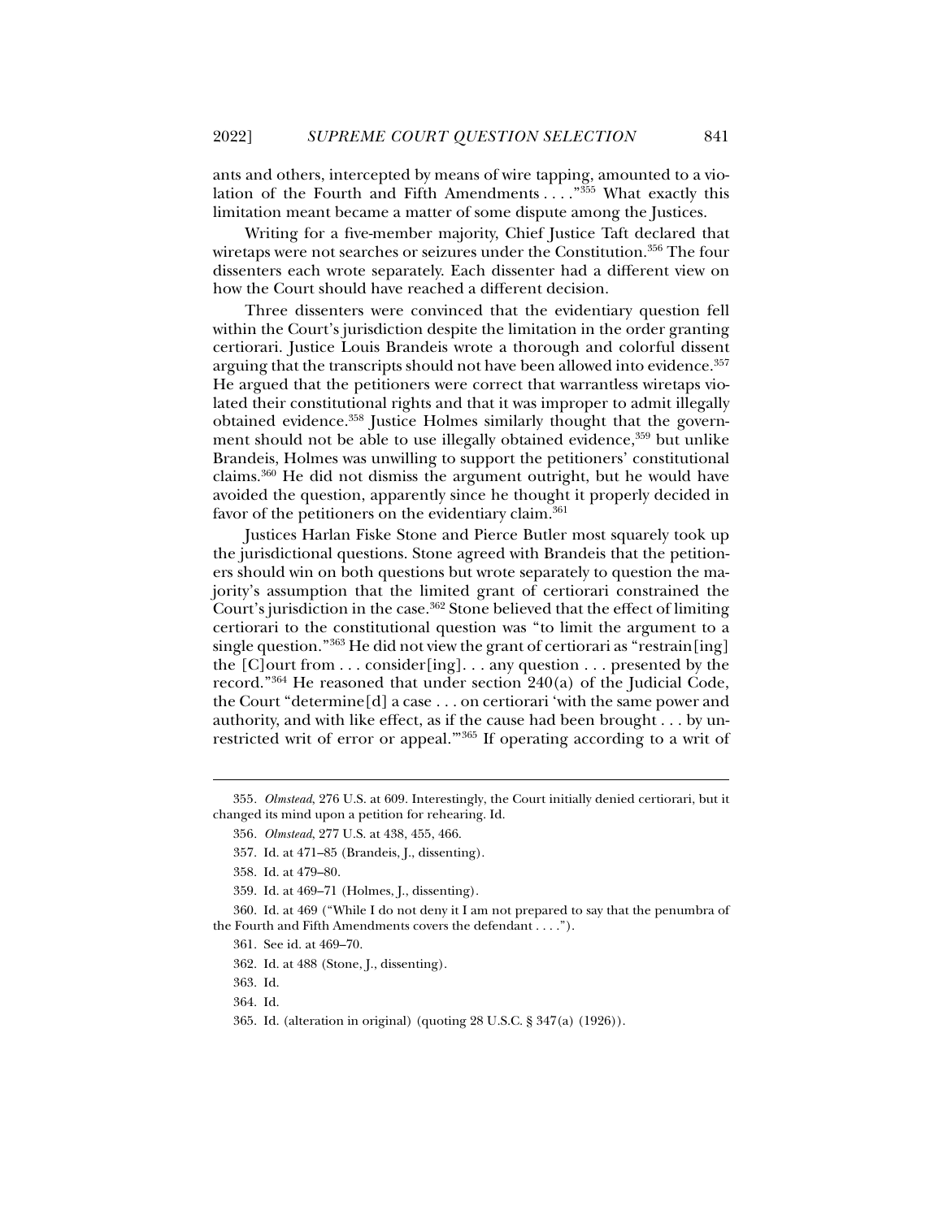ants and others, intercepted by means of wire tapping, amounted to a violation of the Fourth and Fifth Amendments . . . ."[355] What exactly this limitation meant became a matter of some dispute among the Justices.

Writing for a five-member majority, Chief Justice Taft declared that wiretaps were not searches or seizures under the Constitution.[356] The four dissenters each wrote separately. Each dissenter had a different view on how the Court should have reached a different decision.

Three dissenters were convinced that the evidentiary question fell within the Court's jurisdiction despite the limitation in the order granting certiorari. Justice Louis Brandeis wrote a thorough and colorful dissent arguing that the transcripts should not have been allowed into evidence.[357] He argued that the petitioners were correct that warrantless wiretaps violated their constitutional rights and that it was improper to admit illegally obtained evidence.[358] Justice Holmes similarly thought that the government should not be able to use illegally obtained evidence,[359] but unlike Brandeis, Holmes was unwilling to support the petitioners' constitutional claims.[360] He did not dismiss the argument outright, but he would have avoided the question, apparently since he thought it properly decided in favor of the petitioners on the evidentiary claim.[361]

Justices Harlan Fiske Stone and Pierce Butler most squarely took up the jurisdictional questions. Stone agreed with Brandeis that the petitioners should win on both questions but wrote separately to question the majority's assumption that the limited grant of certiorari constrained the Court's jurisdiction in the case.[362] Stone believed that the effect of limiting certiorari to the constitutional question was "to limit the argument to a single question."[363] He did not view the grant of certiorari as "restrain[ing] the [C]ourt from . . . consider[ing]. . . any question . . . presented by the record."[364] He reasoned that under section 240(a) of the Judicial Code, the Court "determine[d] a case . . . on certiorari 'with the same power and authority, and with like effect, as if the cause had been brought . . . by unrestricted writ of error or appeal.'"[365] If operating according to a writ of

---

355. *Olmstead*, 276 U.S. at 609. Interestingly, the Court initially denied certiorari, but it changed its mind upon a petition for rehearing. Id.

356. *Olmstead*, 277 U.S. at 438, 455, 466.

357. Id. at 471–85 (Brandeis, J., dissenting).

358. Id. at 479–80.

359. Id. at 469–71 (Holmes, J., dissenting).

360. Id. at 469 ("While I do not deny it I am not prepared to say that the penumbra of the Fourth and Fifth Amendments covers the defendant . . . .").

361. See id. at 469–70.

362. Id. at 488 (Stone, J., dissenting).

363. Id.

364. Id.

365. Id. (alteration in original) (quoting 28 U.S.C. § 347(a) (1926)).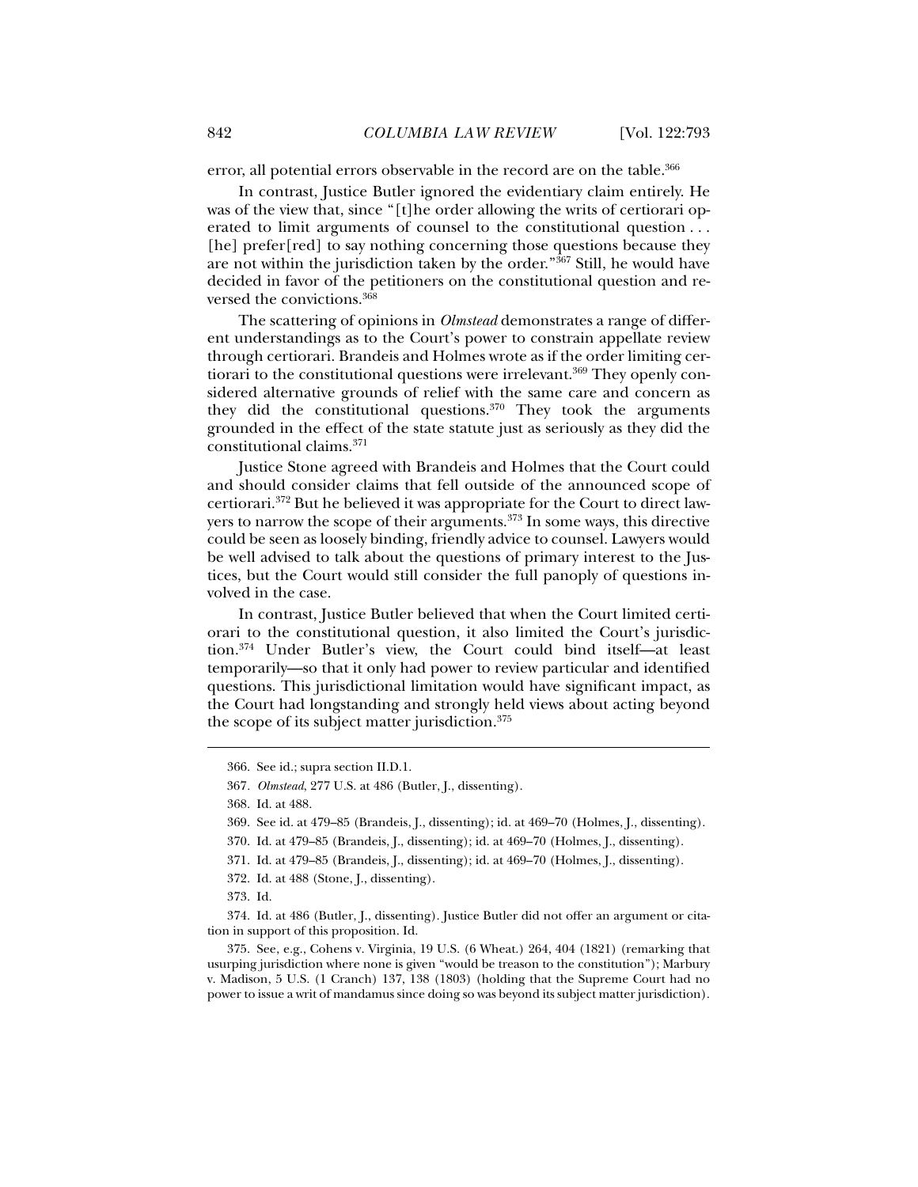error, all potential errors observable in the record are on the table.[366]

In contrast, Justice Butler ignored the evidentiary claim entirely. He was of the view that, since "[t]he order allowing the writs of certiorari operated to limit arguments of counsel to the constitutional question . . . [he] prefer[red] to say nothing concerning those questions because they are not within the jurisdiction taken by the order."[367] Still, he would have decided in favor of the petitioners on the constitutional question and reversed the convictions.[368]

The scattering of opinions in *Olmstead* demonstrates a range of different understandings as to the Court's power to constrain appellate review through certiorari. Brandeis and Holmes wrote as if the order limiting certiorari to the constitutional questions were irrelevant.[369] They openly considered alternative grounds of relief with the same care and concern as they did the constitutional questions.[370] They took the arguments grounded in the effect of the state statute just as seriously as they did the constitutional claims.[371]

Justice Stone agreed with Brandeis and Holmes that the Court could and should consider claims that fell outside of the announced scope of certiorari.[372] But he believed it was appropriate for the Court to direct lawyers to narrow the scope of their arguments.[373] In some ways, this directive could be seen as loosely binding, friendly advice to counsel. Lawyers would be well advised to talk about the questions of primary interest to the Justices, but the Court would still consider the full panoply of questions involved in the case.

In contrast, Justice Butler believed that when the Court limited certiorari to the constitutional question, it also limited the Court's jurisdiction.[374] Under Butler's view, the Court could bind itself—at least temporarily—so that it only had power to review particular and identified questions. This jurisdictional limitation would have significant impact, as the Court had longstanding and strongly held views about acting beyond the scope of its subject matter jurisdiction.[375]

---

366. See id.; supra section II.D.1.

367. *Olmstead*, 277 U.S. at 486 (Butler, J., dissenting).

368. Id. at 488.

369. See id. at 479–85 (Brandeis, J., dissenting); id. at 469–70 (Holmes, J., dissenting).

370. Id. at 479–85 (Brandeis, J., dissenting); id. at 469–70 (Holmes, J., dissenting).

371. Id. at 479–85 (Brandeis, J., dissenting); id. at 469–70 (Holmes, J., dissenting).

372. Id. at 488 (Stone, J., dissenting).

373. Id.

374. Id. at 486 (Butler, J., dissenting). Justice Butler did not offer an argument or citation in support of this proposition. Id.

375. See, e.g., Cohens v. Virginia, 19 U.S. (6 Wheat.) 264, 404 (1821) (remarking that usurping jurisdiction where none is given "would be treason to the constitution"); Marbury v. Madison, 5 U.S. (1 Cranch) 137, 138 (1803) (holding that the Supreme Court had no power to issue a writ of mandamus since doing so was beyond its subject matter jurisdiction).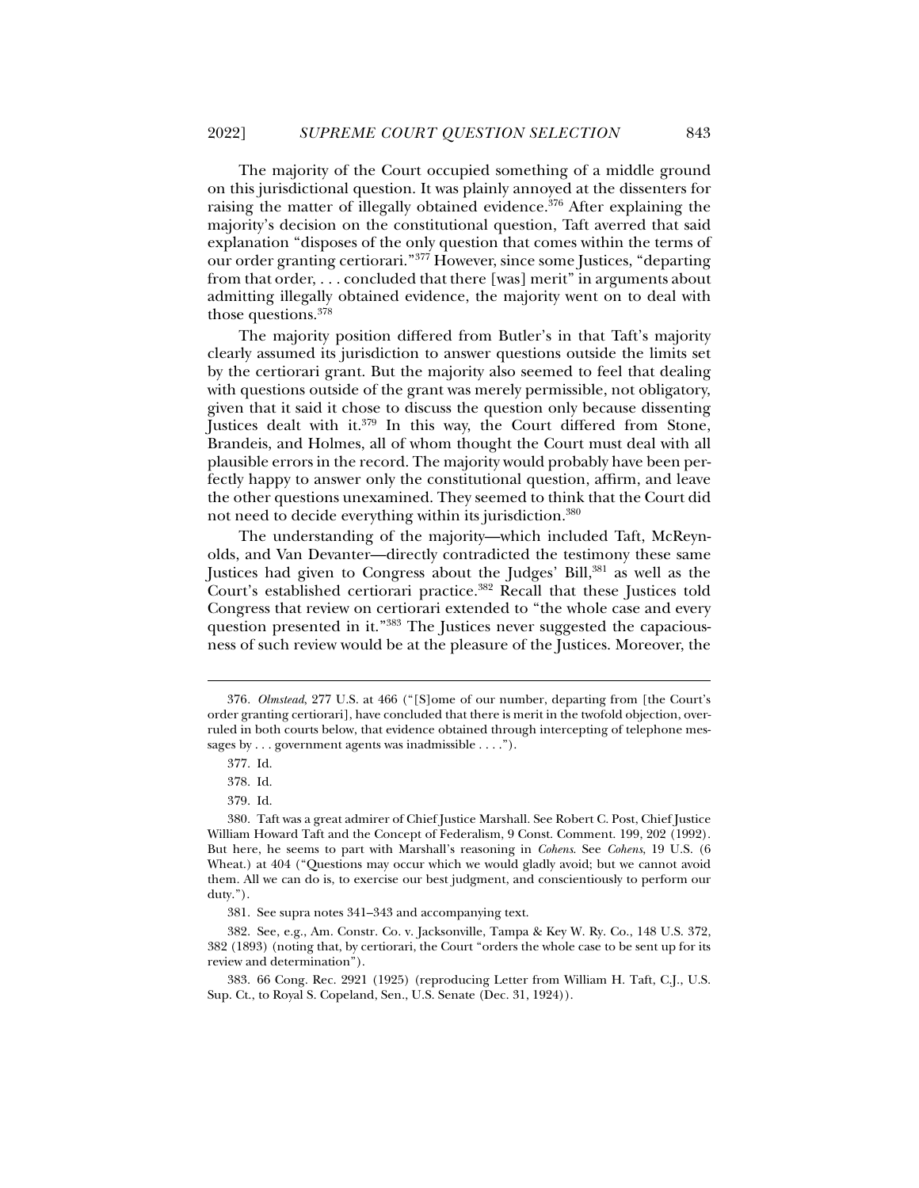The majority of the Court occupied something of a middle ground on this jurisdictional question. It was plainly annoyed at the dissenters for raising the matter of illegally obtained evidence.[376] After explaining the majority's decision on the constitutional question, Taft averred that said explanation "disposes of the only question that comes within the terms of our order granting certiorari."[377] However, since some Justices, "departing from that order, . . . concluded that there [was] merit" in arguments about admitting illegally obtained evidence, the majority went on to deal with those questions.[378]

The majority position differed from Butler's in that Taft's majority clearly assumed its jurisdiction to answer questions outside the limits set by the certiorari grant. But the majority also seemed to feel that dealing with questions outside of the grant was merely permissible, not obligatory, given that it said it chose to discuss the question only because dissenting Justices dealt with it.[379] In this way, the Court differed from Stone, Brandeis, and Holmes, all of whom thought the Court must deal with all plausible errors in the record. The majority would probably have been perfectly happy to answer only the constitutional question, affirm, and leave the other questions unexamined. They seemed to think that the Court did not need to decide everything within its jurisdiction.[380]

The understanding of the majority—which included Taft, McReynolds, and Van Devanter—directly contradicted the testimony these same Justices had given to Congress about the Judges' Bill,[381] as well as the Court's established certiorari practice.[382] Recall that these Justices told Congress that review on certiorari extended to "the whole case and every question presented in it."[383] The Justices never suggested the capaciousness of such review would be at the pleasure of the Justices. Moreover, the

---

376. *Olmstead*, 277 U.S. at 466 ("[S]ome of our number, departing from [the Court's order granting certiorari], have concluded that there is merit in the twofold objection, overruled in both courts below, that evidence obtained through intercepting of telephone messages by . . . government agents was inadmissible . . . .").

377. Id.

378. Id.

379. Id.

380. Taft was a great admirer of Chief Justice Marshall. See Robert C. Post, Chief Justice William Howard Taft and the Concept of Federalism, 9 Const. Comment. 199, 202 (1992). But here, he seems to part with Marshall's reasoning in *Cohens*. See *Cohens*, 19 U.S. (6 Wheat.) at 404 ("Questions may occur which we would gladly avoid; but we cannot avoid them. All we can do is, to exercise our best judgment, and conscientiously to perform our duty.").

381. See supra notes 341–343 and accompanying text.

382. See, e.g., Am. Constr. Co. v. Jacksonville, Tampa & Key W. Ry. Co., 148 U.S. 372, 382 (1893) (noting that, by certiorari, the Court "orders the whole case to be sent up for its review and determination").

383. 66 Cong. Rec. 2921 (1925) (reproducing Letter from William H. Taft, C.J., U.S. Sup. Ct., to Royal S. Copeland, Sen., U.S. Senate (Dec. 31, 1924)).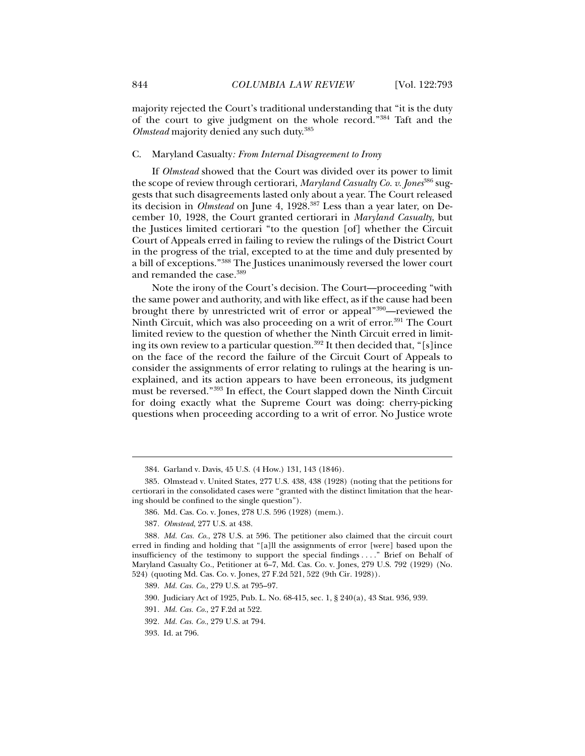majority rejected the Court's traditional understanding that "it is the duty of the court to give judgment on the whole record."[384] Taft and the *Olmstead* majority denied any such duty.[385]

### C. Maryland Casualty*: From Internal Disagreement to Irony*

If *Olmstead* showed that the Court was divided over its power to limit the scope of review through certiorari, *Maryland Casualty Co. v. Jones*[386] suggests that such disagreements lasted only about a year. The Court released its decision in *Olmstead* on June 4, 1928.[387] Less than a year later, on December 10, 1928, the Court granted certiorari in *Maryland Casualty*, but the Justices limited certiorari "to the question [of] whether the Circuit Court of Appeals erred in failing to review the rulings of the District Court in the progress of the trial, excepted to at the time and duly presented by a bill of exceptions."[388] The Justices unanimously reversed the lower court and remanded the case.[389]

Note the irony of the Court's decision. The Court—proceeding "with the same power and authority, and with like effect, as if the cause had been brought there by unrestricted writ of error or appeal"[390]—reviewed the Ninth Circuit, which was also proceeding on a writ of error.[391] The Court limited review to the question of whether the Ninth Circuit erred in limiting its own review to a particular question.[392] It then decided that, "[s]ince on the face of the record the failure of the Circuit Court of Appeals to consider the assignments of error relating to rulings at the hearing is unexplained, and its action appears to have been erroneous, its judgment must be reversed."[393] In effect, the Court slapped down the Ninth Circuit for doing exactly what the Supreme Court was doing: cherry-picking questions when proceeding according to a writ of error. No Justice wrote

---

384. Garland v. Davis, 45 U.S. (4 How.) 131, 143 (1846).

385. Olmstead v. United States, 277 U.S. 438, 438 (1928) (noting that the petitions for certiorari in the consolidated cases were "granted with the distinct limitation that the hearing should be confined to the single question").

386. Md. Cas. Co. v. Jones, 278 U.S. 596 (1928) (mem.).

387. *Olmstead*, 277 U.S. at 438.

388. *Md. Cas. Co.*, 278 U.S. at 596. The petitioner also claimed that the circuit court erred in finding and holding that "[a]ll the assignments of error [were] based upon the insufficiency of the testimony to support the special findings . . . ." Brief on Behalf of Maryland Casualty Co., Petitioner at 6–7, Md. Cas. Co. v. Jones, 279 U.S. 792 (1929) (No. 524) (quoting Md. Cas. Co. v. Jones, 27 F.2d 521, 522 (9th Cir. 1928)).

389. *Md. Cas. Co.*, 279 U.S. at 795–97.

390. Judiciary Act of 1925, Pub. L. No. 68-415, sec. 1, § 240(a), 43 Stat. 936, 939.

391. *Md. Cas. Co.*, 27 F.2d at 522.

392. *Md. Cas. Co.*, 279 U.S. at 794.

393. Id. at 796.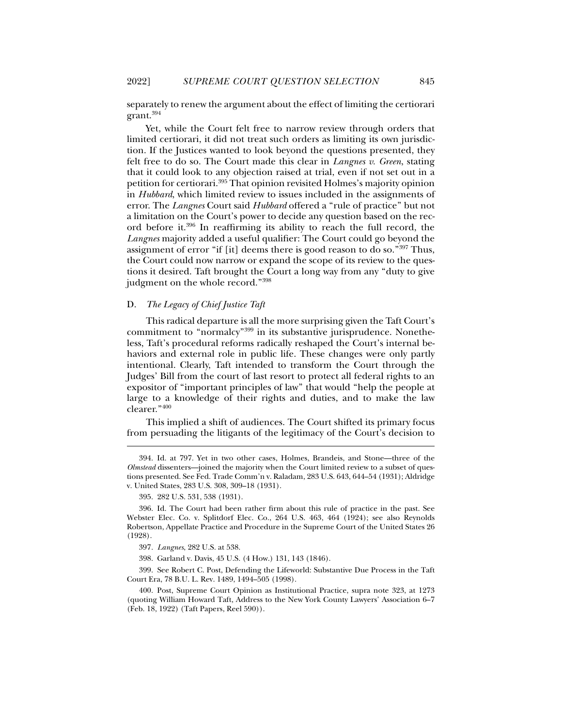separately to renew the argument about the effect of limiting the certiorari grant.[394]

Yet, while the Court felt free to narrow review through orders that limited certiorari, it did not treat such orders as limiting its own jurisdiction. If the Justices wanted to look beyond the questions presented, they felt free to do so. The Court made this clear in *Langnes v. Green*, stating that it could look to any objection raised at trial, even if not set out in a petition for certiorari.[395] That opinion revisited Holmes's majority opinion in *Hubbard*, which limited review to issues included in the assignments of error. The *Langnes* Court said *Hubbard* offered a "rule of practice" but not a limitation on the Court's power to decide any question based on the record before it.[396] In reaffirming its ability to reach the full record, the *Langnes* majority added a useful qualifier: The Court could go beyond the assignment of error "if [it] deems there is good reason to do so."[397] Thus, the Court could now narrow or expand the scope of its review to the questions it desired. Taft brought the Court a long way from any "duty to give judgment on the whole record."[398]

### D. *The Legacy of Chief Justice Taft*

This radical departure is all the more surprising given the Taft Court's commitment to "normalcy"[399] in its substantive jurisprudence. Nonetheless, Taft's procedural reforms radically reshaped the Court's internal behaviors and external role in public life. These changes were only partly intentional. Clearly, Taft intended to transform the Court through the Judges' Bill from the court of last resort to protect all federal rights to an expositor of "important principles of law" that would "help the people at large to a knowledge of their rights and duties, and to make the law clearer."[400]

This implied a shift of audiences. The Court shifted its primary focus from persuading the litigants of the legitimacy of the Court's decision to

394. Id. at 797. Yet in two other cases, Holmes, Brandeis, and Stone—three of the *Olmstead* dissenters—joined the majority when the Court limited review to a subset of questions presented. See Fed. Trade Comm'n v. Raladam, 283 U.S. 643, 644–54 (1931); Aldridge v. United States, 283 U.S. 308, 309–18 (1931).

395. 282 U.S. 531, 538 (1931).

396. Id. The Court had been rather firm about this rule of practice in the past. See Webster Elec. Co. v. Splitdorf Elec. Co., 264 U.S. 463, 464 (1924); see also Reynolds Robertson, Appellate Practice and Procedure in the Supreme Court of the United States 26 (1928).

397. *Langnes*, 282 U.S. at 538.

398. Garland v. Davis, 45 U.S. (4 How.) 131, 143 (1846).

399. See Robert C. Post, Defending the Lifeworld: Substantive Due Process in the Taft Court Era, 78 B.U. L. Rev. 1489, 1494–505 (1998).

400. Post, Supreme Court Opinion as Institutional Practice, supra note 323, at 1273 (quoting William Howard Taft, Address to the New York County Lawyers' Association 6–7 (Feb. 18, 1922) (Taft Papers, Reel 590)).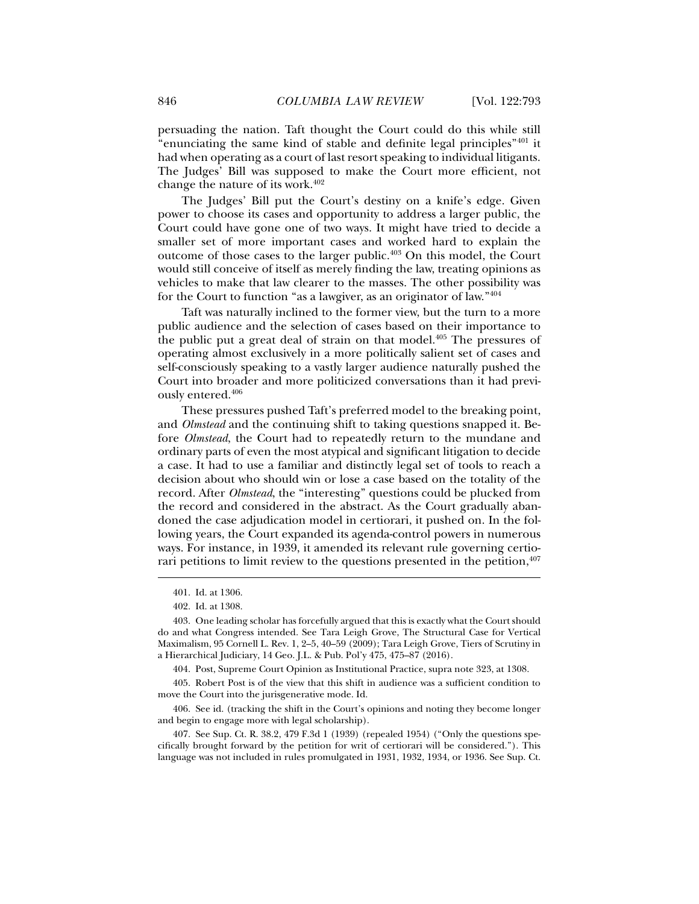persuading the nation. Taft thought the Court could do this while still "enunciating the same kind of stable and definite legal principles"[401] it had when operating as a court of last resort speaking to individual litigants. The Judges' Bill was supposed to make the Court more efficient, not change the nature of its work.[402]

The Judges' Bill put the Court's destiny on a knife's edge. Given power to choose its cases and opportunity to address a larger public, the Court could have gone one of two ways. It might have tried to decide a smaller set of more important cases and worked hard to explain the outcome of those cases to the larger public.[403] On this model, the Court would still conceive of itself as merely finding the law, treating opinions as vehicles to make that law clearer to the masses. The other possibility was for the Court to function "as a lawgiver, as an originator of law."[404]

Taft was naturally inclined to the former view, but the turn to a more public audience and the selection of cases based on their importance to the public put a great deal of strain on that model.[405] The pressures of operating almost exclusively in a more politically salient set of cases and self-consciously speaking to a vastly larger audience naturally pushed the Court into broader and more politicized conversations than it had previously entered.[406]

These pressures pushed Taft's preferred model to the breaking point, and *Olmstead* and the continuing shift to taking questions snapped it. Before *Olmstead*, the Court had to repeatedly return to the mundane and ordinary parts of even the most atypical and significant litigation to decide a case. It had to use a familiar and distinctly legal set of tools to reach a decision about who should win or lose a case based on the totality of the record. After *Olmstead*, the "interesting" questions could be plucked from the record and considered in the abstract. As the Court gradually abandoned the case adjudication model in certiorari, it pushed on. In the following years, the Court expanded its agenda-control powers in numerous ways. For instance, in 1939, it amended its relevant rule governing certiorari petitions to limit review to the questions presented in the petition,[407]

---

401. Id. at 1306.

402. Id. at 1308.

403. One leading scholar has forcefully argued that this is exactly what the Court should do and what Congress intended. See Tara Leigh Grove, The Structural Case for Vertical Maximalism, 95 Cornell L. Rev. 1, 2–5, 40–59 (2009); Tara Leigh Grove, Tiers of Scrutiny in a Hierarchical Judiciary, 14 Geo. J.L. & Pub. Pol'y 475, 475–87 (2016).

404. Post, Supreme Court Opinion as Institutional Practice, supra note 323, at 1308.

405. Robert Post is of the view that this shift in audience was a sufficient condition to move the Court into the jurisgenerative mode. Id.

406. See id. (tracking the shift in the Court's opinions and noting they become longer and begin to engage more with legal scholarship).

407. See Sup. Ct. R. 38.2, 479 F.3d 1 (1939) (repealed 1954) ("Only the questions specifically brought forward by the petition for writ of certiorari will be considered."). This language was not included in rules promulgated in 1931, 1932, 1934, or 1936. See Sup. Ct.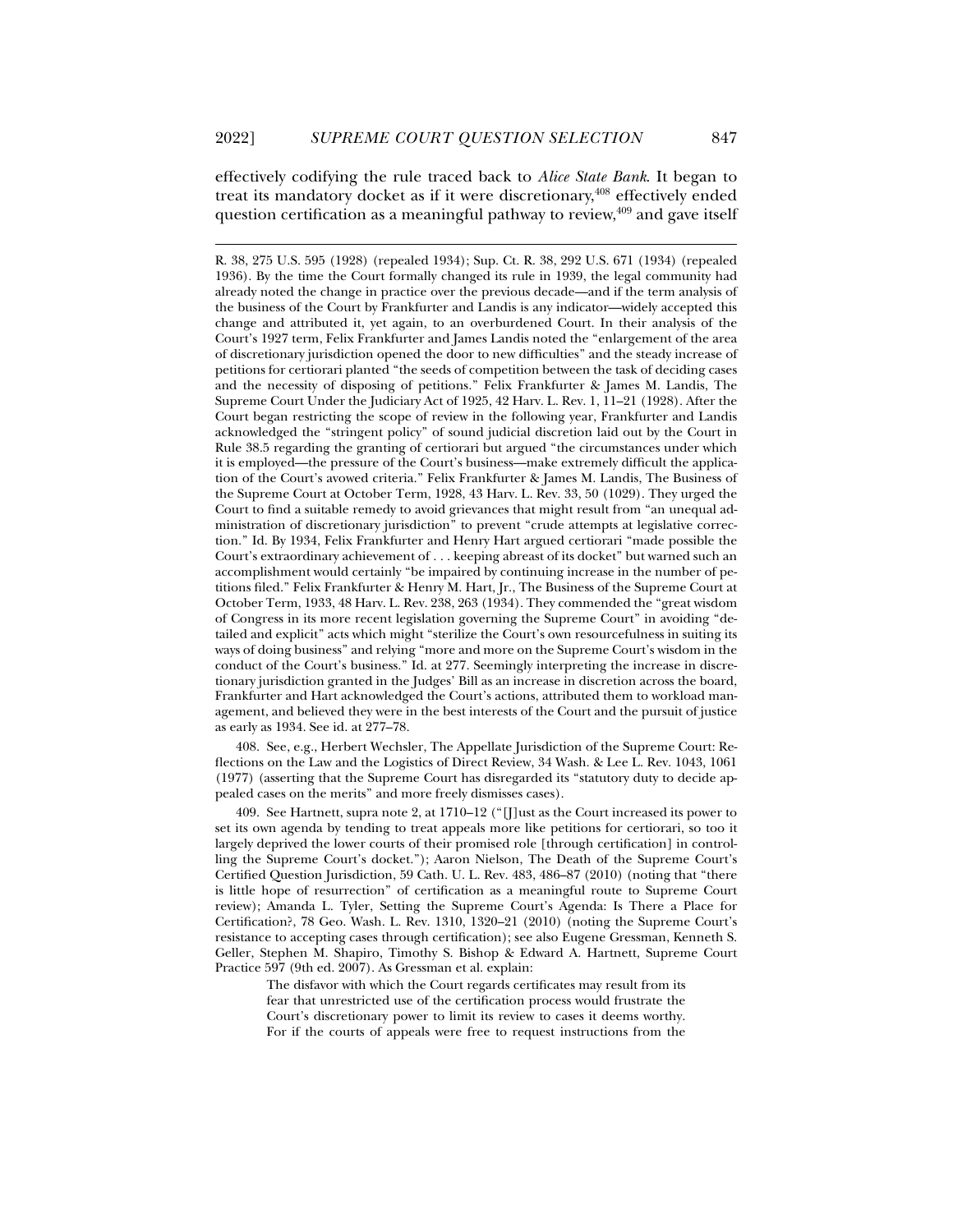effectively codifying the rule traced back to *Alice State Bank*. It began to treat its mandatory docket as if it were discretionary,[408] effectively ended question certification as a meaningful pathway to review,[409] and gave itself

R. 38, 275 U.S. 595 (1928) (repealed 1934); Sup. Ct. R. 38, 292 U.S. 671 (1934) (repealed 1936). By the time the Court formally changed its rule in 1939, the legal community had already noted the change in practice over the previous decade—and if the term analysis of the business of the Court by Frankfurter and Landis is any indicator—widely accepted this change and attributed it, yet again, to an overburdened Court. In their analysis of the Court's 1927 term, Felix Frankfurter and James Landis noted the "enlargement of the area of discretionary jurisdiction opened the door to new difficulties" and the steady increase of petitions for certiorari planted "the seeds of competition between the task of deciding cases and the necessity of disposing of petitions." Felix Frankfurter & James M. Landis, The Supreme Court Under the Judiciary Act of 1925, 42 Harv. L. Rev. 1, 11–21 (1928). After the Court began restricting the scope of review in the following year, Frankfurter and Landis acknowledged the "stringent policy" of sound judicial discretion laid out by the Court in Rule 38.5 regarding the granting of certiorari but argued "the circumstances under which it is employed—the pressure of the Court's business—make extremely difficult the application of the Court's avowed criteria." Felix Frankfurter & James M. Landis, The Business of the Supreme Court at October Term, 1928, 43 Harv. L. Rev. 33, 50 (1029). They urged the Court to find a suitable remedy to avoid grievances that might result from "an unequal administration of discretionary jurisdiction" to prevent "crude attempts at legislative correction." Id. By 1934, Felix Frankfurter and Henry Hart argued certiorari "made possible the Court's extraordinary achievement of . . . keeping abreast of its docket" but warned such an accomplishment would certainly "be impaired by continuing increase in the number of petitions filed." Felix Frankfurter & Henry M. Hart, Jr., The Business of the Supreme Court at October Term, 1933, 48 Harv. L. Rev. 238, 263 (1934). They commended the "great wisdom of Congress in its more recent legislation governing the Supreme Court" in avoiding "detailed and explicit" acts which might "sterilize the Court's own resourcefulness in suiting its ways of doing business" and relying "more and more on the Supreme Court's wisdom in the conduct of the Court's business." Id. at 277. Seemingly interpreting the increase in discretionary jurisdiction granted in the Judges' Bill as an increase in discretion across the board, Frankfurter and Hart acknowledged the Court's actions, attributed them to workload management, and believed they were in the best interests of the Court and the pursuit of justice as early as 1934. See id. at 277–78.

408. See, e.g., Herbert Wechsler, The Appellate Jurisdiction of the Supreme Court: Reflections on the Law and the Logistics of Direct Review, 34 Wash. & Lee L. Rev. 1043, 1061 (1977) (asserting that the Supreme Court has disregarded its "statutory duty to decide appealed cases on the merits" and more freely dismisses cases).

409. See Hartnett, supra note 2, at 1710–12 ("[J]ust as the Court increased its power to set its own agenda by tending to treat appeals more like petitions for certiorari, so too it largely deprived the lower courts of their promised role [through certification] in controlling the Supreme Court's docket."); Aaron Nielson, The Death of the Supreme Court's Certified Question Jurisdiction, 59 Cath. U. L. Rev. 483, 486–87 (2010) (noting that "there is little hope of resurrection" of certification as a meaningful route to Supreme Court review); Amanda L. Tyler, Setting the Supreme Court's Agenda: Is There a Place for Certification?, 78 Geo. Wash. L. Rev. 1310, 1320–21 (2010) (noting the Supreme Court's resistance to accepting cases through certification); see also Eugene Gressman, Kenneth S. Geller, Stephen M. Shapiro, Timothy S. Bishop & Edward A. Hartnett, Supreme Court Practice 597 (9th ed. 2007). As Gressman et al. explain:

> The disfavor with which the Court regards certificates may result from its fear that unrestricted use of the certification process would frustrate the Court's discretionary power to limit its review to cases it deems worthy. For if the courts of appeals were free to request instructions from the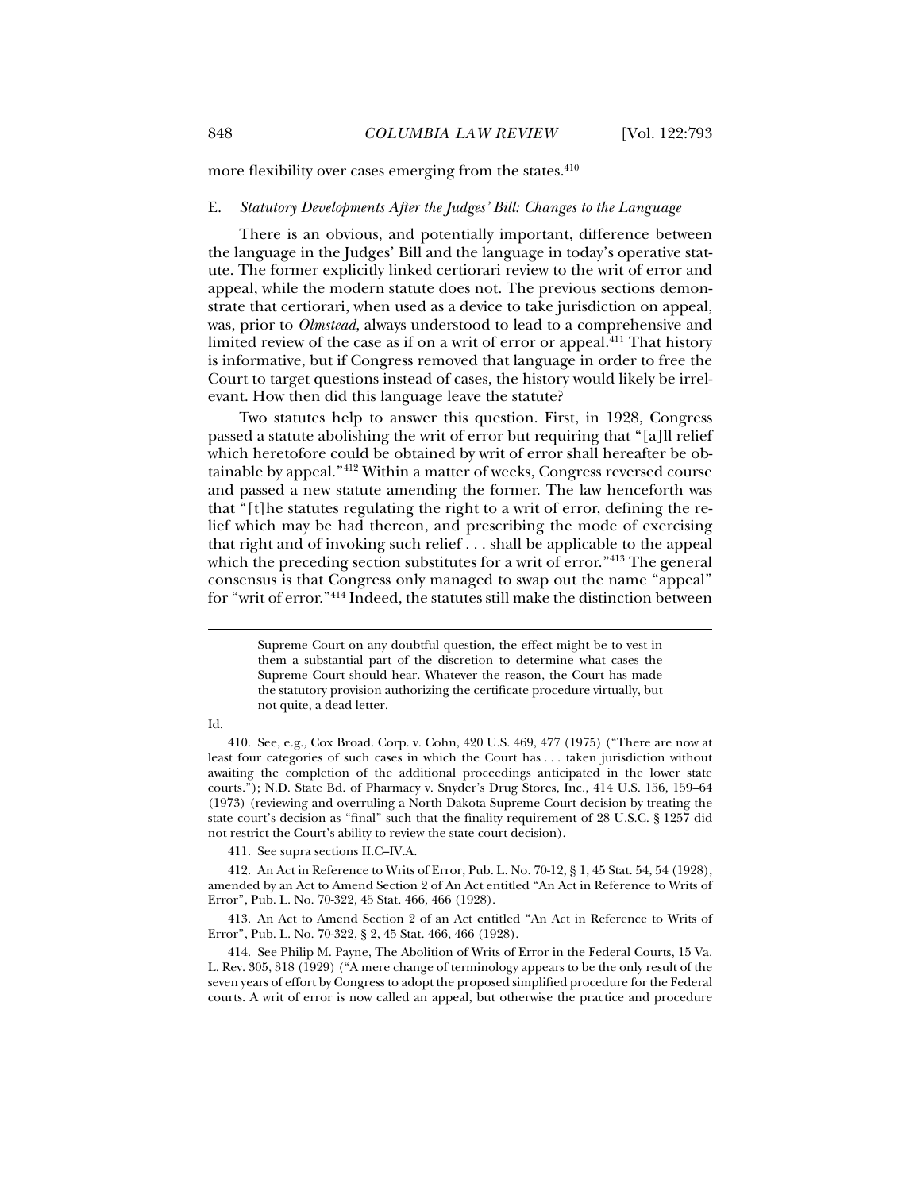more flexibility over cases emerging from the states.[410]

### E. *Statutory Developments After the Judges' Bill: Changes to the Language*

There is an obvious, and potentially important, difference between the language in the Judges' Bill and the language in today's operative statute. The former explicitly linked certiorari review to the writ of error and appeal, while the modern statute does not. The previous sections demonstrate that certiorari, when used as a device to take jurisdiction on appeal, was, prior to *Olmstead*, always understood to lead to a comprehensive and limited review of the case as if on a writ of error or appeal.[411] That history is informative, but if Congress removed that language in order to free the Court to target questions instead of cases, the history would likely be irrelevant. How then did this language leave the statute?

Two statutes help to answer this question. First, in 1928, Congress passed a statute abolishing the writ of error but requiring that "[a]ll relief which heretofore could be obtained by writ of error shall hereafter be obtainable by appeal."[412] Within a matter of weeks, Congress reversed course and passed a new statute amending the former. The law henceforth was that "[t]he statutes regulating the right to a writ of error, defining the relief which may be had thereon, and prescribing the mode of exercising that right and of invoking such relief . . . shall be applicable to the appeal which the preceding section substitutes for a writ of error."[413] The general consensus is that Congress only managed to swap out the name "appeal" for "writ of error."[414] Indeed, the statutes still make the distinction between

> Supreme Court on any doubtful question, the effect might be to vest in them a substantial part of the discretion to determine what cases the Supreme Court should hear. Whatever the reason, the Court has made the statutory provision authorizing the certificate procedure virtually, but not quite, a dead letter.

Id.

410. See, e.g., Cox Broad. Corp. v. Cohn, 420 U.S. 469, 477 (1975) ("There are now at least four categories of such cases in which the Court has . . . taken jurisdiction without awaiting the completion of the additional proceedings anticipated in the lower state courts."); N.D. State Bd. of Pharmacy v. Snyder's Drug Stores, Inc., 414 U.S. 156, 159–64 (1973) (reviewing and overruling a North Dakota Supreme Court decision by treating the state court's decision as "final" such that the finality requirement of 28 U.S.C. § 1257 did not restrict the Court's ability to review the state court decision).

411. See supra sections II.C–IV.A.

412. An Act in Reference to Writs of Error, Pub. L. No. 70-12, § 1, 45 Stat. 54, 54 (1928), amended by an Act to Amend Section 2 of An Act entitled "An Act in Reference to Writs of Error", Pub. L. No. 70-322, 45 Stat. 466, 466 (1928).

413. An Act to Amend Section 2 of an Act entitled "An Act in Reference to Writs of Error", Pub. L. No. 70-322, § 2, 45 Stat. 466, 466 (1928).

414. See Philip M. Payne, The Abolition of Writs of Error in the Federal Courts, 15 Va. L. Rev. 305, 318 (1929) ("A mere change of terminology appears to be the only result of the seven years of effort by Congress to adopt the proposed simplified procedure for the Federal courts. A writ of error is now called an appeal, but otherwise the practice and procedure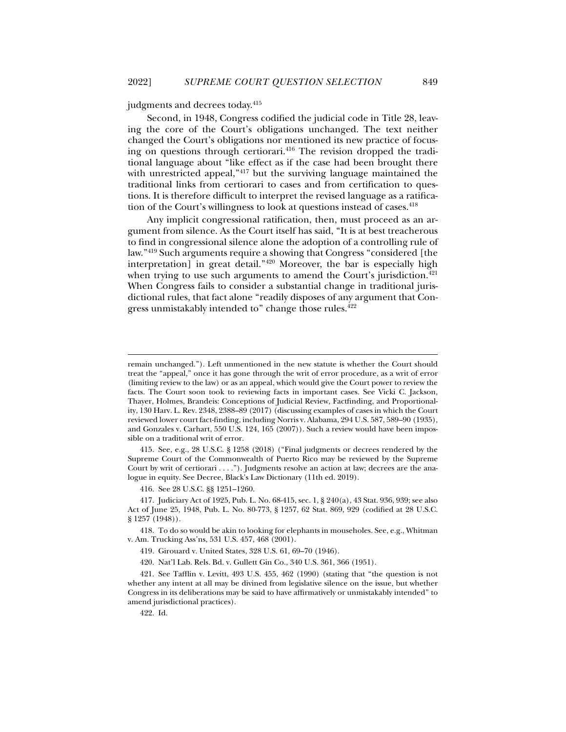judgments and decrees today.[415]

Second, in 1948, Congress codified the judicial code in Title 28, leaving the core of the Court's obligations unchanged. The text neither changed the Court's obligations nor mentioned its new practice of focusing on questions through certiorari.[416] The revision dropped the traditional language about "like effect as if the case had been brought there with unrestricted appeal,"[417] but the surviving language maintained the traditional links from certiorari to cases and from certification to questions. It is therefore difficult to interpret the revised language as a ratification of the Court's willingness to look at questions instead of cases.[418]

Any implicit congressional ratification, then, must proceed as an argument from silence. As the Court itself has said, "It is at best treacherous to find in congressional silence alone the adoption of a controlling rule of law."[419] Such arguments require a showing that Congress "considered [the interpretation] in great detail."[420] Moreover, the bar is especially high when trying to use such arguments to amend the Court's jurisdiction.[421] When Congress fails to consider a substantial change in traditional jurisdictional rules, that fact alone "readily disposes of any argument that Congress unmistakably intended to" change those rules.[422]

---

remain unchanged."). Left unmentioned in the new statute is whether the Court should treat the "appeal," once it has gone through the writ of error procedure, as a writ of error (limiting review to the law) or as an appeal, which would give the Court power to review the facts. The Court soon took to reviewing facts in important cases. See Vicki C. Jackson, Thayer, Holmes, Brandeis: Conceptions of Judicial Review, Factfinding, and Proportionality, 130 Harv. L. Rev. 2348, 2388–89 (2017) (discussing examples of cases in which the Court reviewed lower court fact-finding, including Norris v. Alabama, 294 U.S. 587, 589–90 (1935), and Gonzales v. Carhart, 550 U.S. 124, 165 (2007)). Such a review would have been impossible on a traditional writ of error.

415. See, e.g., 28 U.S.C. § 1258 (2018) ("Final judgments or decrees rendered by the Supreme Court of the Commonwealth of Puerto Rico may be reviewed by the Supreme Court by writ of certiorari . . . ."). Judgments resolve an action at law; decrees are the analogue in equity. See Decree, Black's Law Dictionary (11th ed. 2019).

416. See 28 U.S.C. §§ 1251–1260.

417. Judiciary Act of 1925, Pub. L. No. 68-415, sec. 1, § 240(a), 43 Stat. 936, 939; see also Act of June 25, 1948, Pub. L. No. 80-773, § 1257, 62 Stat. 869, 929 (codified at 28 U.S.C. § 1257 (1948)).

418. To do so would be akin to looking for elephants in mouseholes. See, e.g., Whitman v. Am. Trucking Ass'ns, 531 U.S. 457, 468 (2001).

419. Girouard v. United States, 328 U.S. 61, 69–70 (1946).

420. Nat'l Lab. Rels. Bd. v. Gullett Gin Co., 340 U.S. 361, 366 (1951).

421. See Tafflin v. Levitt, 493 U.S. 455, 462 (1990) (stating that "the question is not whether any intent at all may be divined from legislative silence on the issue, but whether Congress in its deliberations may be said to have affirmatively or unmistakably intended" to amend jurisdictional practices).

422. Id.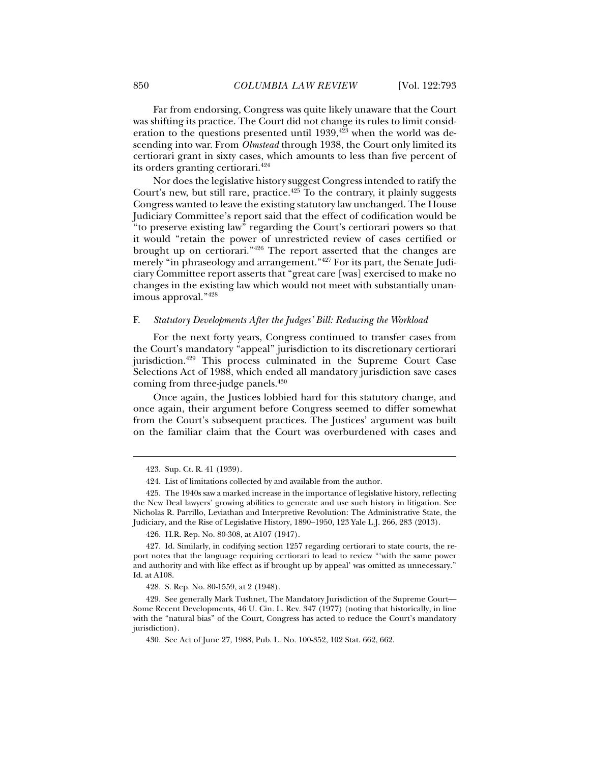Far from endorsing, Congress was quite likely unaware that the Court was shifting its practice. The Court did not change its rules to limit consideration to the questions presented until 1939,[423] when the world was descending into war. From *Olmstead* through 1938, the Court only limited its certiorari grant in sixty cases, which amounts to less than five percent of its orders granting certiorari.[424]

Nor does the legislative history suggest Congress intended to ratify the Court's new, but still rare, practice.[425] To the contrary, it plainly suggests Congress wanted to leave the existing statutory law unchanged. The House Judiciary Committee's report said that the effect of codification would be "to preserve existing law" regarding the Court's certiorari powers so that it would "retain the power of unrestricted review of cases certified or brought up on certiorari."[426] The report asserted that the changes are merely "in phraseology and arrangement."[427] For its part, the Senate Judiciary Committee report asserts that "great care [was] exercised to make no changes in the existing law which would not meet with substantially unanimous approval."[428]

### F. *Statutory Developments After the Judges' Bill: Reducing the Workload*

For the next forty years, Congress continued to transfer cases from the Court's mandatory "appeal" jurisdiction to its discretionary certiorari jurisdiction.[429] This process culminated in the Supreme Court Case Selections Act of 1988, which ended all mandatory jurisdiction save cases coming from three-judge panels.[430]

Once again, the Justices lobbied hard for this statutory change, and once again, their argument before Congress seemed to differ somewhat from the Court's subsequent practices. The Justices' argument was built on the familiar claim that the Court was overburdened with cases and

---

423. Sup. Ct. R. 41 (1939).

424. List of limitations collected by and available from the author.

425. The 1940s saw a marked increase in the importance of legislative history, reflecting the New Deal lawyers' growing abilities to generate and use such history in litigation. See Nicholas R. Parrillo, Leviathan and Interpretive Revolution: The Administrative State, the Judiciary, and the Rise of Legislative History, 1890–1950, 123 Yale L.J. 266, 283 (2013).

426. H.R. Rep. No. 80-308, at A107 (1947).

427. Id. Similarly, in codifying section 1257 regarding certiorari to state courts, the report notes that the language requiring certiorari to lead to review "'with the same power and authority and with like effect as if brought up by appeal' was omitted as unnecessary." Id. at A108.

428. S. Rep. No. 80-1559, at 2 (1948).

429. See generally Mark Tushnet, The Mandatory Jurisdiction of the Supreme Court—Some Recent Developments, 46 U. Cin. L. Rev. 347 (1977) (noting that historically, in line with the "natural bias" of the Court, Congress has acted to reduce the Court's mandatory jurisdiction).

430. See Act of June 27, 1988, Pub. L. No. 100-352, 102 Stat. 662, 662.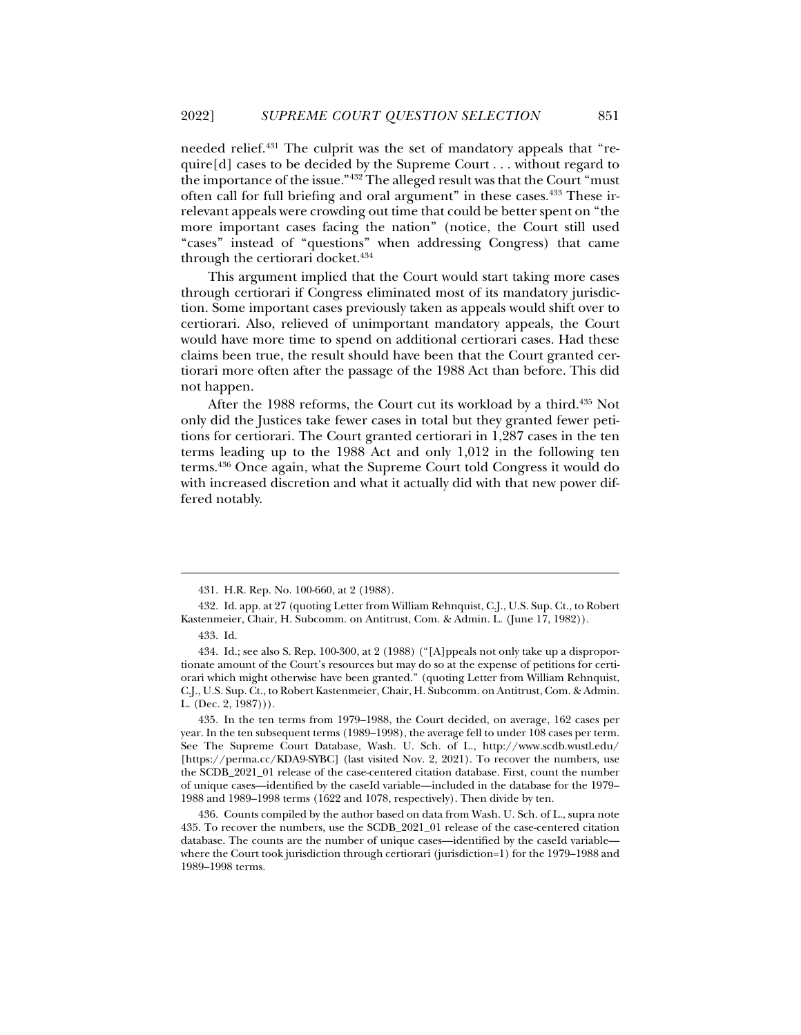needed relief.[431] The culprit was the set of mandatory appeals that "require[d] cases to be decided by the Supreme Court . . . without regard to the importance of the issue."[432] The alleged result was that the Court "must often call for full briefing and oral argument" in these cases.[433] These irrelevant appeals were crowding out time that could be better spent on "the more important cases facing the nation" (notice, the Court still used "cases" instead of "questions" when addressing Congress) that came through the certiorari docket.[434]

This argument implied that the Court would start taking more cases through certiorari if Congress eliminated most of its mandatory jurisdiction. Some important cases previously taken as appeals would shift over to certiorari. Also, relieved of unimportant mandatory appeals, the Court would have more time to spend on additional certiorari cases. Had these claims been true, the result should have been that the Court granted certiorari more often after the passage of the 1988 Act than before. This did not happen.

After the 1988 reforms, the Court cut its workload by a third.[435] Not only did the Justices take fewer cases in total but they granted fewer petitions for certiorari. The Court granted certiorari in 1,287 cases in the ten terms leading up to the 1988 Act and only 1,012 in the following ten terms.[436] Once again, what the Supreme Court told Congress it would do with increased discretion and what it actually did with that new power differed notably.

---

431. H.R. Rep. No. 100-660, at 2 (1988).

432. Id. app. at 27 (quoting Letter from William Rehnquist, C.J., U.S. Sup. Ct., to Robert Kastenmeier, Chair, H. Subcomm. on Antitrust, Com. & Admin. L. (June 17, 1982)).

433. Id.

434. Id.; see also S. Rep. 100-300, at 2 (1988) ("[A]ppeals not only take up a disproportionate amount of the Court's resources but may do so at the expense of petitions for certiorari which might otherwise have been granted." (quoting Letter from William Rehnquist, C.J., U.S. Sup. Ct., to Robert Kastenmeier, Chair, H. Subcomm. on Antitrust, Com. & Admin. L. (Dec. 2, 1987))).

435. In the ten terms from 1979–1988, the Court decided, on average, 162 cases per year. In the ten subsequent terms (1989–1998), the average fell to under 108 cases per term. See The Supreme Court Database, Wash. U. Sch. of L., http://www.scdb.wustl.edu/ [https://perma.cc/KDA9-SYBC] (last visited Nov. 2, 2021). To recover the numbers, use the SCDB_2021_01 release of the case-centered citation database. First, count the number of unique cases—identified by the caseId variable—included in the database for the 1979–1988 and 1989–1998 terms (1622 and 1078, respectively). Then divide by ten.

436. Counts compiled by the author based on data from Wash. U. Sch. of L., supra note 435. To recover the numbers, use the SCDB_2021_01 release of the case-centered citation database. The counts are the number of unique cases—identified by the caseId variable—where the Court took jurisdiction through certiorari (jurisdiction=1) for the 1979–1988 and 1989–1998 terms.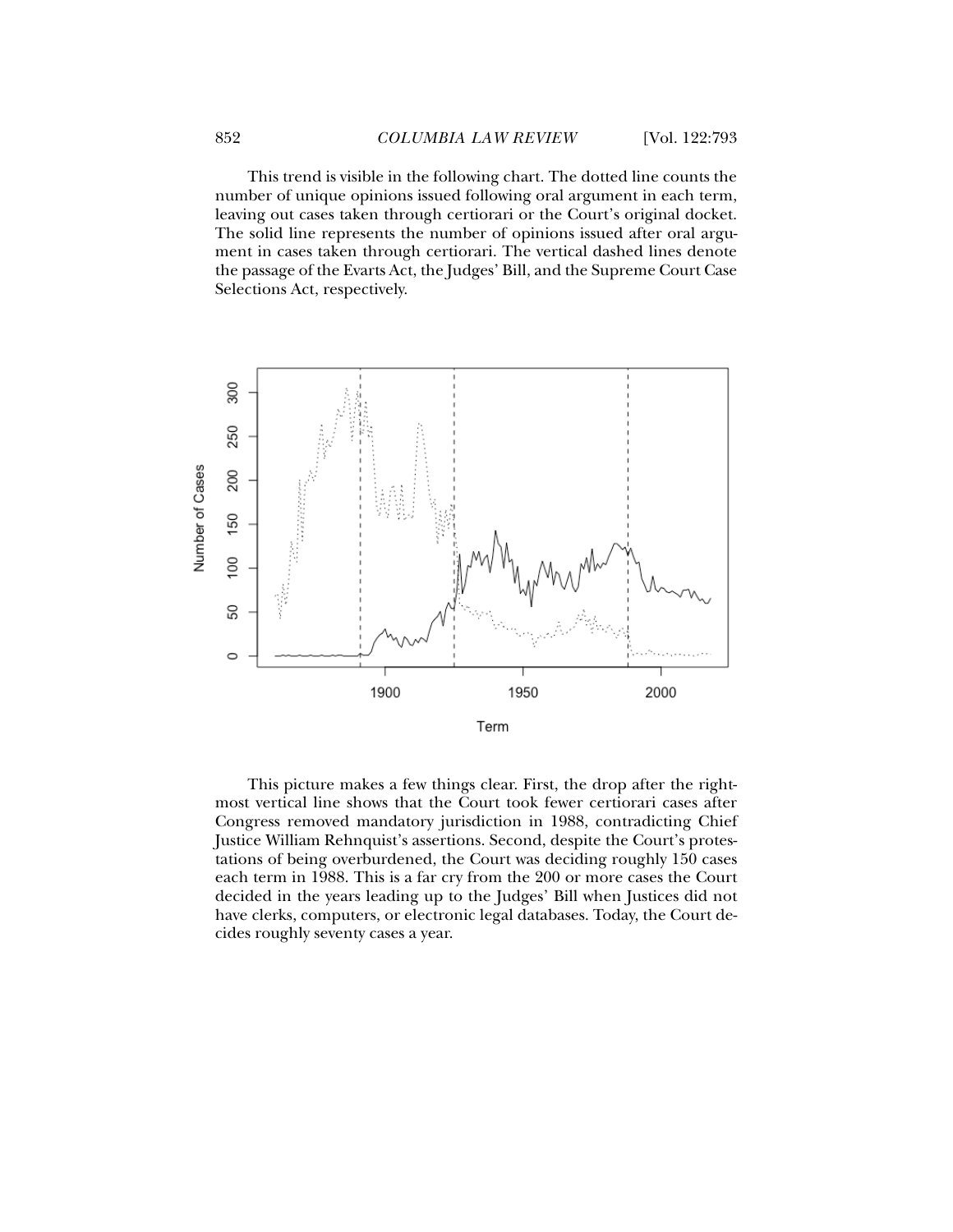This trend is visible in the following chart. The dotted line counts the number of unique opinions issued following oral argument in each term, leaving out cases taken through certiorari or the Court's original docket. The solid line represents the number of opinions issued after oral argument in cases taken through certiorari. The vertical dashed lines denote the passage of the Evarts Act, the Judges' Bill, and the Supreme Court Case Selections Act, respectively.

This picture makes a few things clear. First, the drop after the rightmost vertical line shows that the Court took fewer certiorari cases after Congress removed mandatory jurisdiction in 1988, contradicting Chief Justice William Rehnquist's assertions. Second, despite the Court's protestations of being overburdened, the Court was deciding roughly 150 cases each term in 1988. This is a far cry from the 200 or more cases the Court decided in the years leading up to the Judges' Bill when Justices did not have clerks, computers, or electronic legal databases. Today, the Court decides roughly seventy cases a year.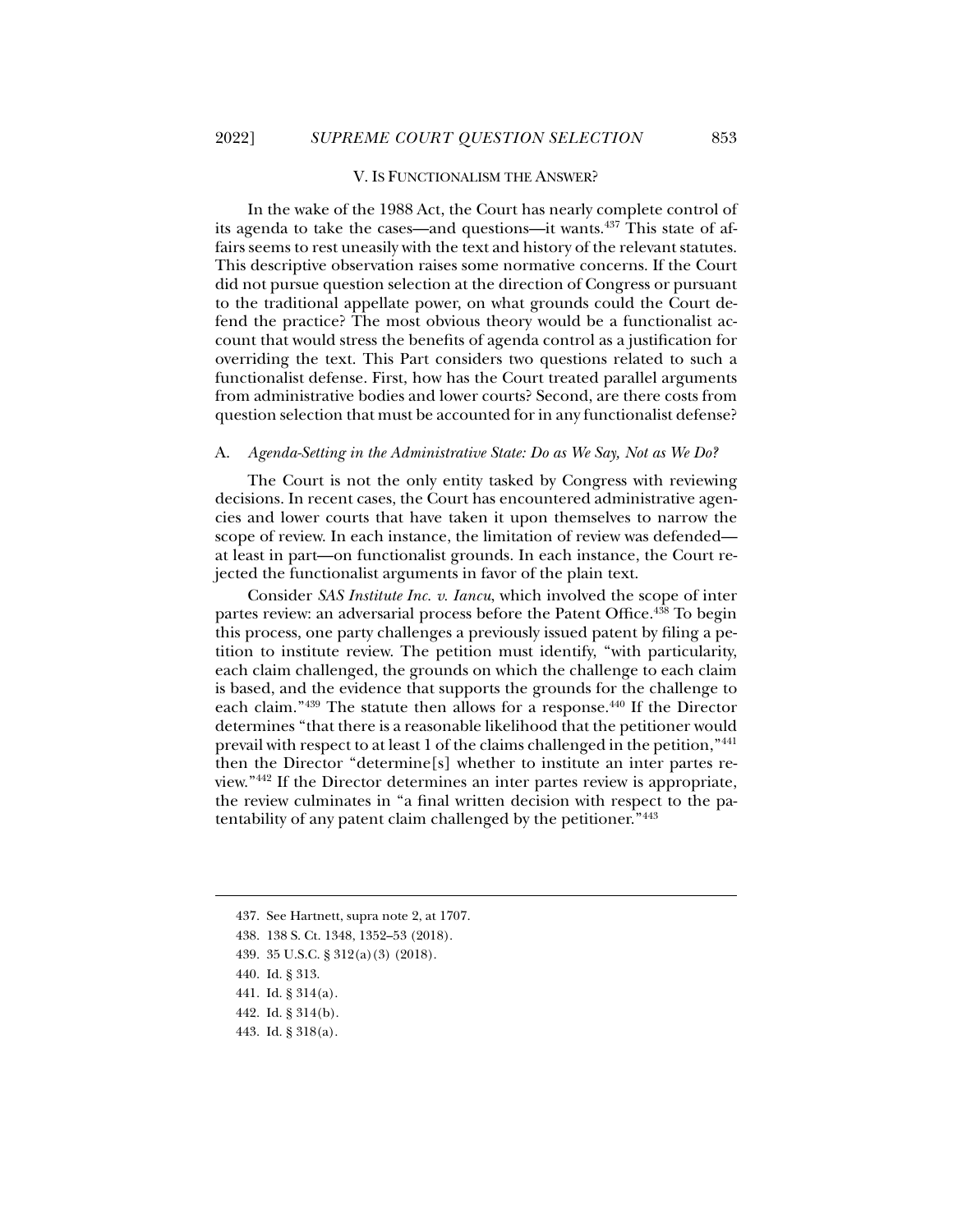## V. IS FUNCTIONALISM THE ANSWER?

In the wake of the 1988 Act, the Court has nearly complete control of its agenda to take the cases—and questions—it wants.[437] This state of affairs seems to rest uneasily with the text and history of the relevant statutes. This descriptive observation raises some normative concerns. If the Court did not pursue question selection at the direction of Congress or pursuant to the traditional appellate power, on what grounds could the Court defend the practice? The most obvious theory would be a functionalist account that would stress the benefits of agenda control as a justification for overriding the text. This Part considers two questions related to such a functionalist defense. First, how has the Court treated parallel arguments from administrative bodies and lower courts? Second, are there costs from question selection that must be accounted for in any functionalist defense?

### A. *Agenda-Setting in the Administrative State: Do as We Say, Not as We Do?*

The Court is not the only entity tasked by Congress with reviewing decisions. In recent cases, the Court has encountered administrative agencies and lower courts that have taken it upon themselves to narrow the scope of review. In each instance, the limitation of review was defended—at least in part—on functionalist grounds. In each instance, the Court rejected the functionalist arguments in favor of the plain text.

Consider *SAS Institute Inc. v. Iancu*, which involved the scope of inter partes review: an adversarial process before the Patent Office.[438] To begin this process, one party challenges a previously issued patent by filing a petition to institute review. The petition must identify, "with particularity, each claim challenged, the grounds on which the challenge to each claim is based, and the evidence that supports the grounds for the challenge to each claim."[439] The statute then allows for a response.[440] If the Director determines "that there is a reasonable likelihood that the petitioner would prevail with respect to at least 1 of the claims challenged in the petition,"[441] then the Director "determine[s] whether to institute an inter partes review."[442] If the Director determines an inter partes review is appropriate, the review culminates in "a final written decision with respect to the patentability of any patent claim challenged by the petitioner."[443]

---

437. See Hartnett, supra note 2, at 1707.

438. 138 S. Ct. 1348, 1352–53 (2018).

439. 35 U.S.C. § 312(a)(3) (2018).

440. Id. § 313.

441. Id. § 314(a).

442. Id. § 314(b).

443. Id. § 318(a).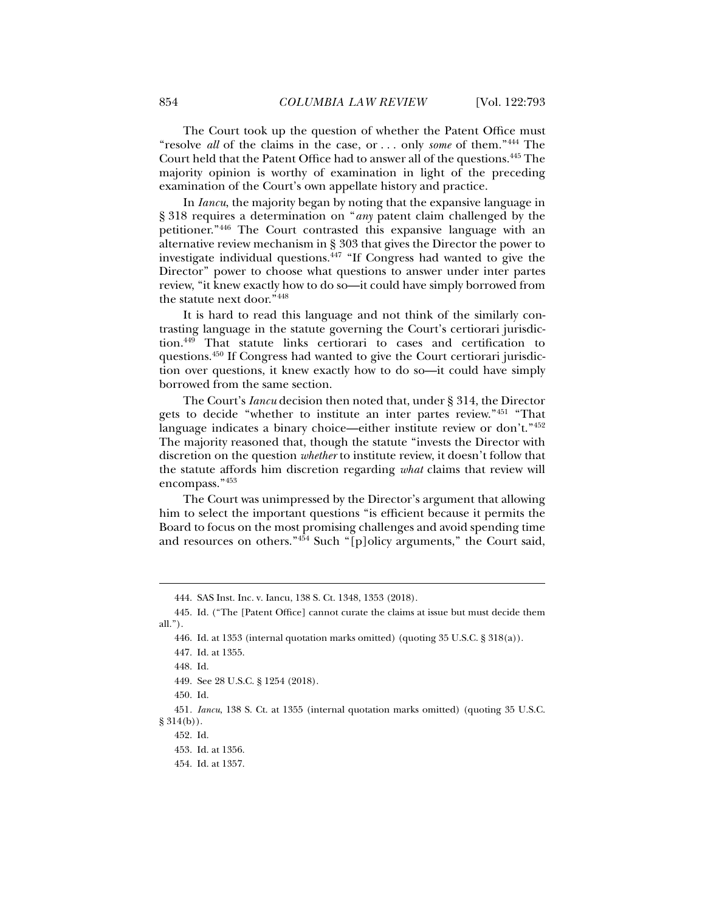The Court took up the question of whether the Patent Office must "resolve *all* of the claims in the case, or . . . only *some* of them."[444] The Court held that the Patent Office had to answer all of the questions.[445] The majority opinion is worthy of examination in light of the preceding examination of the Court's own appellate history and practice.

In *Iancu*, the majority began by noting that the expansive language in § 318 requires a determination on "*any* patent claim challenged by the petitioner."[446] The Court contrasted this expansive language with an alternative review mechanism in § 303 that gives the Director the power to investigate individual questions.[447] "If Congress had wanted to give the Director" power to choose what questions to answer under inter partes review, "it knew exactly how to do so—it could have simply borrowed from the statute next door."[448]

It is hard to read this language and not think of the similarly contrasting language in the statute governing the Court's certiorari jurisdiction.[449] That statute links certiorari to cases and certification to questions.[450] If Congress had wanted to give the Court certiorari jurisdiction over questions, it knew exactly how to do so—it could have simply borrowed from the same section.

The Court's *Iancu* decision then noted that, under § 314, the Director gets to decide "whether to institute an inter partes review."[451] "That language indicates a binary choice—either institute review or don't."[452] The majority reasoned that, though the statute "invests the Director with discretion on the question *whether* to institute review, it doesn't follow that the statute affords him discretion regarding *what* claims that review will encompass."[453]

The Court was unimpressed by the Director's argument that allowing him to select the important questions "is efficient because it permits the Board to focus on the most promising challenges and avoid spending time and resources on others."[454] Such "[p]olicy arguments," the Court said,

---

444. SAS Inst. Inc. v. Iancu, 138 S. Ct. 1348, 1353 (2018).

445. Id. ("The [Patent Office] cannot curate the claims at issue but must decide them all.").

446. Id. at 1353 (internal quotation marks omitted) (quoting 35 U.S.C. § 318(a)).

447. Id. at 1355.

448. Id.

449. See 28 U.S.C. § 1254 (2018).

450. Id.

451. *Iancu*, 138 S. Ct. at 1355 (internal quotation marks omitted) (quoting 35 U.S.C. § 314(b)).

452. Id.

453. Id. at 1356.

454. Id. at 1357.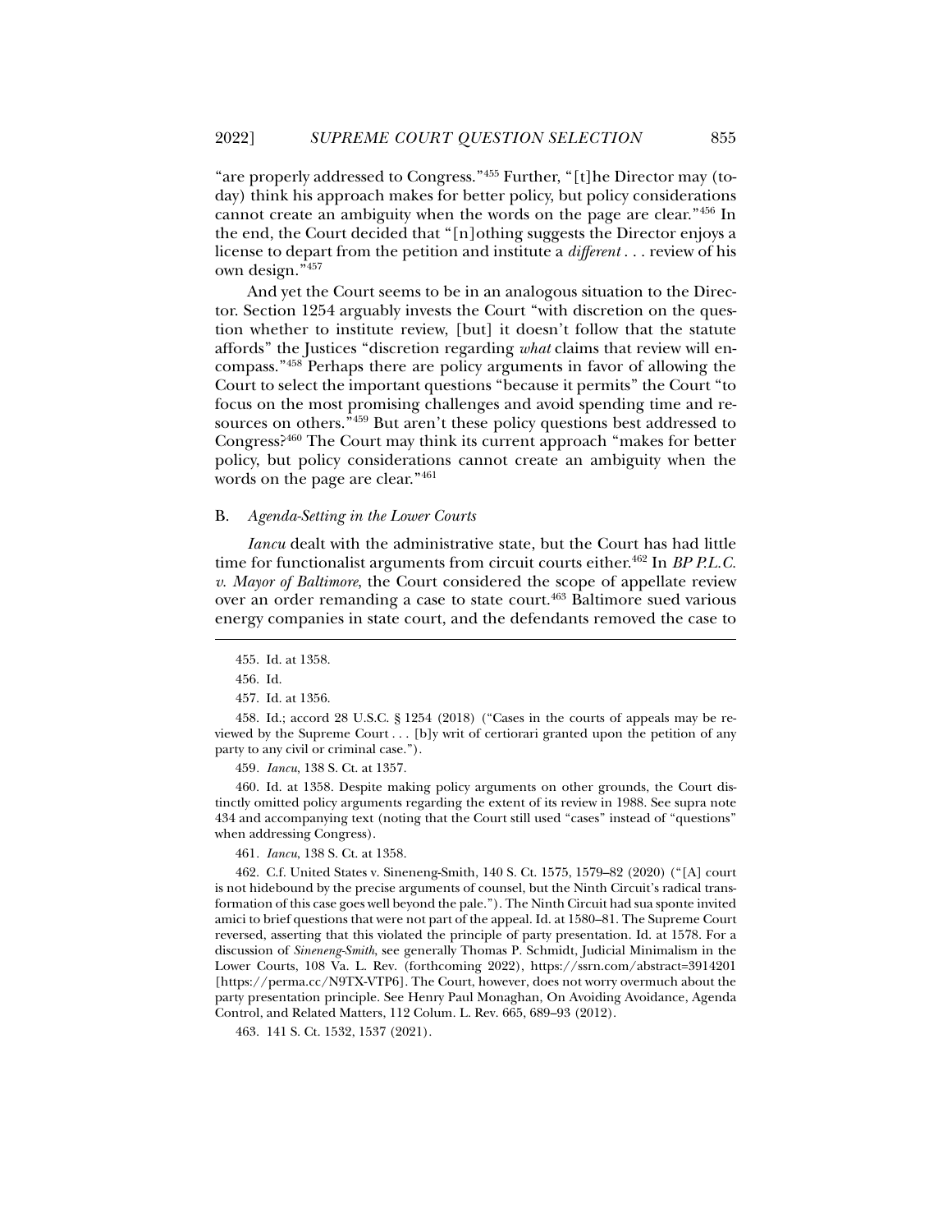"are properly addressed to Congress."[455] Further, "[t]he Director may (today) think his approach makes for better policy, but policy considerations cannot create an ambiguity when the words on the page are clear."[456] In the end, the Court decided that "[n]othing suggests the Director enjoys a license to depart from the petition and institute a *different* . . . review of his own design."[457]

And yet the Court seems to be in an analogous situation to the Director. Section 1254 arguably invests the Court "with discretion on the question whether to institute review, [but] it doesn't follow that the statute affords" the Justices "discretion regarding *what* claims that review will encompass."[458] Perhaps there are policy arguments in favor of allowing the Court to select the important questions "because it permits" the Court "to focus on the most promising challenges and avoid spending time and resources on others."[459] But aren't these policy questions best addressed to Congress?[460] The Court may think its current approach "makes for better policy, but policy considerations cannot create an ambiguity when the words on the page are clear."[461]

## B. *Agenda-Setting in the Lower Courts*

*Iancu* dealt with the administrative state, but the Court has had little time for functionalist arguments from circuit courts either.[462] In *BP P.L.C. v. Mayor of Baltimore*, the Court considered the scope of appellate review over an order remanding a case to state court.[463] Baltimore sued various energy companies in state court, and the defendants removed the case to

---

455. Id. at 1358.

456. Id.

457. Id. at 1356.

458. Id.; accord 28 U.S.C. § 1254 (2018) ("Cases in the courts of appeals may be reviewed by the Supreme Court . . . [b]y writ of certiorari granted upon the petition of any party to any civil or criminal case.").

459. *Iancu*, 138 S. Ct. at 1357.

460. Id. at 1358. Despite making policy arguments on other grounds, the Court distinctly omitted policy arguments regarding the extent of its review in 1988. See supra note 434 and accompanying text (noting that the Court still used "cases" instead of "questions" when addressing Congress).

461. *Iancu*, 138 S. Ct. at 1358.

462. C.f. United States v. Sineneng-Smith, 140 S. Ct. 1575, 1579–82 (2020) ("[A] court is not hidebound by the precise arguments of counsel, but the Ninth Circuit's radical transformation of this case goes well beyond the pale."). The Ninth Circuit had sua sponte invited amici to brief questions that were not part of the appeal. Id. at 1580–81. The Supreme Court reversed, asserting that this violated the principle of party presentation. Id. at 1578. For a discussion of *Sineneng-Smith*, see generally Thomas P. Schmidt, Judicial Minimalism in the Lower Courts, 108 Va. L. Rev. (forthcoming 2022), https://ssrn.com/abstract=3914201 [https://perma.cc/N9TX-VTP6]. The Court, however, does not worry overmuch about the party presentation principle. See Henry Paul Monaghan, On Avoiding Avoidance, Agenda Control, and Related Matters, 112 Colum. L. Rev. 665, 689–93 (2012).

463. 141 S. Ct. 1532, 1537 (2021).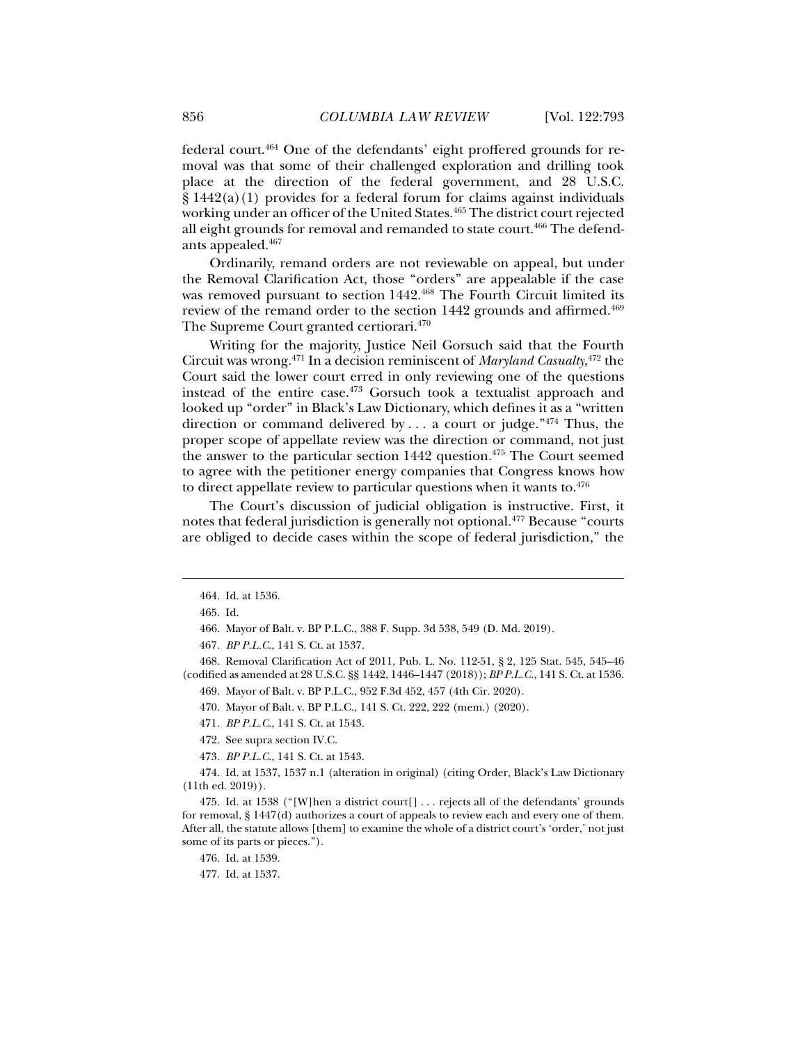federal court.[464] One of the defendants' eight proffered grounds for removal was that some of their challenged exploration and drilling took place at the direction of the federal government, and 28 U.S.C. § 1442(a)(1) provides for a federal forum for claims against individuals working under an officer of the United States.[465] The district court rejected all eight grounds for removal and remanded to state court.[466] The defendants appealed.[467]

Ordinarily, remand orders are not reviewable on appeal, but under the Removal Clarification Act, those "orders" are appealable if the case was removed pursuant to section 1442.[468] The Fourth Circuit limited its review of the remand order to the section 1442 grounds and affirmed.[469] The Supreme Court granted certiorari.[470]

Writing for the majority, Justice Neil Gorsuch said that the Fourth Circuit was wrong.[471] In a decision reminiscent of *Maryland Casualty*,[472] the Court said the lower court erred in only reviewing one of the questions instead of the entire case.[473] Gorsuch took a textualist approach and looked up "order" in Black's Law Dictionary, which defines it as a "written direction or command delivered by . . . a court or judge."[474] Thus, the proper scope of appellate review was the direction or command, not just the answer to the particular section 1442 question.[475] The Court seemed to agree with the petitioner energy companies that Congress knows how to direct appellate review to particular questions when it wants to.[476]

The Court's discussion of judicial obligation is instructive. First, it notes that federal jurisdiction is generally not optional.[477] Because "courts are obliged to decide cases within the scope of federal jurisdiction," the

---

464. Id. at 1536.

465. Id.

466. Mayor of Balt. v. BP P.L.C., 388 F. Supp. 3d 538, 549 (D. Md. 2019).

467. *BP P.L.C.*, 141 S. Ct. at 1537.

468. Removal Clarification Act of 2011, Pub. L. No. 112-51, § 2, 125 Stat. 545, 545–46 (codified as amended at 28 U.S.C. §§ 1442, 1446–1447 (2018)); *BP P.L.C.*, 141 S. Ct. at 1536.

469. Mayor of Balt. v. BP P.L.C., 952 F.3d 452, 457 (4th Cir. 2020).

470. Mayor of Balt. v. BP P.L.C., 141 S. Ct. 222, 222 (mem.) (2020).

471. *BP P.L.C.*, 141 S. Ct. at 1543.

472. See supra section IV.C.

473. *BP P.L.C.*, 141 S. Ct. at 1543.

474. Id. at 1537, 1537 n.1 (alteration in original) (citing Order, Black's Law Dictionary (11th ed. 2019)).

475. Id. at 1538 ("[W]hen a district court[] . . . rejects all of the defendants' grounds for removal, § 1447(d) authorizes a court of appeals to review each and every one of them. After all, the statute allows [them] to examine the whole of a district court's 'order,' not just some of its parts or pieces.").

476. Id. at 1539.

477. Id. at 1537.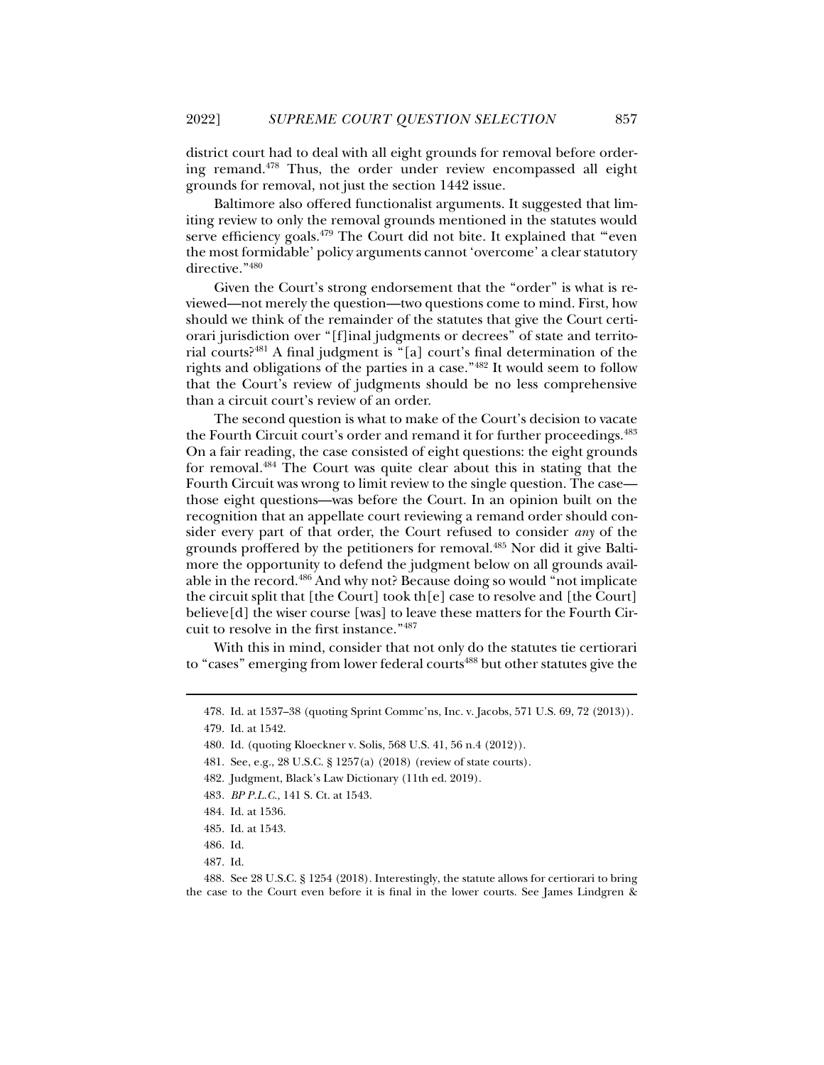district court had to deal with all eight grounds for removal before ordering remand.[478] Thus, the order under review encompassed all eight grounds for removal, not just the section 1442 issue.

Baltimore also offered functionalist arguments. It suggested that limiting review to only the removal grounds mentioned in the statutes would serve efficiency goals.[479] The Court did not bite. It explained that "'even the most formidable' policy arguments cannot 'overcome' a clear statutory directive."[480]

Given the Court's strong endorsement that the "order" is what is reviewed—not merely the question—two questions come to mind. First, how should we think of the remainder of the statutes that give the Court certiorari jurisdiction over "[f]inal judgments or decrees" of state and territorial courts?[481] A final judgment is "[a] court's final determination of the rights and obligations of the parties in a case."[482] It would seem to follow that the Court's review of judgments should be no less comprehensive than a circuit court's review of an order.

The second question is what to make of the Court's decision to vacate the Fourth Circuit court's order and remand it for further proceedings.[483] On a fair reading, the case consisted of eight questions: the eight grounds for removal.[484] The Court was quite clear about this in stating that the Fourth Circuit was wrong to limit review to the single question. The case—those eight questions—was before the Court. In an opinion built on the recognition that an appellate court reviewing a remand order should consider every part of that order, the Court refused to consider *any* of the grounds proffered by the petitioners for removal.[485] Nor did it give Baltimore the opportunity to defend the judgment below on all grounds available in the record.[486] And why not? Because doing so would "not implicate the circuit split that [the Court] took th[e] case to resolve and [the Court] believe[d] the wiser course [was] to leave these matters for the Fourth Circuit to resolve in the first instance."[487]

With this in mind, consider that not only do the statutes tie certiorari to "cases" emerging from lower federal courts[488] but other statutes give the

---

478. Id. at 1537–38 (quoting Sprint Commc'ns, Inc. v. Jacobs, 571 U.S. 69, 72 (2013)).

479. Id. at 1542.

480. Id. (quoting Kloeckner v. Solis, 568 U.S. 41, 56 n.4 (2012)).

481. See, e.g., 28 U.S.C. § 1257(a) (2018) (review of state courts).

482. Judgment, Black's Law Dictionary (11th ed. 2019).

483. *BP P.L.C.*, 141 S. Ct. at 1543.

484. Id. at 1536.

485. Id. at 1543.

486. Id.

487. Id.

488. See 28 U.S.C. § 1254 (2018). Interestingly, the statute allows for certiorari to bring the case to the Court even before it is final in the lower courts. See James Lindgren &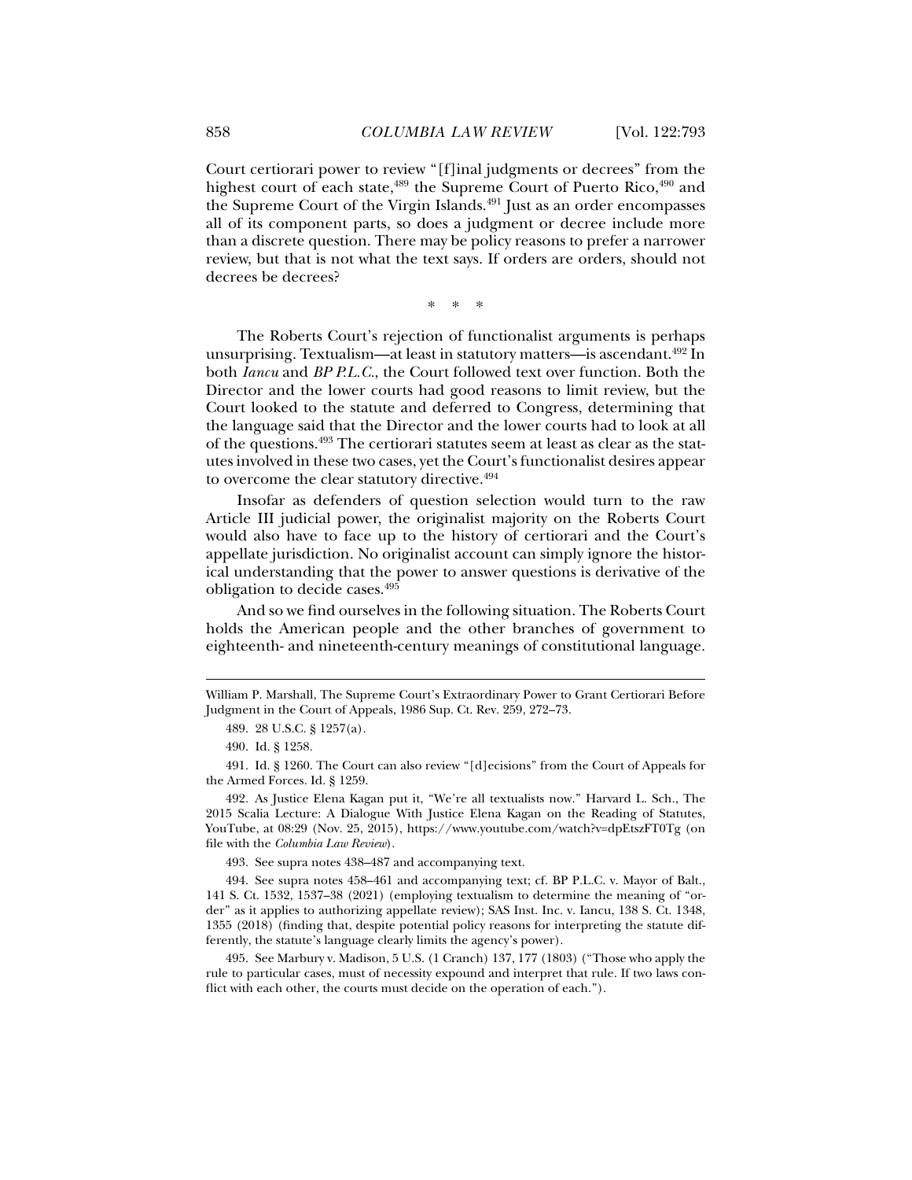Court certiorari power to review "[f]inal judgments or decrees" from the highest court of each state,[489] the Supreme Court of Puerto Rico,[490] and the Supreme Court of the Virgin Islands.[491] Just as an order encompasses all of its component parts, so does a judgment or decree include more than a discrete question. There may be policy reasons to prefer a narrower review, but that is not what the text says. If orders are orders, should not decrees be decrees?

\* \* \*

The Roberts Court's rejection of functionalist arguments is perhaps unsurprising. Textualism—at least in statutory matters—is ascendant.[492] In both *Iancu* and *BP P.L.C.*, the Court followed text over function. Both the Director and the lower courts had good reasons to limit review, but the Court looked to the statute and deferred to Congress, determining that the language said that the Director and the lower courts had to look at all of the questions.[493] The certiorari statutes seem at least as clear as the statutes involved in these two cases, yet the Court's functionalist desires appear to overcome the clear statutory directive.[494]

Insofar as defenders of question selection would turn to the raw Article III judicial power, the originalist majority on the Roberts Court would also have to face up to the history of certiorari and the Court's appellate jurisdiction. No originalist account can simply ignore the historical understanding that the power to answer questions is derivative of the obligation to decide cases.[495]

And so we find ourselves in the following situation. The Roberts Court holds the American people and the other branches of government to eighteenth- and nineteenth-century meanings of constitutional language.

---

William P. Marshall, The Supreme Court's Extraordinary Power to Grant Certiorari Before Judgment in the Court of Appeals, 1986 Sup. Ct. Rev. 259, 272–73.

489. 28 U.S.C. § 1257(a).

490. Id. § 1258.

491. Id. § 1260. The Court can also review "[d]ecisions" from the Court of Appeals for the Armed Forces. Id. § 1259.

492. As Justice Elena Kagan put it, "We're all textualists now." Harvard L. Sch., The 2015 Scalia Lecture: A Dialogue With Justice Elena Kagan on the Reading of Statutes, YouTube, at 08:29 (Nov. 25, 2015), https://www.youtube.com/watch?v=dpEtszFT0Tg (on file with the *Columbia Law Review*).

493. See supra notes 438–487 and accompanying text.

494. See supra notes 458–461 and accompanying text; cf. BP P.L.C. v. Mayor of Balt., 141 S. Ct. 1532, 1537–38 (2021) (employing textualism to determine the meaning of "order" as it applies to authorizing appellate review); SAS Inst. Inc. v. Iancu, 138 S. Ct. 1348, 1355 (2018) (finding that, despite potential policy reasons for interpreting the statute differently, the statute's language clearly limits the agency's power).

495. See Marbury v. Madison, 5 U.S. (1 Cranch) 137, 177 (1803) ("Those who apply the rule to particular cases, must of necessity expound and interpret that rule. If two laws conflict with each other, the courts must decide on the operation of each.").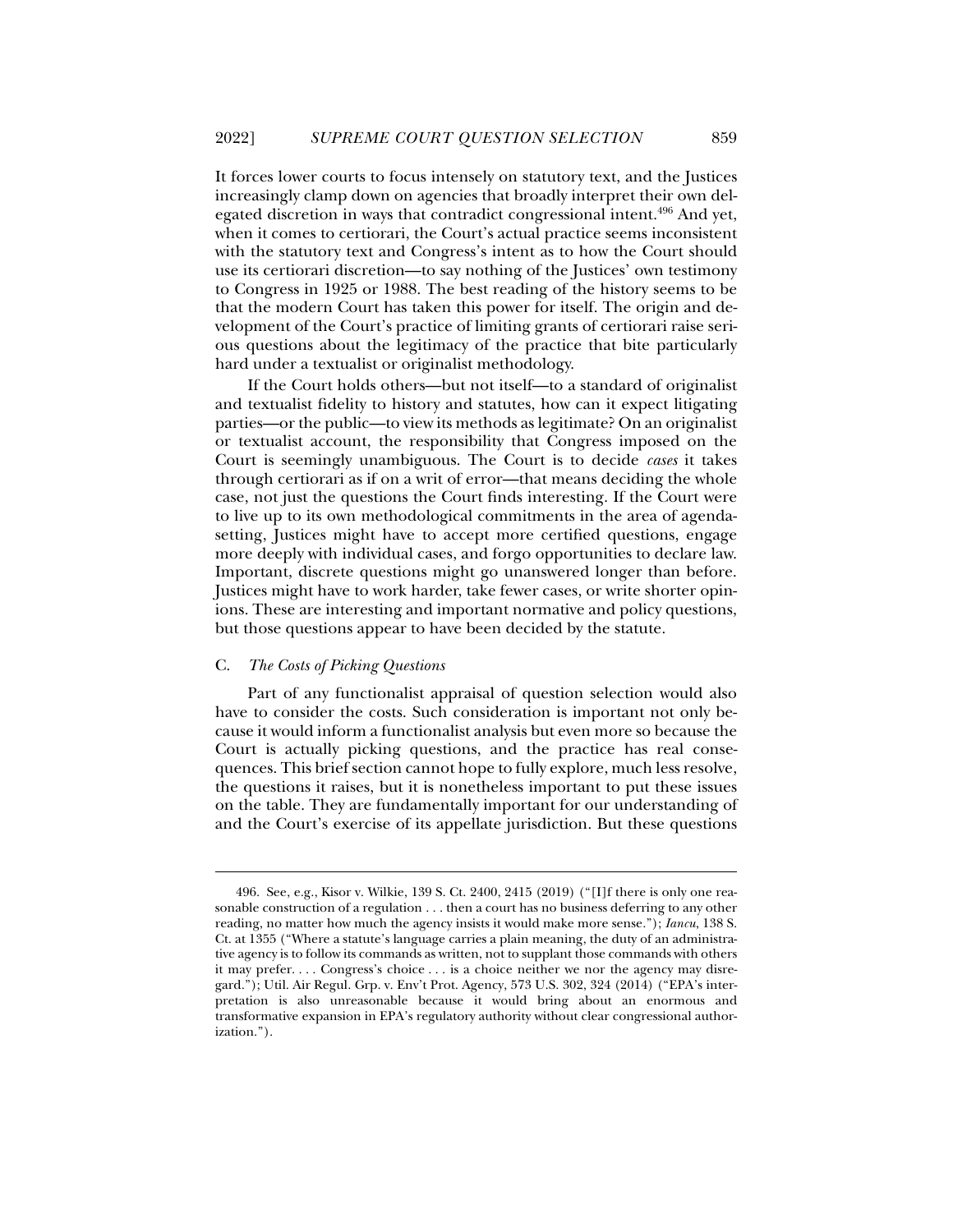It forces lower courts to focus intensely on statutory text, and the Justices increasingly clamp down on agencies that broadly interpret their own delegated discretion in ways that contradict congressional intent.[496] And yet, when it comes to certiorari, the Court's actual practice seems inconsistent with the statutory text and Congress's intent as to how the Court should use its certiorari discretion—to say nothing of the Justices' own testimony to Congress in 1925 or 1988. The best reading of the history seems to be that the modern Court has taken this power for itself. The origin and development of the Court's practice of limiting grants of certiorari raise serious questions about the legitimacy of the practice that bite particularly hard under a textualist or originalist methodology.

If the Court holds others—but not itself—to a standard of originalist and textualist fidelity to history and statutes, how can it expect litigating parties—or the public—to view its methods as legitimate? On an originalist or textualist account, the responsibility that Congress imposed on the Court is seemingly unambiguous. The Court is to decide *cases* it takes through certiorari as if on a writ of error—that means deciding the whole case, not just the questions the Court finds interesting. If the Court were to live up to its own methodological commitments in the area of agenda-setting, Justices might have to accept more certified questions, engage more deeply with individual cases, and forgo opportunities to declare law. Important, discrete questions might go unanswered longer than before. Justices might have to work harder, take fewer cases, or write shorter opinions. These are interesting and important normative and policy questions, but those questions appear to have been decided by the statute.

### C. *The Costs of Picking Questions*

Part of any functionalist appraisal of question selection would also have to consider the costs. Such consideration is important not only because it would inform a functionalist analysis but even more so because the Court is actually picking questions, and the practice has real consequences. This brief section cannot hope to fully explore, much less resolve, the questions it raises, but it is nonetheless important to put these issues on the table. They are fundamentally important for our understanding of and the Court's exercise of its appellate jurisdiction. But these questions

---

496. See, e.g., Kisor v. Wilkie, 139 S. Ct. 2400, 2415 (2019) ("[I]f there is only one reasonable construction of a regulation . . . then a court has no business deferring to any other reading, no matter how much the agency insists it would make more sense."); *Iancu*, 138 S. Ct. at 1355 ("Where a statute's language carries a plain meaning, the duty of an administrative agency is to follow its commands as written, not to supplant those commands with others it may prefer. . . . Congress's choice . . . is a choice neither we nor the agency may disregard."); Util. Air Regul. Grp. v. Env't Prot. Agency, 573 U.S. 302, 324 (2014) ("EPA's interpretation is also unreasonable because it would bring about an enormous and transformative expansion in EPA's regulatory authority without clear congressional authorization.").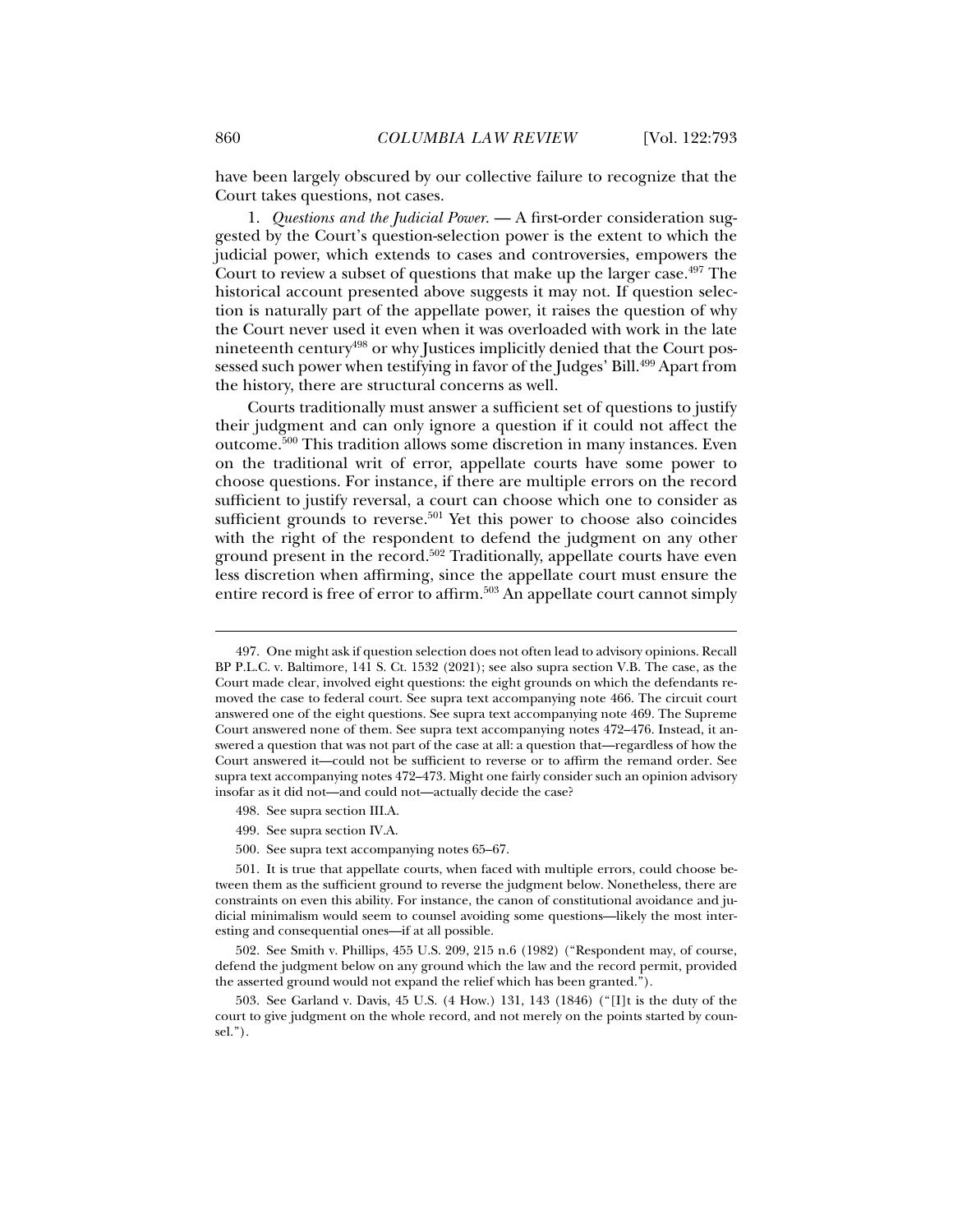have been largely obscured by our collective failure to recognize that the Court takes questions, not cases.

1. *Questions and the Judicial Power.* — A first-order consideration suggested by the Court's question-selection power is the extent to which the judicial power, which extends to cases and controversies, empowers the Court to review a subset of questions that make up the larger case.[497] The historical account presented above suggests it may not. If question selection is naturally part of the appellate power, it raises the question of why the Court never used it even when it was overloaded with work in the late nineteenth century[498] or why Justices implicitly denied that the Court possessed such power when testifying in favor of the Judges' Bill.[499] Apart from the history, there are structural concerns as well.

Courts traditionally must answer a sufficient set of questions to justify their judgment and can only ignore a question if it could not affect the outcome.[500] This tradition allows some discretion in many instances. Even on the traditional writ of error, appellate courts have some power to choose questions. For instance, if there are multiple errors on the record sufficient to justify reversal, a court can choose which one to consider as sufficient grounds to reverse.[501] Yet this power to choose also coincides with the right of the respondent to defend the judgment on any other ground present in the record.[502] Traditionally, appellate courts have even less discretion when affirming, since the appellate court must ensure the entire record is free of error to affirm.[503] An appellate court cannot simply

---

497. One might ask if question selection does not often lead to advisory opinions. Recall BP P.L.C. v. Baltimore, 141 S. Ct. 1532 (2021); see also supra section V.B. The case, as the Court made clear, involved eight questions: the eight grounds on which the defendants removed the case to federal court. See supra text accompanying note 466. The circuit court answered one of the eight questions. See supra text accompanying note 469. The Supreme Court answered none of them. See supra text accompanying notes 472–476. Instead, it answered a question that was not part of the case at all: a question that—regardless of how the Court answered it—could not be sufficient to reverse or to affirm the remand order. See supra text accompanying notes 472–473. Might one fairly consider such an opinion advisory insofar as it did not—and could not—actually decide the case?

498. See supra section III.A.

499. See supra section IV.A.

500. See supra text accompanying notes 65–67.

501. It is true that appellate courts, when faced with multiple errors, could choose between them as the sufficient ground to reverse the judgment below. Nonetheless, there are constraints on even this ability. For instance, the canon of constitutional avoidance and judicial minimalism would seem to counsel avoiding some questions—likely the most interesting and consequential ones—if at all possible.

502. See Smith v. Phillips, 455 U.S. 209, 215 n.6 (1982) ("Respondent may, of course, defend the judgment below on any ground which the law and the record permit, provided the asserted ground would not expand the relief which has been granted.").

503. See Garland v. Davis, 45 U.S. (4 How.) 131, 143 (1846) ("[I]t is the duty of the court to give judgment on the whole record, and not merely on the points started by counsel.").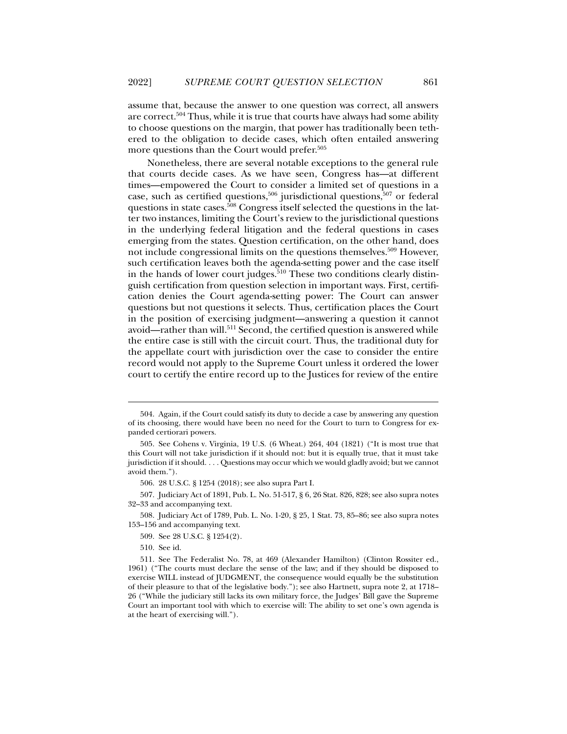assume that, because the answer to one question was correct, all answers are correct.[504] Thus, while it is true that courts have always had some ability to choose questions on the margin, that power has traditionally been tethered to the obligation to decide cases, which often entailed answering more questions than the Court would prefer.[505]

Nonetheless, there are several notable exceptions to the general rule that courts decide cases. As we have seen, Congress has—at different times—empowered the Court to consider a limited set of questions in a case, such as certified questions,[506] jurisdictional questions,[507] or federal questions in state cases.[508] Congress itself selected the questions in the latter two instances, limiting the Court's review to the jurisdictional questions in the underlying federal litigation and the federal questions in cases emerging from the states. Question certification, on the other hand, does not include congressional limits on the questions themselves.[509] However, such certification leaves both the agenda-setting power and the case itself in the hands of lower court judges.[510] These two conditions clearly distinguish certification from question selection in important ways. First, certification denies the Court agenda-setting power: The Court can answer questions but not questions it selects. Thus, certification places the Court in the position of exercising judgment—answering a question it cannot avoid—rather than will.[511] Second, the certified question is answered while the entire case is still with the circuit court. Thus, the traditional duty for the appellate court with jurisdiction over the case to consider the entire record would not apply to the Supreme Court unless it ordered the lower court to certify the entire record up to the Justices for review of the entire

---

504. Again, if the Court could satisfy its duty to decide a case by answering any question of its choosing, there would have been no need for the Court to turn to Congress for expanded certiorari powers.

505. See Cohens v. Virginia, 19 U.S. (6 Wheat.) 264, 404 (1821) ("It is most true that this Court will not take jurisdiction if it should not: but it is equally true, that it must take jurisdiction if it should. . . . Questions may occur which we would gladly avoid; but we cannot avoid them.").

506. 28 U.S.C. § 1254 (2018); see also supra Part I.

507. Judiciary Act of 1891, Pub. L. No. 51-517, § 6, 26 Stat. 826, 828; see also supra notes 32–33 and accompanying text.

508. Judiciary Act of 1789, Pub. L. No. 1-20, § 25, 1 Stat. 73, 85–86; see also supra notes 153–156 and accompanying text.

509. See 28 U.S.C. § 1254(2).

510. See id.

511. See The Federalist No. 78, at 469 (Alexander Hamilton) (Clinton Rossiter ed., 1961) ("The courts must declare the sense of the law; and if they should be disposed to exercise WILL instead of JUDGMENT, the consequence would equally be the substitution of their pleasure to that of the legislative body."); see also Hartnett, supra note 2, at 1718–26 ("While the judiciary still lacks its own military force, the Judges' Bill gave the Supreme Court an important tool with which to exercise will: The ability to set one's own agenda is at the heart of exercising will.").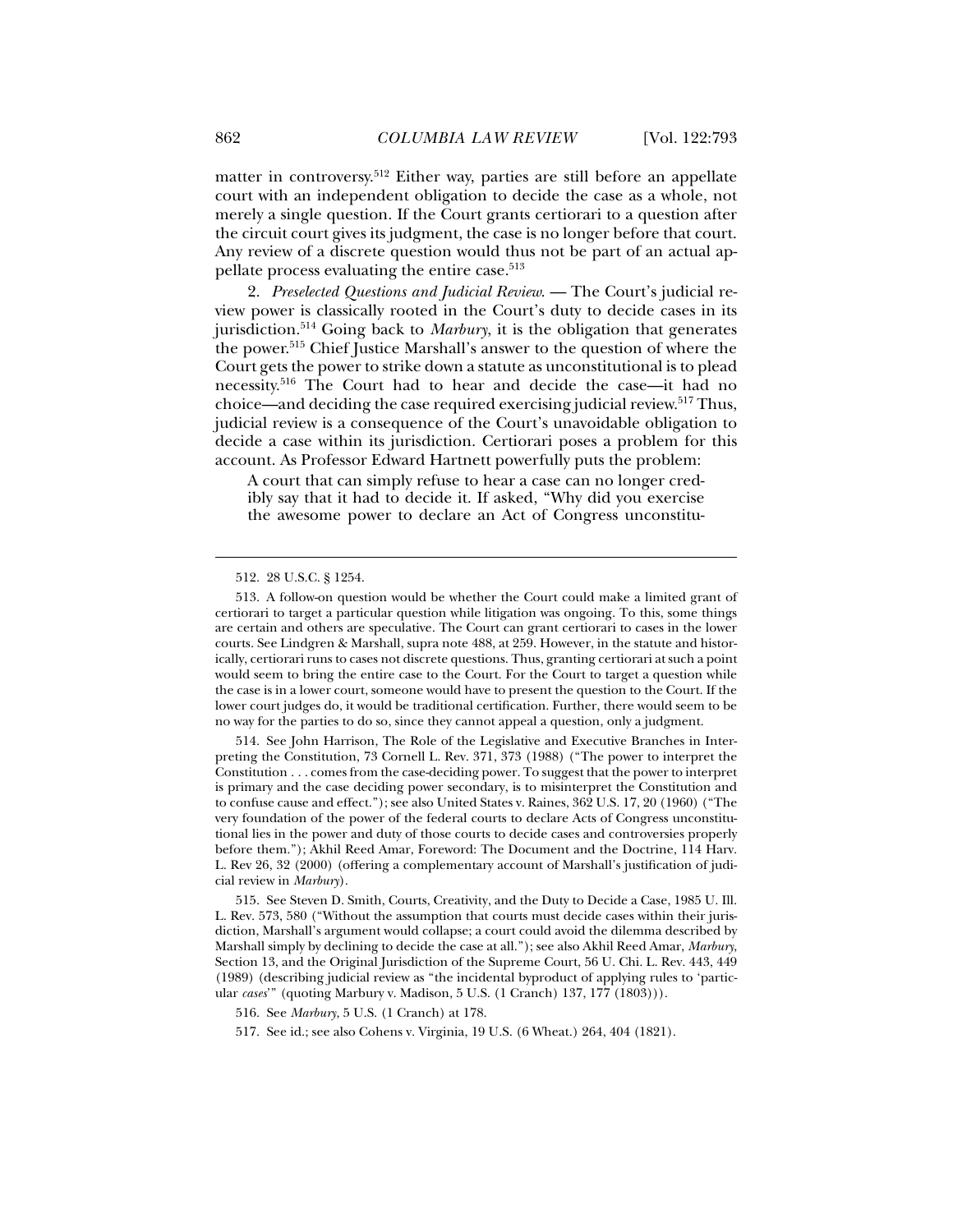matter in controversy.[512] Either way, parties are still before an appellate court with an independent obligation to decide the case as a whole, not merely a single question. If the Court grants certiorari to a question after the circuit court gives its judgment, the case is no longer before that court. Any review of a discrete question would thus not be part of an actual appellate process evaluating the entire case.[513]

2. *Preselected Questions and Judicial Review*. — The Court's judicial review power is classically rooted in the Court's duty to decide cases in its jurisdiction.[514] Going back to *Marbury*, it is the obligation that generates the power.[515] Chief Justice Marshall's answer to the question of where the Court gets the power to strike down a statute as unconstitutional is to plead necessity.[516] The Court had to hear and decide the case—it had no choice—and deciding the case required exercising judicial review.[517] Thus, judicial review is a consequence of the Court's unavoidable obligation to decide a case within its jurisdiction. Certiorari poses a problem for this account. As Professor Edward Hartnett powerfully puts the problem:

> A court that can simply refuse to hear a case can no longer credibly say that it had to decide it. If asked, "Why did you exercise the awesome power to declare an Act of Congress unconstitu-

---

512. 28 U.S.C. § 1254.

513. A follow-on question would be whether the Court could make a limited grant of certiorari to target a particular question while litigation was ongoing. To this, some things are certain and others are speculative. The Court can grant certiorari to cases in the lower courts. See Lindgren & Marshall, supra note 488, at 259. However, in the statute and historically, certiorari runs to cases not discrete questions. Thus, granting certiorari at such a point would seem to bring the entire case to the Court. For the Court to target a question while the case is in a lower court, someone would have to present the question to the Court. If the lower court judges do, it would be traditional certification. Further, there would seem to be no way for the parties to do so, since they cannot appeal a question, only a judgment.

514. See John Harrison, The Role of the Legislative and Executive Branches in Interpreting the Constitution, 73 Cornell L. Rev. 371, 373 (1988) ("The power to interpret the Constitution . . . comes from the case-deciding power. To suggest that the power to interpret is primary and the case deciding power secondary, is to misinterpret the Constitution and to confuse cause and effect."); see also United States v. Raines, 362 U.S. 17, 20 (1960) ("The very foundation of the power of the federal courts to declare Acts of Congress unconstitutional lies in the power and duty of those courts to decide cases and controversies properly before them."); Akhil Reed Amar, Foreword: The Document and the Doctrine, 114 Harv. L. Rev 26, 32 (2000) (offering a complementary account of Marshall's justification of judicial review in *Marbury*).

515. See Steven D. Smith, Courts, Creativity, and the Duty to Decide a Case, 1985 U. Ill. L. Rev. 573, 580 ("Without the assumption that courts must decide cases within their jurisdiction, Marshall's argument would collapse; a court could avoid the dilemma described by Marshall simply by declining to decide the case at all."); see also Akhil Reed Amar, *Marbury*, Section 13, and the Original Jurisdiction of the Supreme Court, 56 U. Chi. L. Rev. 443, 449 (1989) (describing judicial review as "the incidental byproduct of applying rules to 'particular *cases*'" (quoting Marbury v. Madison, 5 U.S. (1 Cranch) 137, 177 (1803))).

516. See *Marbury*, 5 U.S. (1 Cranch) at 178.

517. See id.; see also Cohens v. Virginia, 19 U.S. (6 Wheat.) 264, 404 (1821).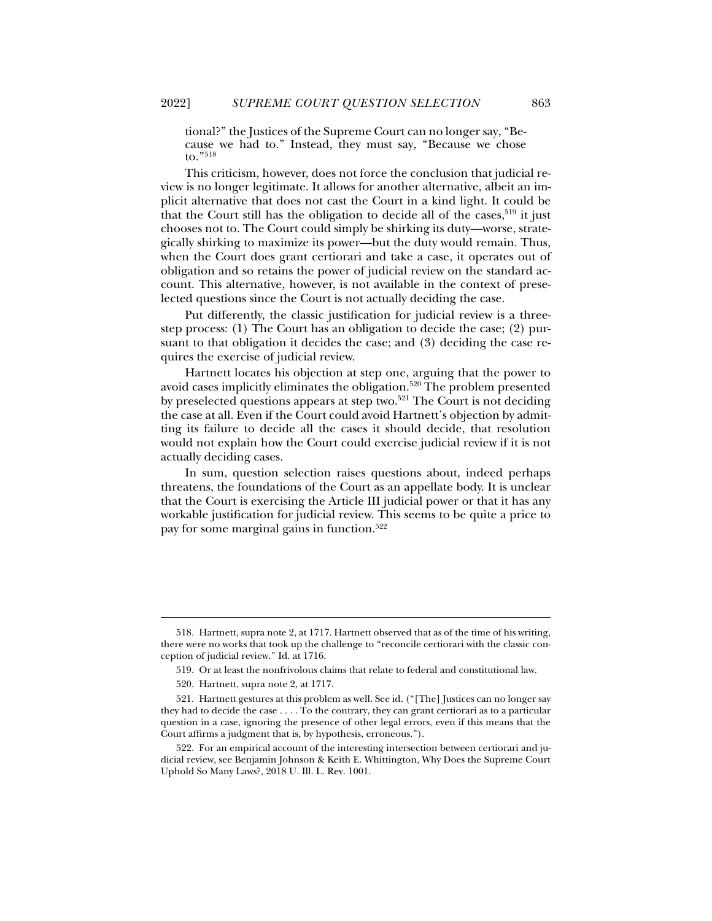tional?" the Justices of the Supreme Court can no longer say, "Because we had to." Instead, they must say, "Because we chose to."[518]

This criticism, however, does not force the conclusion that judicial review is no longer legitimate. It allows for another alternative, albeit an implicit alternative that does not cast the Court in a kind light. It could be that the Court still has the obligation to decide all of the cases,[519] it just chooses not to. The Court could simply be shirking its duty—worse, strategically shirking to maximize its power—but the duty would remain. Thus, when the Court does grant certiorari and take a case, it operates out of obligation and so retains the power of judicial review on the standard account. This alternative, however, is not available in the context of preselected questions since the Court is not actually deciding the case.

Put differently, the classic justification for judicial review is a three-step process: (1) The Court has an obligation to decide the case; (2) pursuant to that obligation it decides the case; and (3) deciding the case requires the exercise of judicial review.

Hartnett locates his objection at step one, arguing that the power to avoid cases implicitly eliminates the obligation.[520] The problem presented by preselected questions appears at step two.[521] The Court is not deciding the case at all. Even if the Court could avoid Hartnett's objection by admitting its failure to decide all the cases it should decide, that resolution would not explain how the Court could exercise judicial review if it is not actually deciding cases.

In sum, question selection raises questions about, indeed perhaps threatens, the foundations of the Court as an appellate body. It is unclear that the Court is exercising the Article III judicial power or that it has any workable justification for judicial review. This seems to be quite a price to pay for some marginal gains in function.[522]

---

518. Hartnett, supra note 2, at 1717. Hartnett observed that as of the time of his writing, there were no works that took up the challenge to "reconcile certiorari with the classic conception of judicial review." Id. at 1716.

519. Or at least the nonfrivolous claims that relate to federal and constitutional law.

520. Hartnett, supra note 2, at 1717.

521. Hartnett gestures at this problem as well. See id. ("[The] Justices can no longer say they had to decide the case . . . . To the contrary, they can grant certiorari as to a particular question in a case, ignoring the presence of other legal errors, even if this means that the Court affirms a judgment that is, by hypothesis, erroneous.").

522. For an empirical account of the interesting intersection between certiorari and judicial review, see Benjamin Johnson & Keith E. Whittington, Why Does the Supreme Court Uphold So Many Laws?, 2018 U. Ill. L. Rev. 1001.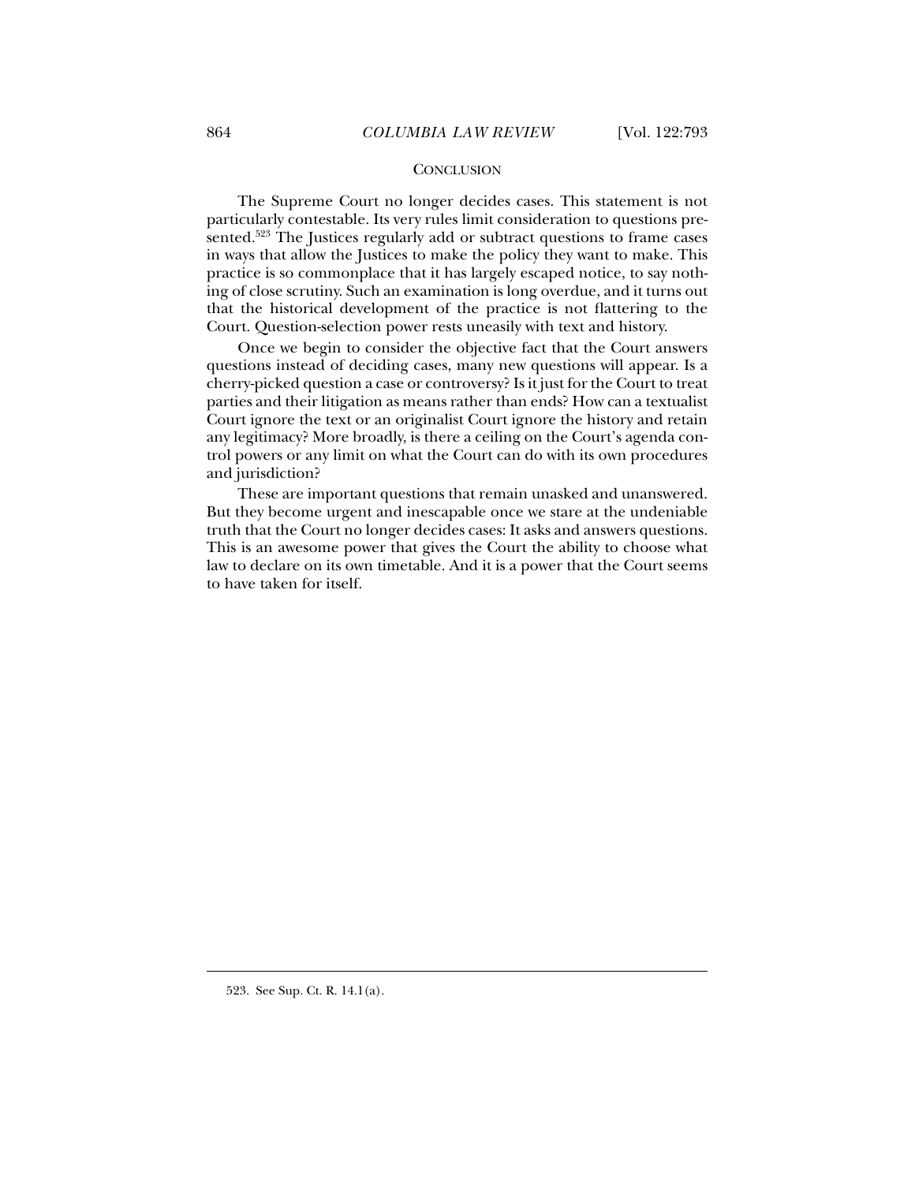## CONCLUSION

The Supreme Court no longer decides cases. This statement is not particularly contestable. Its very rules limit consideration to questions presented.[523] The Justices regularly add or subtract questions to frame cases in ways that allow the Justices to make the policy they want to make. This practice is so commonplace that it has largely escaped notice, to say nothing of close scrutiny. Such an examination is long overdue, and it turns out that the historical development of the practice is not flattering to the Court. Question-selection power rests uneasily with text and history.

Once we begin to consider the objective fact that the Court answers questions instead of deciding cases, many new questions will appear. Is a cherry-picked question a case or controversy? Is it just for the Court to treat parties and their litigation as means rather than ends? How can a textualist Court ignore the text or an originalist Court ignore the history and retain any legitimacy? More broadly, is there a ceiling on the Court's agenda control powers or any limit on what the Court can do with its own procedures and jurisdiction?

These are important questions that remain unasked and unanswered. But they become urgent and inescapable once we stare at the undeniable truth that the Court no longer decides cases: It asks and answers questions. This is an awesome power that gives the Court the ability to choose what law to declare on its own timetable. And it is a power that the Court seems to have taken for itself.

---

523. See Sup. Ct. R. 14.1(a).